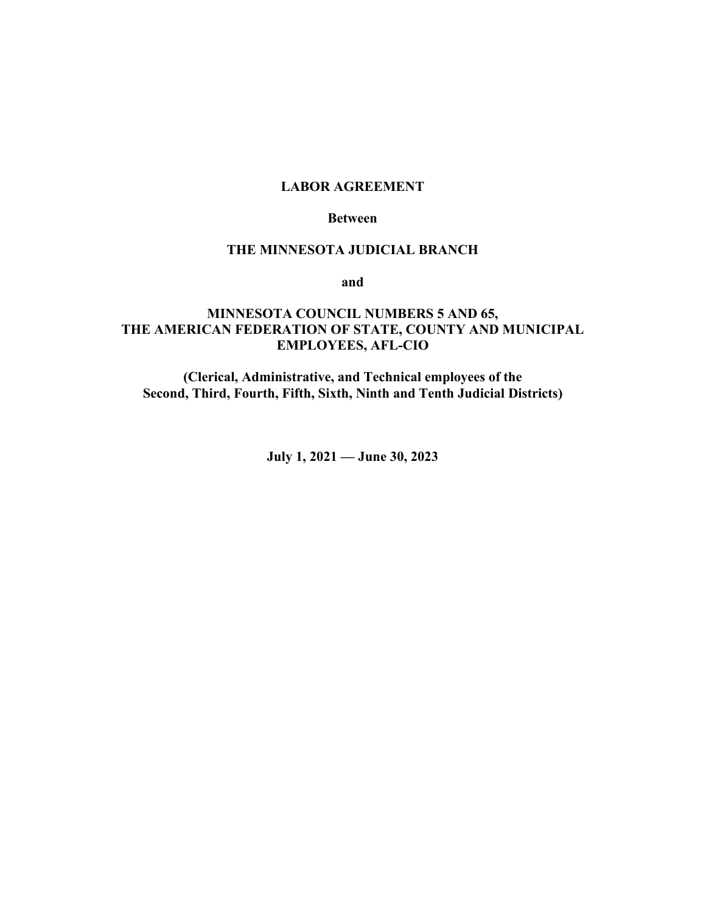# LABOR AGREEMENT

**Between**

**THE MINNESOTA JUDICIAL BRANCH**

**and**

**MINNESOTA COUNCIL NUMBERS 5 AND 65, THE AMERICAN FEDERATION OF STATE, COUNTY AND MUNICIPAL EMPLOYEES, AFL-CIO**

**(Clerical, Administrative, and Technical employees of the Second, Third, Fourth, Fifth, Sixth, Ninth and Tenth Judicial Districts)**

**July 1, 2021 — June 30, 2023**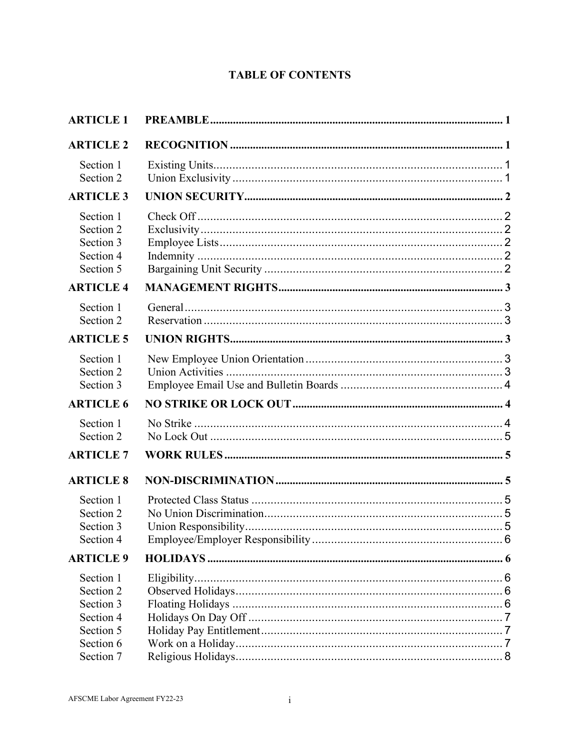## TABLE OF CONTENTS

| | | |
|---|---|---|
| **ARTICLE 1** | **PREAMBLE** | **1** |
| **ARTICLE 2** | **RECOGNITION** | **1** |
| Section 1 | Existing Units | 1 |
| Section 2 | Union Exclusivity | 1 |
| **ARTICLE 3** | **UNION SECURITY** | **2** |
| Section 1 | Check Off | 2 |
| Section 2 | Exclusivity | 2 |
| Section 3 | Employee Lists | 2 |
| Section 4 | Indemnity | 2 |
| Section 5 | Bargaining Unit Security | 2 |
| **ARTICLE 4** | **MANAGEMENT RIGHTS** | **3** |
| Section 1 | General | 3 |
| Section 2 | Reservation | 3 |
| **ARTICLE 5** | **UNION RIGHTS** | **3** |
| Section 1 | New Employee Union Orientation | 3 |
| Section 2 | Union Activities | 3 |
| Section 3 | Employee Email Use and Bulletin Boards | 4 |
| **ARTICLE 6** | **NO STRIKE OR LOCK OUT** | **4** |
| Section 1 | No Strike | 4 |
| Section 2 | No Lock Out | 5 |
| **ARTICLE 7** | **WORK RULES** | **5** |
| **ARTICLE 8** | **NON-DISCRIMINATION** | **5** |
| Section 1 | Protected Class Status | 5 |
| Section 2 | No Union Discrimination | 5 |
| Section 3 | Union Responsibility | 5 |
| Section 4 | Employee/Employer Responsibility | 6 |
| **ARTICLE 9** | **HOLIDAYS** | **6** |
| Section 1 | Eligibility | 6 |
| Section 2 | Observed Holidays | 6 |
| Section 3 | Floating Holidays | 6 |
| Section 4 | Holidays On Day Off | 7 |
| Section 5 | Holiday Pay Entitlement | 7 |
| Section 6 | Work on a Holiday | 7 |
| Section 7 | Religious Holidays | 8 |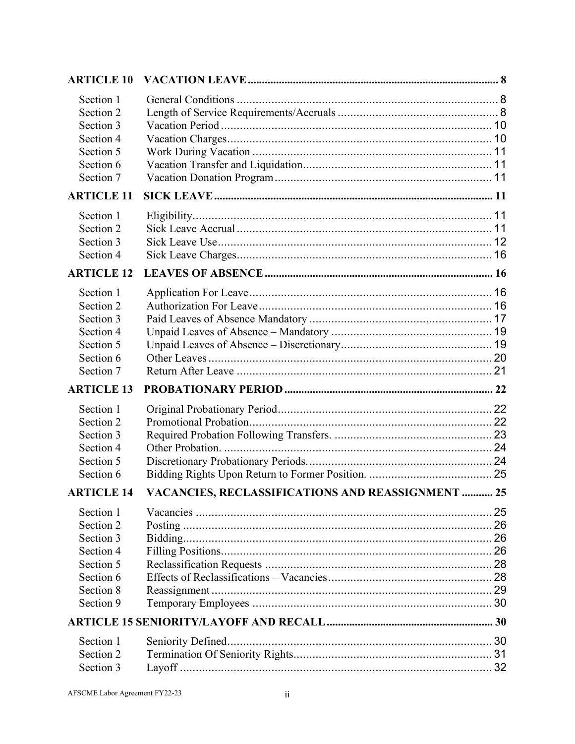| | | |
|---|---|---|
| **ARTICLE 10** | **VACATION LEAVE** | **8** |
| Section 1 | General Conditions | 8 |
| Section 2 | Length of Service Requirements/Accruals | 8 |
| Section 3 | Vacation Period | 10 |
| Section 4 | Vacation Charges | 10 |
| Section 5 | Work During Vacation | 11 |
| Section 6 | Vacation Transfer and Liquidation | 11 |
| Section 7 | Vacation Donation Program | 11 |
| **ARTICLE 11** | **SICK LEAVE** | **11** |
| Section 1 | Eligibility | 11 |
| Section 2 | Sick Leave Accrual | 11 |
| Section 3 | Sick Leave Use | 12 |
| Section 4 | Sick Leave Charges | 16 |
| **ARTICLE 12** | **LEAVES OF ABSENCE** | **16** |
| Section 1 | Application For Leave | 16 |
| Section 2 | Authorization For Leave | 16 |
| Section 3 | Paid Leaves of Absence Mandatory | 17 |
| Section 4 | Unpaid Leaves of Absence – Mandatory | 19 |
| Section 5 | Unpaid Leaves of Absence – Discretionary | 19 |
| Section 6 | Other Leaves | 20 |
| Section 7 | Return After Leave | 21 |
| **ARTICLE 13** | **PROBATIONARY PERIOD** | **22** |
| Section 1 | Original Probationary Period | 22 |
| Section 2 | Promotional Probation | 22 |
| Section 3 | Required Probation Following Transfers. | 23 |
| Section 4 | Other Probation. | 24 |
| Section 5 | Discretionary Probationary Periods. | 24 |
| Section 6 | Bidding Rights Upon Return to Former Position. | 25 |
| **ARTICLE 14** | **VACANCIES, RECLASSIFICATIONS AND REASSIGNMENT** | **25** |
| Section 1 | Vacancies | 25 |
| Section 2 | Posting | 26 |
| Section 3 | Bidding | 26 |
| Section 4 | Filling Positions | 26 |
| Section 5 | Reclassification Requests | 28 |
| Section 6 | Effects of Reclassifications – Vacancies | 28 |
| Section 8 | Reassignment | 29 |
| Section 9 | Temporary Employees | 30 |
| **ARTICLE 15** | **SENIORITY/LAYOFF AND RECALL** | **30** |
| Section 1 | Seniority Defined | 30 |
| Section 2 | Termination Of Seniority Rights | 31 |
| Section 3 | Layoff | 32 |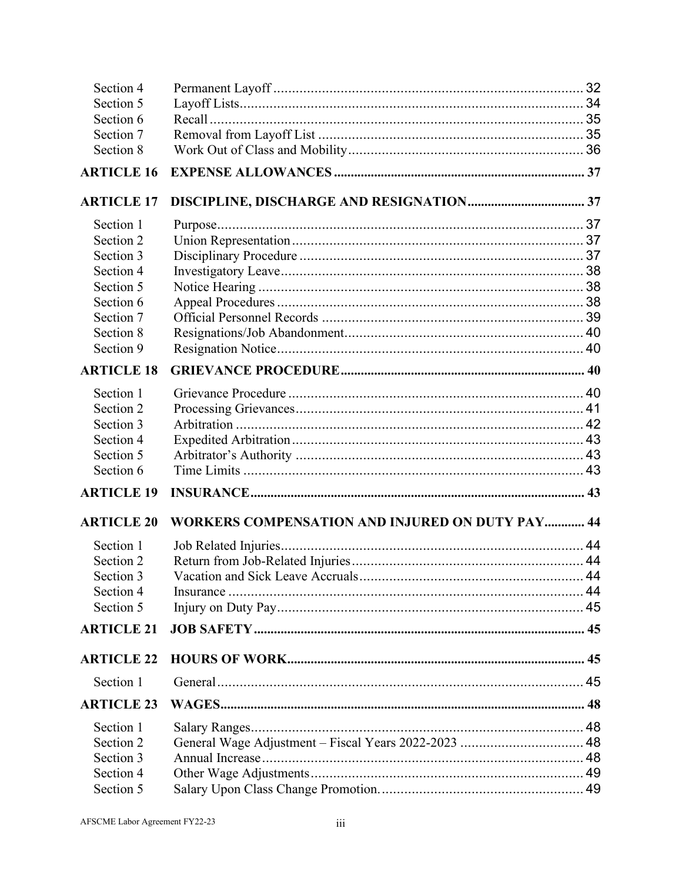| | | |
|---|---|---|
| Section 4 | Permanent Layoff | 32 |
| Section 5 | Layoff Lists | 34 |
| Section 6 | Recall | 35 |
| Section 7 | Removal from Layoff List | 35 |
| Section 8 | Work Out of Class and Mobility | 36 |
| **ARTICLE 16** | **EXPENSE ALLOWANCES** | **37** |
| **ARTICLE 17** | **DISCIPLINE, DISCHARGE AND RESIGNATION** | **37** |
| Section 1 | Purpose | 37 |
| Section 2 | Union Representation | 37 |
| Section 3 | Disciplinary Procedure | 37 |
| Section 4 | Investigatory Leave | 38 |
| Section 5 | Notice Hearing | 38 |
| Section 6 | Appeal Procedures | 38 |
| Section 7 | Official Personnel Records | 39 |
| Section 8 | Resignations/Job Abandonment | 40 |
| Section 9 | Resignation Notice | 40 |
| **ARTICLE 18** | **GRIEVANCE PROCEDURE** | **40** |
| Section 1 | Grievance Procedure | 40 |
| Section 2 | Processing Grievances | 41 |
| Section 3 | Arbitration | 42 |
| Section 4 | Expedited Arbitration | 43 |
| Section 5 | Arbitrator's Authority | 43 |
| Section 6 | Time Limits | 43 |
| **ARTICLE 19** | **INSURANCE** | **43** |
| **ARTICLE 20** | **WORKERS COMPENSATION AND INJURED ON DUTY PAY** | **44** |
| Section 1 | Job Related Injuries | 44 |
| Section 2 | Return from Job-Related Injuries | 44 |
| Section 3 | Vacation and Sick Leave Accruals | 44 |
| Section 4 | Insurance | 44 |
| Section 5 | Injury on Duty Pay | 45 |
| **ARTICLE 21** | **JOB SAFETY** | **45** |
| **ARTICLE 22** | **HOURS OF WORK** | **45** |
| Section 1 | General | 45 |
| **ARTICLE 23** | **WAGES** | **48** |
| Section 1 | Salary Ranges | 48 |
| Section 2 | General Wage Adjustment – Fiscal Years 2022-2023 | 48 |
| Section 3 | Annual Increase | 48 |
| Section 4 | Other Wage Adjustments | 49 |
| Section 5 | Salary Upon Class Change Promotion. | 49 |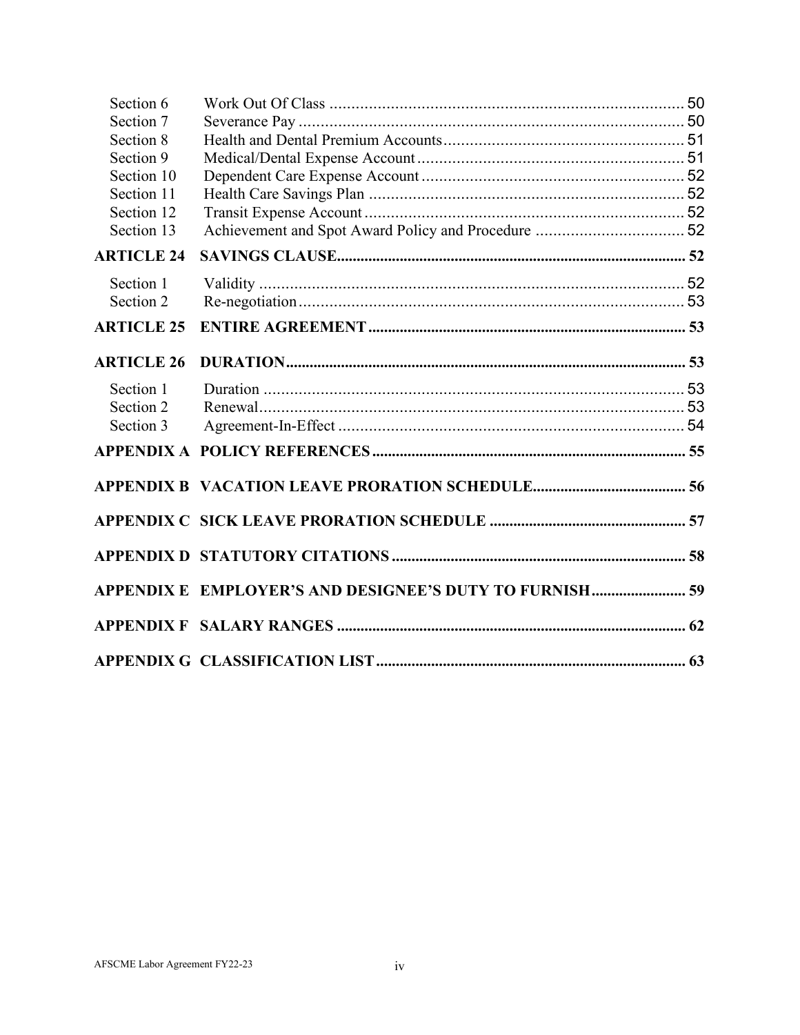| | | |
|---|---|---|
| Section 6 | Work Out Of Class | 50 |
| Section 7 | Severance Pay | 50 |
| Section 8 | Health and Dental Premium Accounts | 51 |
| Section 9 | Medical/Dental Expense Account | 51 |
| Section 10 | Dependent Care Expense Account | 52 |
| Section 11 | Health Care Savings Plan | 52 |
| Section 12 | Transit Expense Account | 52 |
| Section 13 | Achievement and Spot Award Policy and Procedure | 52 |
| **ARTICLE 24** | **SAVINGS CLAUSE** | **52** |
| Section 1 | Validity | 52 |
| Section 2 | Re-negotiation | 53 |
| **ARTICLE 25** | **ENTIRE AGREEMENT** | **53** |
| **ARTICLE 26** | **DURATION** | **53** |
| Section 1 | Duration | 53 |
| Section 2 | Renewal | 53 |
| Section 3 | Agreement-In-Effect | 54 |
| **APPENDIX A** | **POLICY REFERENCES** | **55** |
| **APPENDIX B** | **VACATION LEAVE PRORATION SCHEDULE** | **56** |
| **APPENDIX C** | **SICK LEAVE PRORATION SCHEDULE** | **57** |
| **APPENDIX D** | **STATUTORY CITATIONS** | **58** |
| **APPENDIX E** | **EMPLOYER'S AND DESIGNEE'S DUTY TO FURNISH** | **59** |
| **APPENDIX F** | **SALARY RANGES** | **62** |
| **APPENDIX G** | **CLASSIFICATION LIST** | **63** |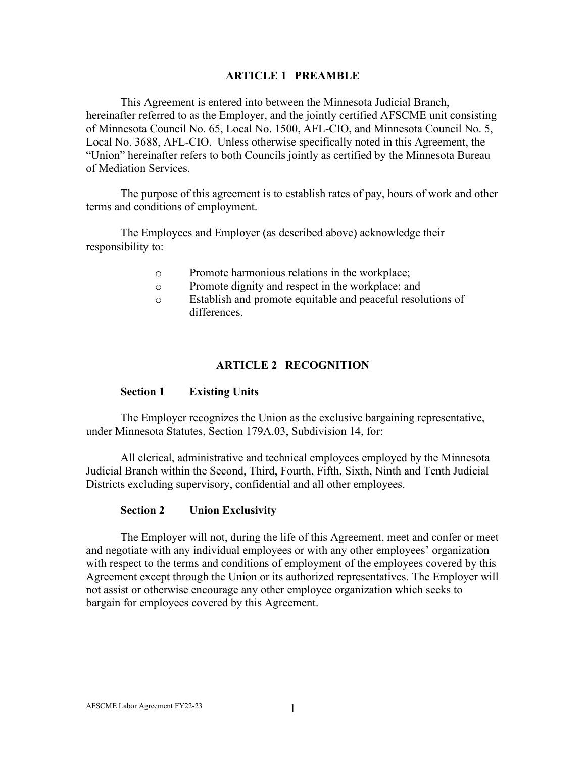## ARTICLE 1 PREAMBLE

This Agreement is entered into between the Minnesota Judicial Branch, hereinafter referred to as the Employer, and the jointly certified AFSCME unit consisting of Minnesota Council No. 65, Local No. 1500, AFL-CIO, and Minnesota Council No. 5, Local No. 3688, AFL-CIO. Unless otherwise specifically noted in this Agreement, the "Union" hereinafter refers to both Councils jointly as certified by the Minnesota Bureau of Mediation Services.

The purpose of this agreement is to establish rates of pay, hours of work and other terms and conditions of employment.

The Employees and Employer (as described above) acknowledge their responsibility to:

- Promote harmonious relations in the workplace;
- Promote dignity and respect in the workplace; and
- Establish and promote equitable and peaceful resolutions of differences.

## ARTICLE 2 RECOGNITION

### Section 1 Existing Units

The Employer recognizes the Union as the exclusive bargaining representative, under Minnesota Statutes, Section 179A.03, Subdivision 14, for:

All clerical, administrative and technical employees employed by the Minnesota Judicial Branch within the Second, Third, Fourth, Fifth, Sixth, Ninth and Tenth Judicial Districts excluding supervisory, confidential and all other employees.

### Section 2 Union Exclusivity

The Employer will not, during the life of this Agreement, meet and confer or meet and negotiate with any individual employees or with any other employees' organization with respect to the terms and conditions of employment of the employees covered by this Agreement except through the Union or its authorized representatives. The Employer will not assist or otherwise encourage any other employee organization which seeks to bargain for employees covered by this Agreement.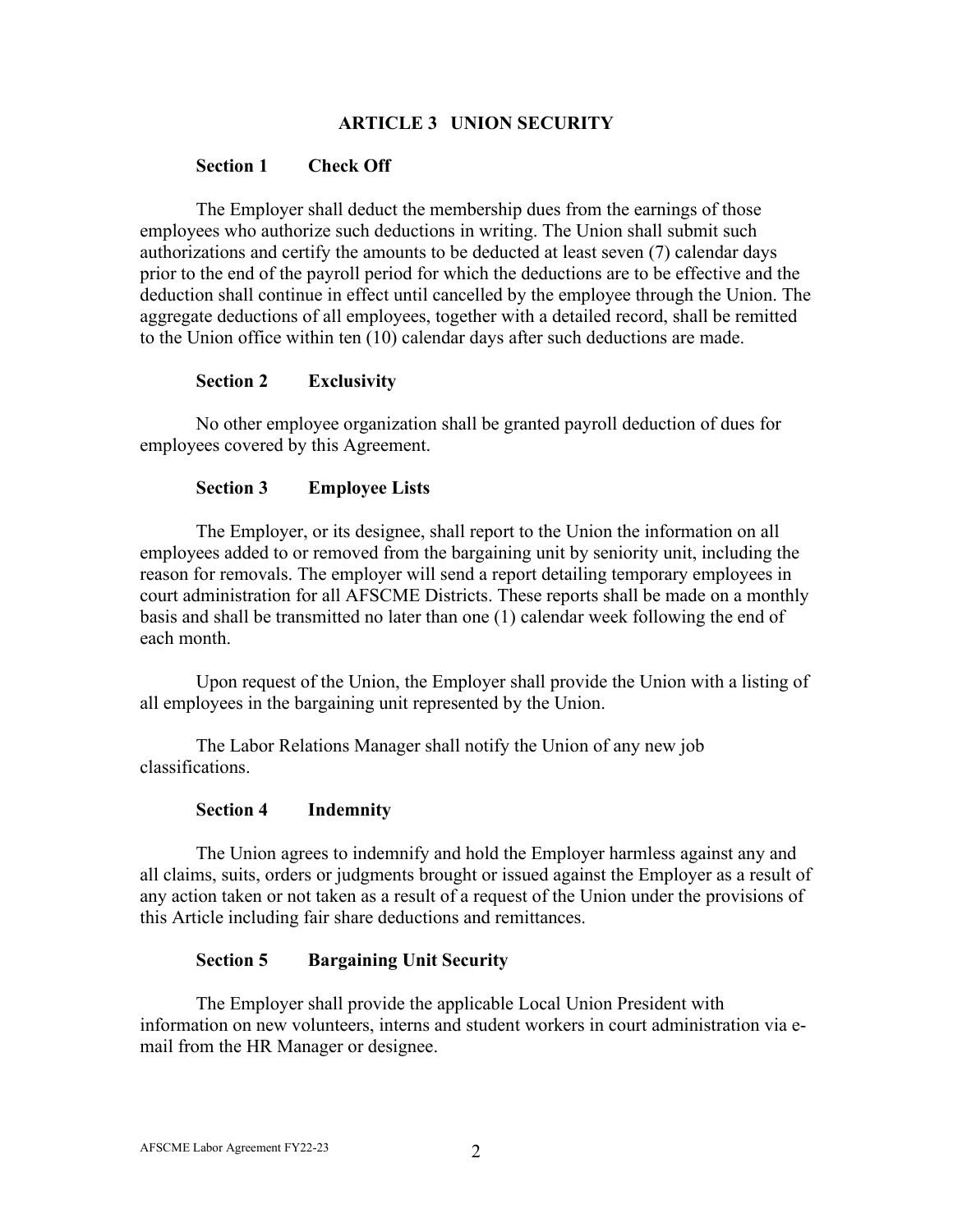## ARTICLE 3 UNION SECURITY

### Section 1 Check Off

The Employer shall deduct the membership dues from the earnings of those employees who authorize such deductions in writing. The Union shall submit such authorizations and certify the amounts to be deducted at least seven (7) calendar days prior to the end of the payroll period for which the deductions are to be effective and the deduction shall continue in effect until cancelled by the employee through the Union. The aggregate deductions of all employees, together with a detailed record, shall be remitted to the Union office within ten (10) calendar days after such deductions are made.

### Section 2 Exclusivity

No other employee organization shall be granted payroll deduction of dues for employees covered by this Agreement.

### Section 3 Employee Lists

The Employer, or its designee, shall report to the Union the information on all employees added to or removed from the bargaining unit by seniority unit, including the reason for removals. The employer will send a report detailing temporary employees in court administration for all AFSCME Districts. These reports shall be made on a monthly basis and shall be transmitted no later than one (1) calendar week following the end of each month.

Upon request of the Union, the Employer shall provide the Union with a listing of all employees in the bargaining unit represented by the Union.

The Labor Relations Manager shall notify the Union of any new job classifications.

### Section 4 Indemnity

The Union agrees to indemnify and hold the Employer harmless against any and all claims, suits, orders or judgments brought or issued against the Employer as a result of any action taken or not taken as a result of a request of the Union under the provisions of this Article including fair share deductions and remittances.

### Section 5 Bargaining Unit Security

The Employer shall provide the applicable Local Union President with information on new volunteers, interns and student workers in court administration via e-mail from the HR Manager or designee.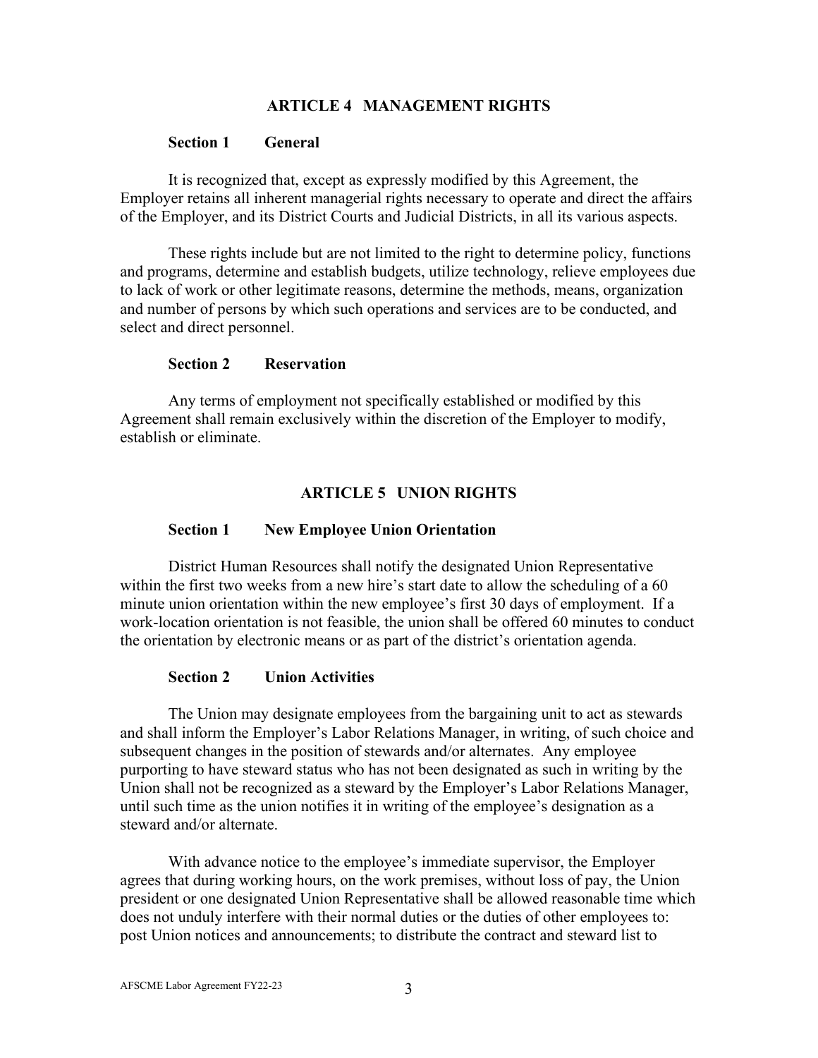## ARTICLE 4 MANAGEMENT RIGHTS

### Section 1 General

It is recognized that, except as expressly modified by this Agreement, the Employer retains all inherent managerial rights necessary to operate and direct the affairs of the Employer, and its District Courts and Judicial Districts, in all its various aspects.

These rights include but are not limited to the right to determine policy, functions and programs, determine and establish budgets, utilize technology, relieve employees due to lack of work or other legitimate reasons, determine the methods, means, organization and number of persons by which such operations and services are to be conducted, and select and direct personnel.

### Section 2 Reservation

Any terms of employment not specifically established or modified by this Agreement shall remain exclusively within the discretion of the Employer to modify, establish or eliminate.

## ARTICLE 5 UNION RIGHTS

### Section 1 New Employee Union Orientation

District Human Resources shall notify the designated Union Representative within the first two weeks from a new hire's start date to allow the scheduling of a 60 minute union orientation within the new employee's first 30 days of employment. If a work-location orientation is not feasible, the union shall be offered 60 minutes to conduct the orientation by electronic means or as part of the district's orientation agenda.

### Section 2 Union Activities

The Union may designate employees from the bargaining unit to act as stewards and shall inform the Employer's Labor Relations Manager, in writing, of such choice and subsequent changes in the position of stewards and/or alternates. Any employee purporting to have steward status who has not been designated as such in writing by the Union shall not be recognized as a steward by the Employer's Labor Relations Manager, until such time as the union notifies it in writing of the employee's designation as a steward and/or alternate.

With advance notice to the employee's immediate supervisor, the Employer agrees that during working hours, on the work premises, without loss of pay, the Union president or one designated Union Representative shall be allowed reasonable time which does not unduly interfere with their normal duties or the duties of other employees to: post Union notices and announcements; to distribute the contract and steward list to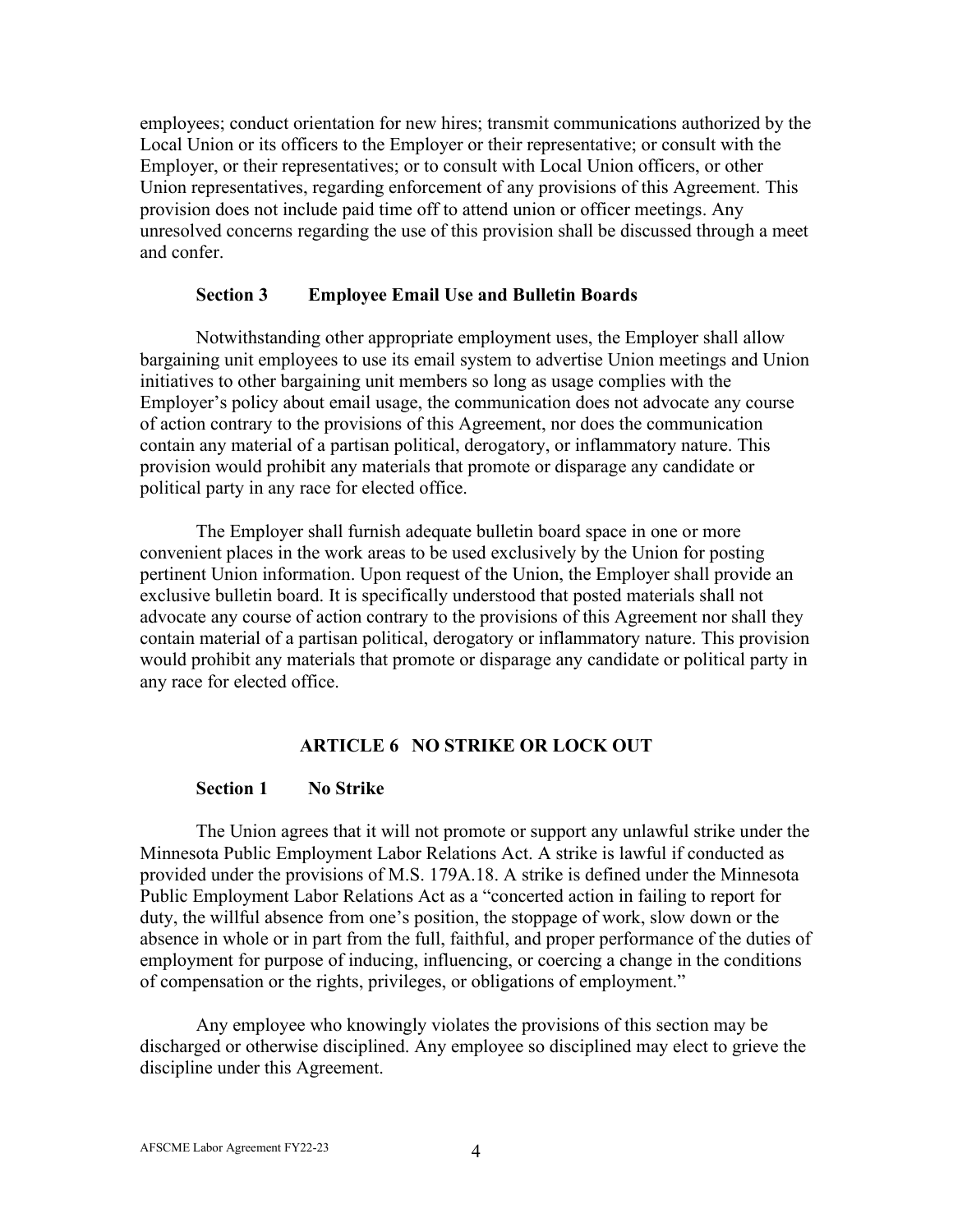employees; conduct orientation for new hires; transmit communications authorized by the Local Union or its officers to the Employer or their representative; or consult with the Employer, or their representatives; or to consult with Local Union officers, or other Union representatives, regarding enforcement of any provisions of this Agreement. This provision does not include paid time off to attend union or officer meetings. Any unresolved concerns regarding the use of this provision shall be discussed through a meet and confer.

### Section 3 Employee Email Use and Bulletin Boards

Notwithstanding other appropriate employment uses, the Employer shall allow bargaining unit employees to use its email system to advertise Union meetings and Union initiatives to other bargaining unit members so long as usage complies with the Employer's policy about email usage, the communication does not advocate any course of action contrary to the provisions of this Agreement, nor does the communication contain any material of a partisan political, derogatory, or inflammatory nature. This provision would prohibit any materials that promote or disparage any candidate or political party in any race for elected office.

The Employer shall furnish adequate bulletin board space in one or more convenient places in the work areas to be used exclusively by the Union for posting pertinent Union information. Upon request of the Union, the Employer shall provide an exclusive bulletin board. It is specifically understood that posted materials shall not advocate any course of action contrary to the provisions of this Agreement nor shall they contain material of a partisan political, derogatory or inflammatory nature. This provision would prohibit any materials that promote or disparage any candidate or political party in any race for elected office.

## ARTICLE 6 NO STRIKE OR LOCK OUT

### Section 1 No Strike

The Union agrees that it will not promote or support any unlawful strike under the Minnesota Public Employment Labor Relations Act. A strike is lawful if conducted as provided under the provisions of M.S. 179A.18. A strike is defined under the Minnesota Public Employment Labor Relations Act as a "concerted action in failing to report for duty, the willful absence from one's position, the stoppage of work, slow down or the absence in whole or in part from the full, faithful, and proper performance of the duties of employment for purpose of inducing, influencing, or coercing a change in the conditions of compensation or the rights, privileges, or obligations of employment."

Any employee who knowingly violates the provisions of this section may be discharged or otherwise disciplined. Any employee so disciplined may elect to grieve the discipline under this Agreement.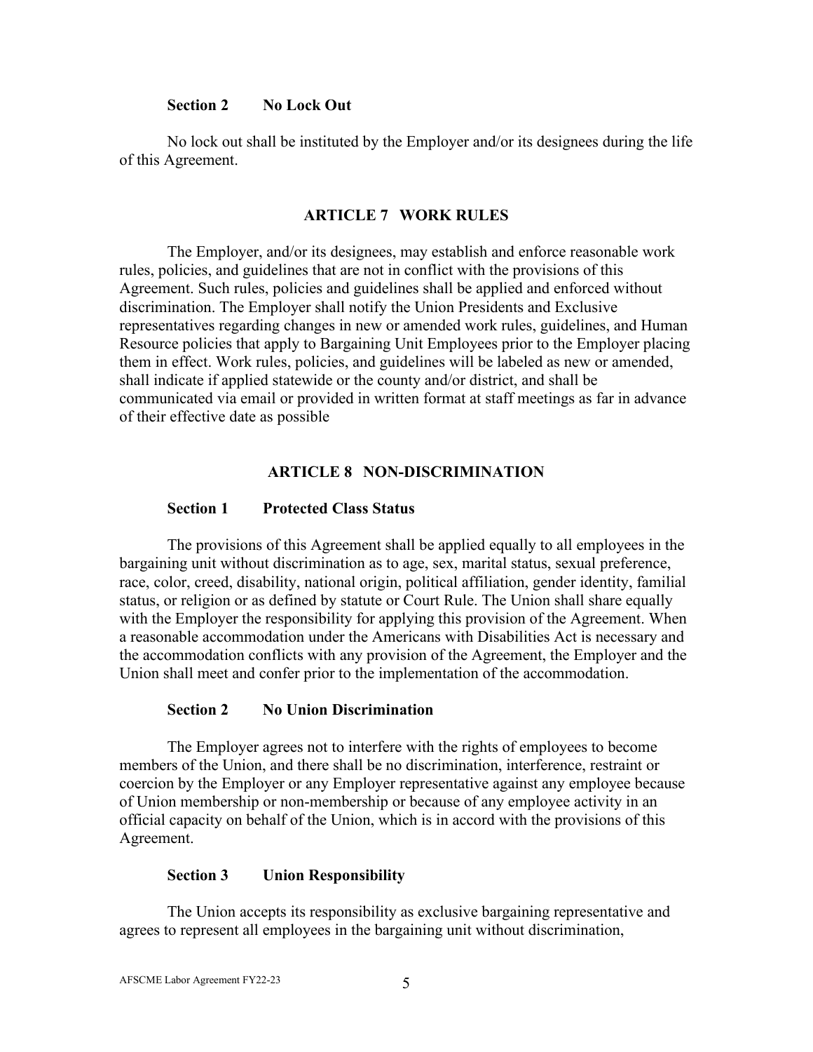### Section 2 No Lock Out

No lock out shall be instituted by the Employer and/or its designees during the life of this Agreement.

## ARTICLE 7 WORK RULES

The Employer, and/or its designees, may establish and enforce reasonable work rules, policies, and guidelines that are not in conflict with the provisions of this Agreement. Such rules, policies and guidelines shall be applied and enforced without discrimination. The Employer shall notify the Union Presidents and Exclusive representatives regarding changes in new or amended work rules, guidelines, and Human Resource policies that apply to Bargaining Unit Employees prior to the Employer placing them in effect. Work rules, policies, and guidelines will be labeled as new or amended, shall indicate if applied statewide or the county and/or district, and shall be communicated via email or provided in written format at staff meetings as far in advance of their effective date as possible

## ARTICLE 8 NON-DISCRIMINATION

### Section 1 Protected Class Status

The provisions of this Agreement shall be applied equally to all employees in the bargaining unit without discrimination as to age, sex, marital status, sexual preference, race, color, creed, disability, national origin, political affiliation, gender identity, familial status, or religion or as defined by statute or Court Rule. The Union shall share equally with the Employer the responsibility for applying this provision of the Agreement. When a reasonable accommodation under the Americans with Disabilities Act is necessary and the accommodation conflicts with any provision of the Agreement, the Employer and the Union shall meet and confer prior to the implementation of the accommodation.

### Section 2 No Union Discrimination

The Employer agrees not to interfere with the rights of employees to become members of the Union, and there shall be no discrimination, interference, restraint or coercion by the Employer or any Employer representative against any employee because of Union membership or non-membership or because of any employee activity in an official capacity on behalf of the Union, which is in accord with the provisions of this Agreement.

### Section 3 Union Responsibility

The Union accepts its responsibility as exclusive bargaining representative and agrees to represent all employees in the bargaining unit without discrimination,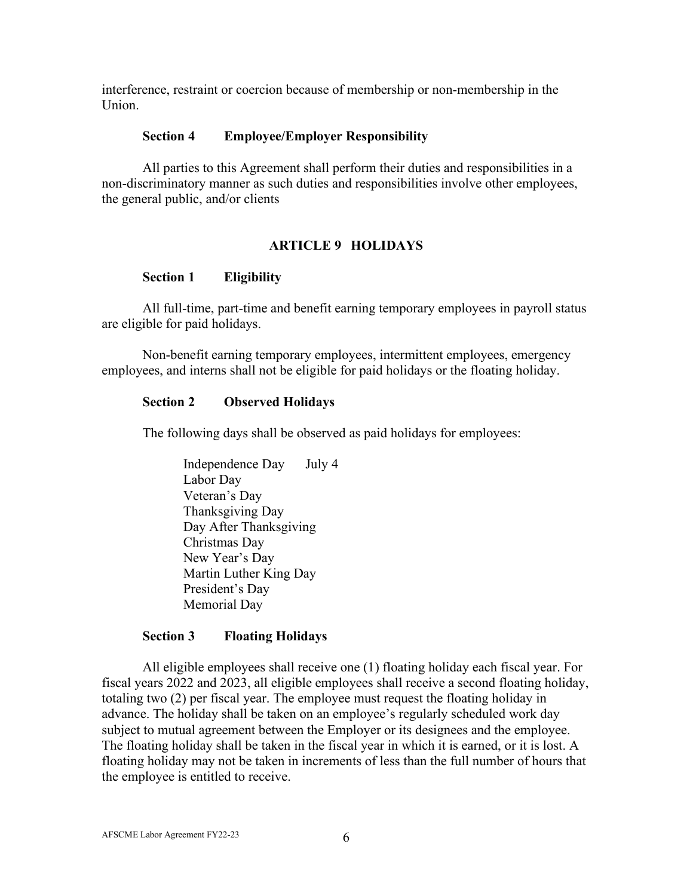interference, restraint or coercion because of membership or non-membership in the Union.

**Section 4 Employee/Employer Responsibility**

All parties to this Agreement shall perform their duties and responsibilities in a non-discriminatory manner as such duties and responsibilities involve other employees, the general public, and/or clients

## ARTICLE 9 HOLIDAYS

**Section 1 Eligibility**

All full-time, part-time and benefit earning temporary employees in payroll status are eligible for paid holidays.

Non-benefit earning temporary employees, intermittent employees, emergency employees, and interns shall not be eligible for paid holidays or the floating holiday.

**Section 2 Observed Holidays**

The following days shall be observed as paid holidays for employees:

Independence Day July 4
Labor Day
Veteran's Day
Thanksgiving Day
Day After Thanksgiving
Christmas Day
New Year's Day
Martin Luther King Day
President's Day
Memorial Day

**Section 3 Floating Holidays**

All eligible employees shall receive one (1) floating holiday each fiscal year. For fiscal years 2022 and 2023, all eligible employees shall receive a second floating holiday, totaling two (2) per fiscal year. The employee must request the floating holiday in advance. The holiday shall be taken on an employee's regularly scheduled work day subject to mutual agreement between the Employer or its designees and the employee. The floating holiday shall be taken in the fiscal year in which it is earned, or it is lost. A floating holiday may not be taken in increments of less than the full number of hours that the employee is entitled to receive.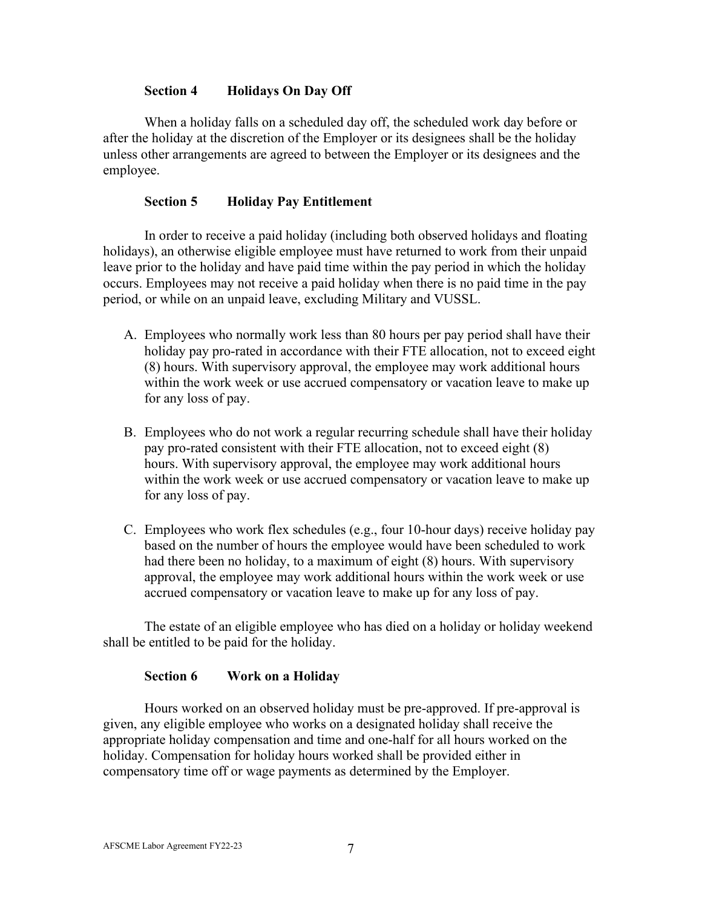### Section 4 Holidays On Day Off

When a holiday falls on a scheduled day off, the scheduled work day before or after the holiday at the discretion of the Employer or its designees shall be the holiday unless other arrangements are agreed to between the Employer or its designees and the employee.

### Section 5 Holiday Pay Entitlement

In order to receive a paid holiday (including both observed holidays and floating holidays), an otherwise eligible employee must have returned to work from their unpaid leave prior to the holiday and have paid time within the pay period in which the holiday occurs. Employees may not receive a paid holiday when there is no paid time in the pay period, or while on an unpaid leave, excluding Military and VUSSL.

A. Employees who normally work less than 80 hours per pay period shall have their holiday pay pro-rated in accordance with their FTE allocation, not to exceed eight (8) hours. With supervisory approval, the employee may work additional hours within the work week or use accrued compensatory or vacation leave to make up for any loss of pay.

B. Employees who do not work a regular recurring schedule shall have their holiday pay pro-rated consistent with their FTE allocation, not to exceed eight (8) hours. With supervisory approval, the employee may work additional hours within the work week or use accrued compensatory or vacation leave to make up for any loss of pay.

C. Employees who work flex schedules (e.g., four 10-hour days) receive holiday pay based on the number of hours the employee would have been scheduled to work had there been no holiday, to a maximum of eight (8) hours. With supervisory approval, the employee may work additional hours within the work week or use accrued compensatory or vacation leave to make up for any loss of pay.

The estate of an eligible employee who has died on a holiday or holiday weekend shall be entitled to be paid for the holiday.

### Section 6 Work on a Holiday

Hours worked on an observed holiday must be pre-approved. If pre-approval is given, any eligible employee who works on a designated holiday shall receive the appropriate holiday compensation and time and one-half for all hours worked on the holiday. Compensation for holiday hours worked shall be provided either in compensatory time off or wage payments as determined by the Employer.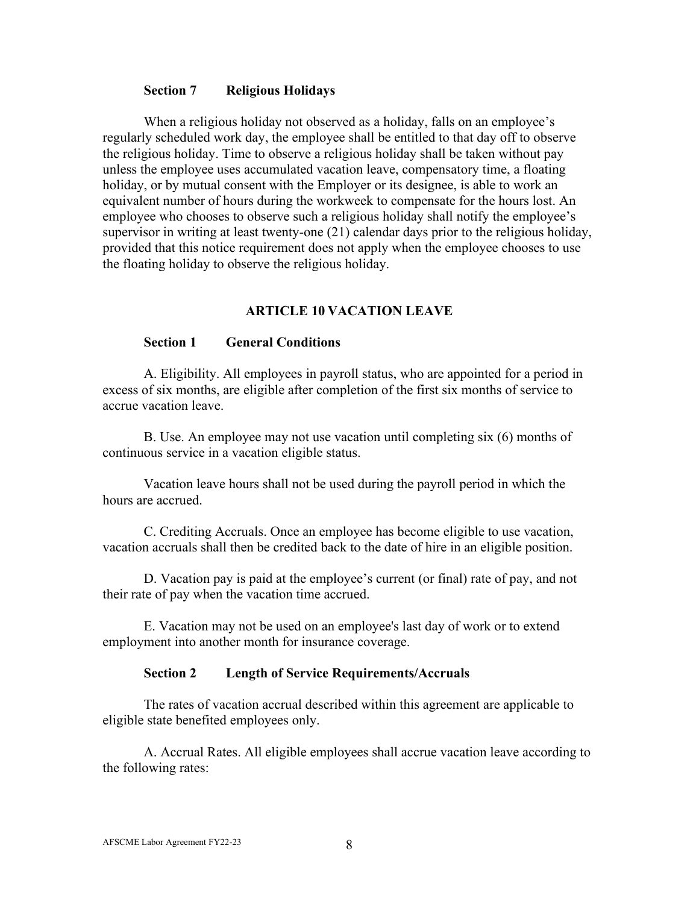### Section 7 Religious Holidays

When a religious holiday not observed as a holiday, falls on an employee's regularly scheduled work day, the employee shall be entitled to that day off to observe the religious holiday. Time to observe a religious holiday shall be taken without pay unless the employee uses accumulated vacation leave, compensatory time, a floating holiday, or by mutual consent with the Employer or its designee, is able to work an equivalent number of hours during the workweek to compensate for the hours lost. An employee who chooses to observe such a religious holiday shall notify the employee's supervisor in writing at least twenty-one (21) calendar days prior to the religious holiday, provided that this notice requirement does not apply when the employee chooses to use the floating holiday to observe the religious holiday.

## ARTICLE 10 VACATION LEAVE

### Section 1 General Conditions

A. Eligibility. All employees in payroll status, who are appointed for a period in excess of six months, are eligible after completion of the first six months of service to accrue vacation leave.

B. Use. An employee may not use vacation until completing six (6) months of continuous service in a vacation eligible status.

Vacation leave hours shall not be used during the payroll period in which the hours are accrued.

C. Crediting Accruals. Once an employee has become eligible to use vacation, vacation accruals shall then be credited back to the date of hire in an eligible position.

D. Vacation pay is paid at the employee's current (or final) rate of pay, and not their rate of pay when the vacation time accrued.

E. Vacation may not be used on an employee's last day of work or to extend employment into another month for insurance coverage.

### Section 2 Length of Service Requirements/Accruals

The rates of vacation accrual described within this agreement are applicable to eligible state benefited employees only.

A. Accrual Rates. All eligible employees shall accrue vacation leave according to the following rates: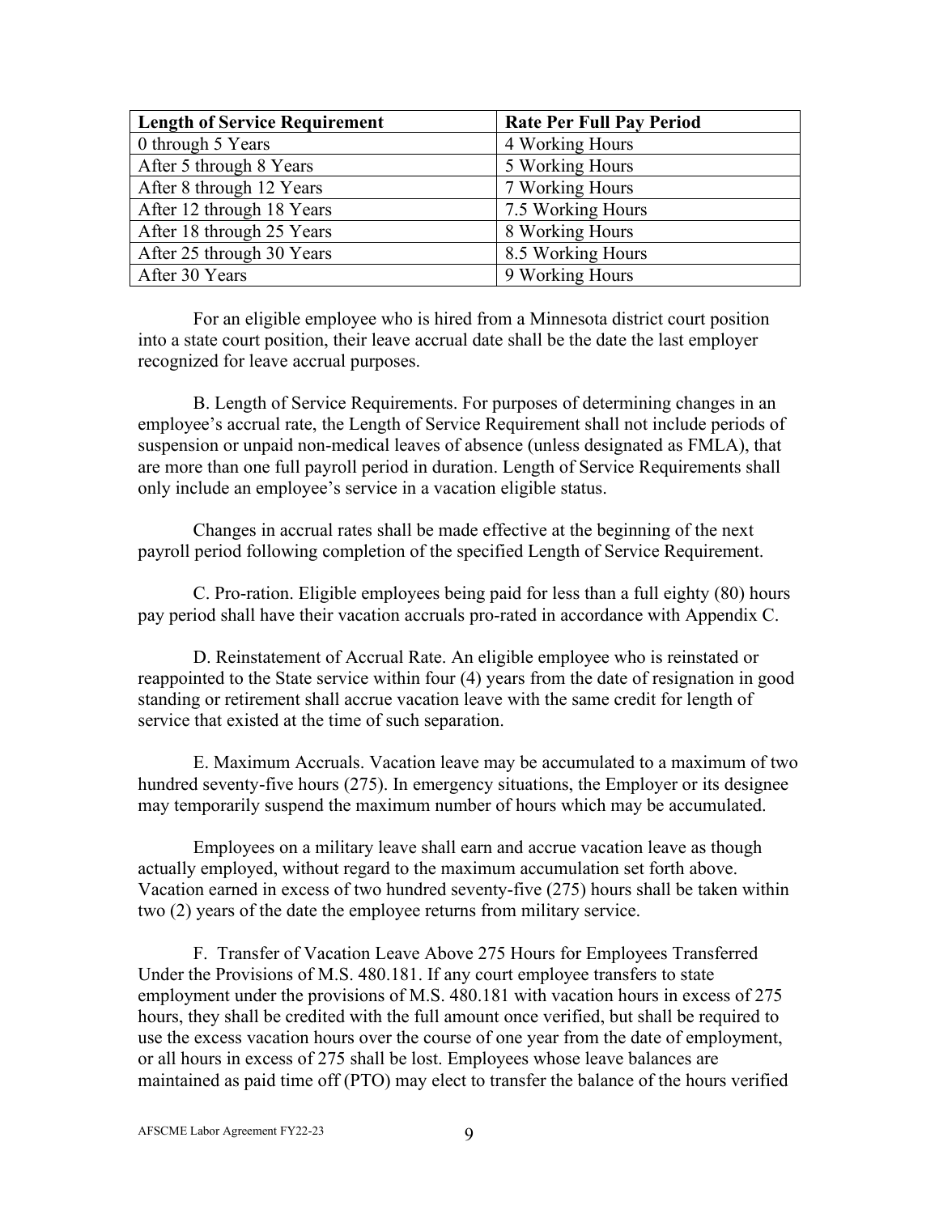| **Length of Service Requirement** | **Rate Per Full Pay Period** |
|---|---|
| 0 through 5 Years | 4 Working Hours |
| After 5 through 8 Years | 5 Working Hours |
| After 8 through 12 Years | 7 Working Hours |
| After 12 through 18 Years | 7.5 Working Hours |
| After 18 through 25 Years | 8 Working Hours |
| After 25 through 30 Years | 8.5 Working Hours |
| After 30 Years | 9 Working Hours |

For an eligible employee who is hired from a Minnesota district court position into a state court position, their leave accrual date shall be the date the last employer recognized for leave accrual purposes.

B. Length of Service Requirements. For purposes of determining changes in an employee's accrual rate, the Length of Service Requirement shall not include periods of suspension or unpaid non-medical leaves of absence (unless designated as FMLA), that are more than one full payroll period in duration. Length of Service Requirements shall only include an employee's service in a vacation eligible status.

Changes in accrual rates shall be made effective at the beginning of the next payroll period following completion of the specified Length of Service Requirement.

C. Pro-ration. Eligible employees being paid for less than a full eighty (80) hours pay period shall have their vacation accruals pro-rated in accordance with Appendix C.

D. Reinstatement of Accrual Rate. An eligible employee who is reinstated or reappointed to the State service within four (4) years from the date of resignation in good standing or retirement shall accrue vacation leave with the same credit for length of service that existed at the time of such separation.

E. Maximum Accruals. Vacation leave may be accumulated to a maximum of two hundred seventy-five hours (275). In emergency situations, the Employer or its designee may temporarily suspend the maximum number of hours which may be accumulated.

Employees on a military leave shall earn and accrue vacation leave as though actually employed, without regard to the maximum accumulation set forth above. Vacation earned in excess of two hundred seventy-five (275) hours shall be taken within two (2) years of the date the employee returns from military service.

F. Transfer of Vacation Leave Above 275 Hours for Employees Transferred Under the Provisions of M.S. 480.181. If any court employee transfers to state employment under the provisions of M.S. 480.181 with vacation hours in excess of 275 hours, they shall be credited with the full amount once verified, but shall be required to use the excess vacation hours over the course of one year from the date of employment, or all hours in excess of 275 shall be lost. Employees whose leave balances are maintained as paid time off (PTO) may elect to transfer the balance of the hours verified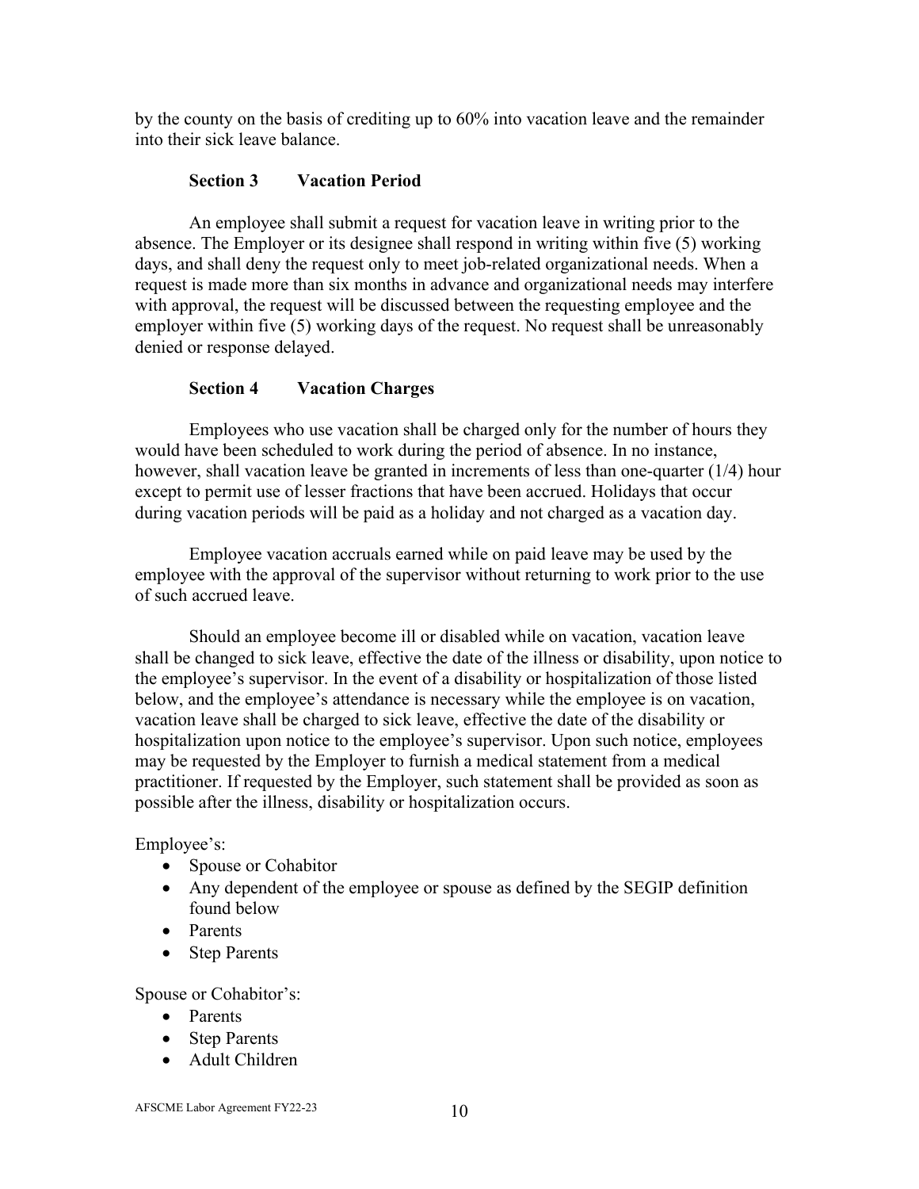by the county on the basis of crediting up to 60% into vacation leave and the remainder into their sick leave balance.

### Section 3 Vacation Period

An employee shall submit a request for vacation leave in writing prior to the absence. The Employer or its designee shall respond in writing within five (5) working days, and shall deny the request only to meet job-related organizational needs. When a request is made more than six months in advance and organizational needs may interfere with approval, the request will be discussed between the requesting employee and the employer within five (5) working days of the request. No request shall be unreasonably denied or response delayed.

### Section 4 Vacation Charges

Employees who use vacation shall be charged only for the number of hours they would have been scheduled to work during the period of absence. In no instance, however, shall vacation leave be granted in increments of less than one-quarter (1/4) hour except to permit use of lesser fractions that have been accrued. Holidays that occur during vacation periods will be paid as a holiday and not charged as a vacation day.

Employee vacation accruals earned while on paid leave may be used by the employee with the approval of the supervisor without returning to work prior to the use of such accrued leave.

Should an employee become ill or disabled while on vacation, vacation leave shall be changed to sick leave, effective the date of the illness or disability, upon notice to the employee's supervisor. In the event of a disability or hospitalization of those listed below, and the employee's attendance is necessary while the employee is on vacation, vacation leave shall be charged to sick leave, effective the date of the disability or hospitalization upon notice to the employee's supervisor. Upon such notice, employees may be requested by the Employer to furnish a medical statement from a medical practitioner. If requested by the Employer, such statement shall be provided as soon as possible after the illness, disability or hospitalization occurs.

Employee's:

- Spouse or Cohabitor
- Any dependent of the employee or spouse as defined by the SEGIP definition found below
- Parents
- Step Parents

Spouse or Cohabitor's:

- Parents
- Step Parents
- Adult Children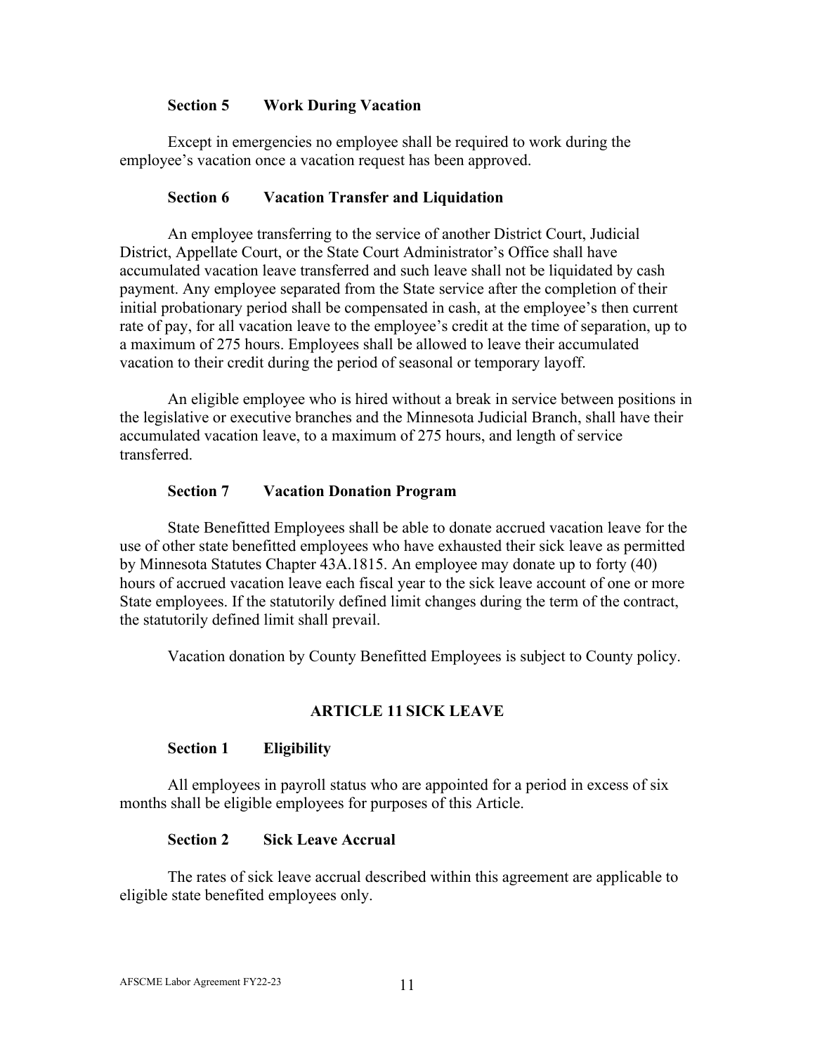### Section 5 Work During Vacation

Except in emergencies no employee shall be required to work during the employee's vacation once a vacation request has been approved.

### Section 6 Vacation Transfer and Liquidation

An employee transferring to the service of another District Court, Judicial District, Appellate Court, or the State Court Administrator's Office shall have accumulated vacation leave transferred and such leave shall not be liquidated by cash payment. Any employee separated from the State service after the completion of their initial probationary period shall be compensated in cash, at the employee's then current rate of pay, for all vacation leave to the employee's credit at the time of separation, up to a maximum of 275 hours. Employees shall be allowed to leave their accumulated vacation to their credit during the period of seasonal or temporary layoff.

An eligible employee who is hired without a break in service between positions in the legislative or executive branches and the Minnesota Judicial Branch, shall have their accumulated vacation leave, to a maximum of 275 hours, and length of service transferred.

### Section 7 Vacation Donation Program

State Benefitted Employees shall be able to donate accrued vacation leave for the use of other state benefitted employees who have exhausted their sick leave as permitted by Minnesota Statutes Chapter 43A.1815. An employee may donate up to forty (40) hours of accrued vacation leave each fiscal year to the sick leave account of one or more State employees. If the statutorily defined limit changes during the term of the contract, the statutorily defined limit shall prevail.

Vacation donation by County Benefitted Employees is subject to County policy.

## ARTICLE 11 SICK LEAVE

### Section 1 Eligibility

All employees in payroll status who are appointed for a period in excess of six months shall be eligible employees for purposes of this Article.

### Section 2 Sick Leave Accrual

The rates of sick leave accrual described within this agreement are applicable to eligible state benefited employees only.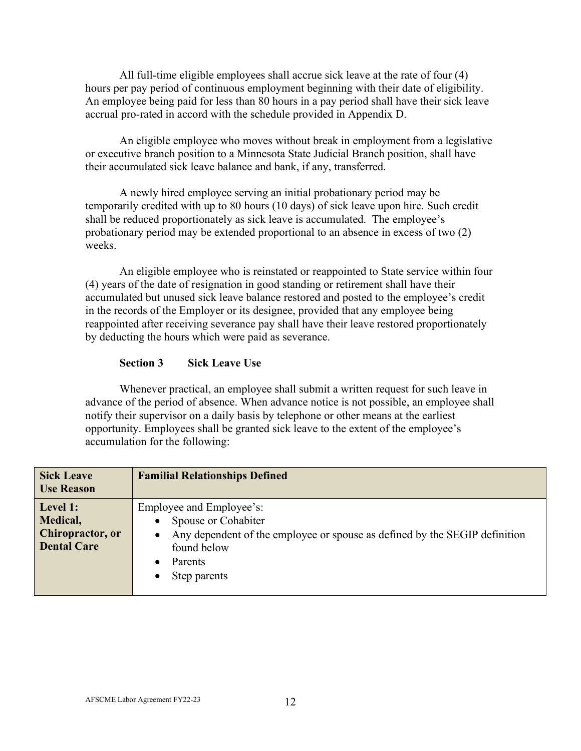All full-time eligible employees shall accrue sick leave at the rate of four (4) hours per pay period of continuous employment beginning with their date of eligibility. An employee being paid for less than 80 hours in a pay period shall have their sick leave accrual pro-rated in accord with the schedule provided in Appendix D.

An eligible employee who moves without break in employment from a legislative or executive branch position to a Minnesota State Judicial Branch position, shall have their accumulated sick leave balance and bank, if any, transferred.

A newly hired employee serving an initial probationary period may be temporarily credited with up to 80 hours (10 days) of sick leave upon hire. Such credit shall be reduced proportionately as sick leave is accumulated. The employee's probationary period may be extended proportional to an absence in excess of two (2) weeks.

An eligible employee who is reinstated or reappointed to State service within four (4) years of the date of resignation in good standing or retirement shall have their accumulated but unused sick leave balance restored and posted to the employee's credit in the records of the Employer or its designee, provided that any employee being reappointed after receiving severance pay shall have their leave restored proportionately by deducting the hours which were paid as severance.

### Section 3 Sick Leave Use

Whenever practical, an employee shall submit a written request for such leave in advance of the period of absence. When advance notice is not possible, an employee shall notify their supervisor on a daily basis by telephone or other means at the earliest opportunity. Employees shall be granted sick leave to the extent of the employee's accumulation for the following:

| Sick Leave Use Reason | Familial Relationships Defined |
|---|---|
| **Level 1: Medical, Chiropractor, or Dental Care** | Employee and Employee's:<br>• Spouse or Cohabiter<br>• Any dependent of the employee or spouse as defined by the SEGIP definition found below<br>• Parents<br>• Step parents |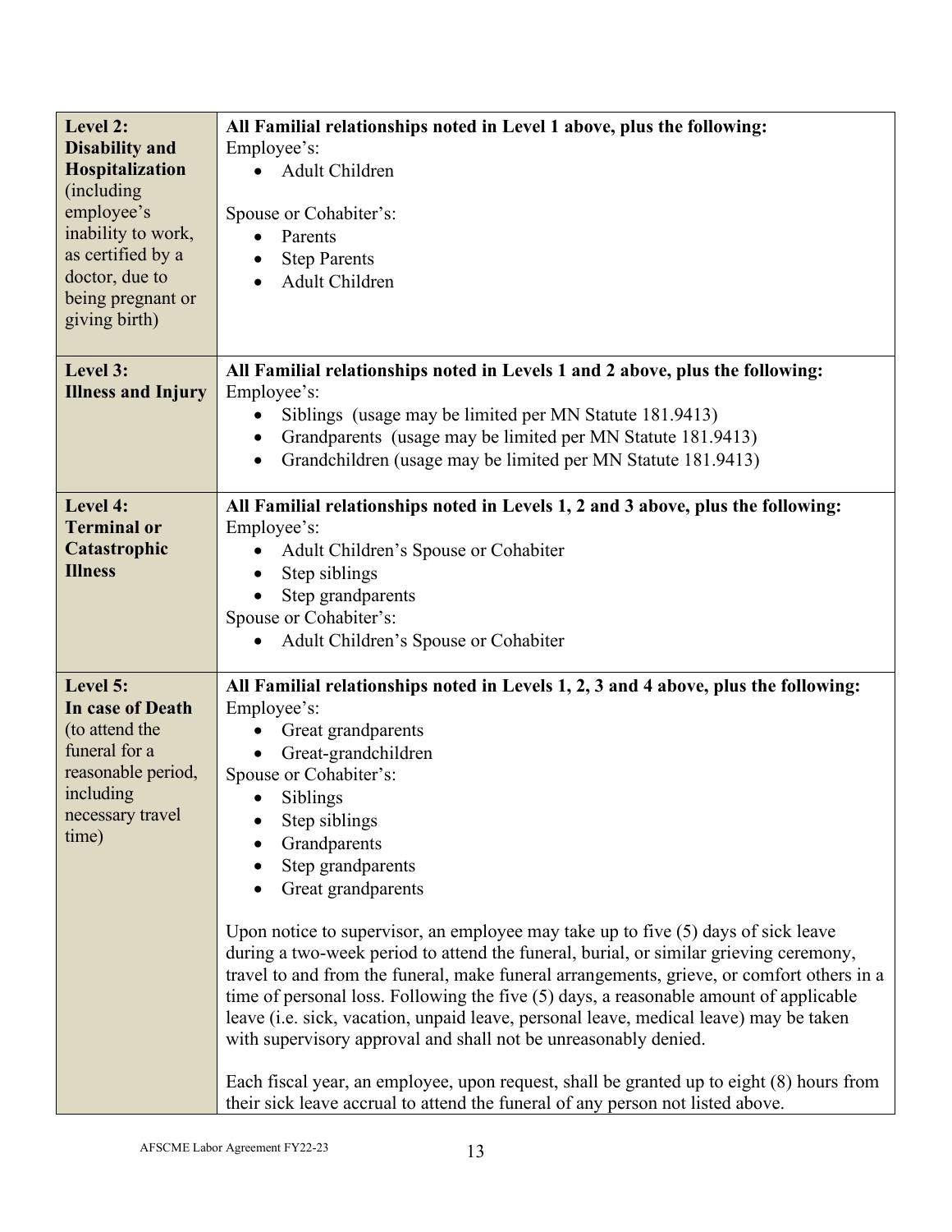| | |
|---|---|
| **Level 2: Disability and Hospitalization** (including employee's inability to work, as certified by a doctor, due to being pregnant or giving birth) | **All Familial relationships noted in Level 1 above, plus the following:**<br>Employee's:<br>• Adult Children<br><br>Spouse or Cohabiter's:<br>• Parents<br>• Step Parents<br>• Adult Children |
| **Level 3: Illness and Injury** | **All Familial relationships noted in Levels 1 and 2 above, plus the following:**<br>Employee's:<br>• Siblings (usage may be limited per MN Statute 181.9413)<br>• Grandparents (usage may be limited per MN Statute 181.9413)<br>• Grandchildren (usage may be limited per MN Statute 181.9413) |
| **Level 4: Terminal or Catastrophic Illness** | **All Familial relationships noted in Levels 1, 2 and 3 above, plus the following:**<br>Employee's:<br>• Adult Children's Spouse or Cohabiter<br>• Step siblings<br>• Step grandparents<br>Spouse or Cohabiter's:<br>• Adult Children's Spouse or Cohabiter |
| **Level 5: In case of Death** (to attend the funeral for a reasonable period, including necessary travel time) | **All Familial relationships noted in Levels 1, 2, 3 and 4 above, plus the following:**<br>Employee's:<br>• Great grandparents<br>• Great-grandchildren<br>Spouse or Cohabiter's:<br>• Siblings<br>• Step siblings<br>• Grandparents<br>• Step grandparents<br>• Great grandparents<br><br>Upon notice to supervisor, an employee may take up to five (5) days of sick leave during a two-week period to attend the funeral, burial, or similar grieving ceremony, travel to and from the funeral, make funeral arrangements, grieve, or comfort others in a time of personal loss. Following the five (5) days, a reasonable amount of applicable leave (i.e. sick, vacation, unpaid leave, personal leave, medical leave) may be taken with supervisory approval and shall not be unreasonably denied.<br><br>Each fiscal year, an employee, upon request, shall be granted up to eight (8) hours from their sick leave accrual to attend the funeral of any person not listed above. |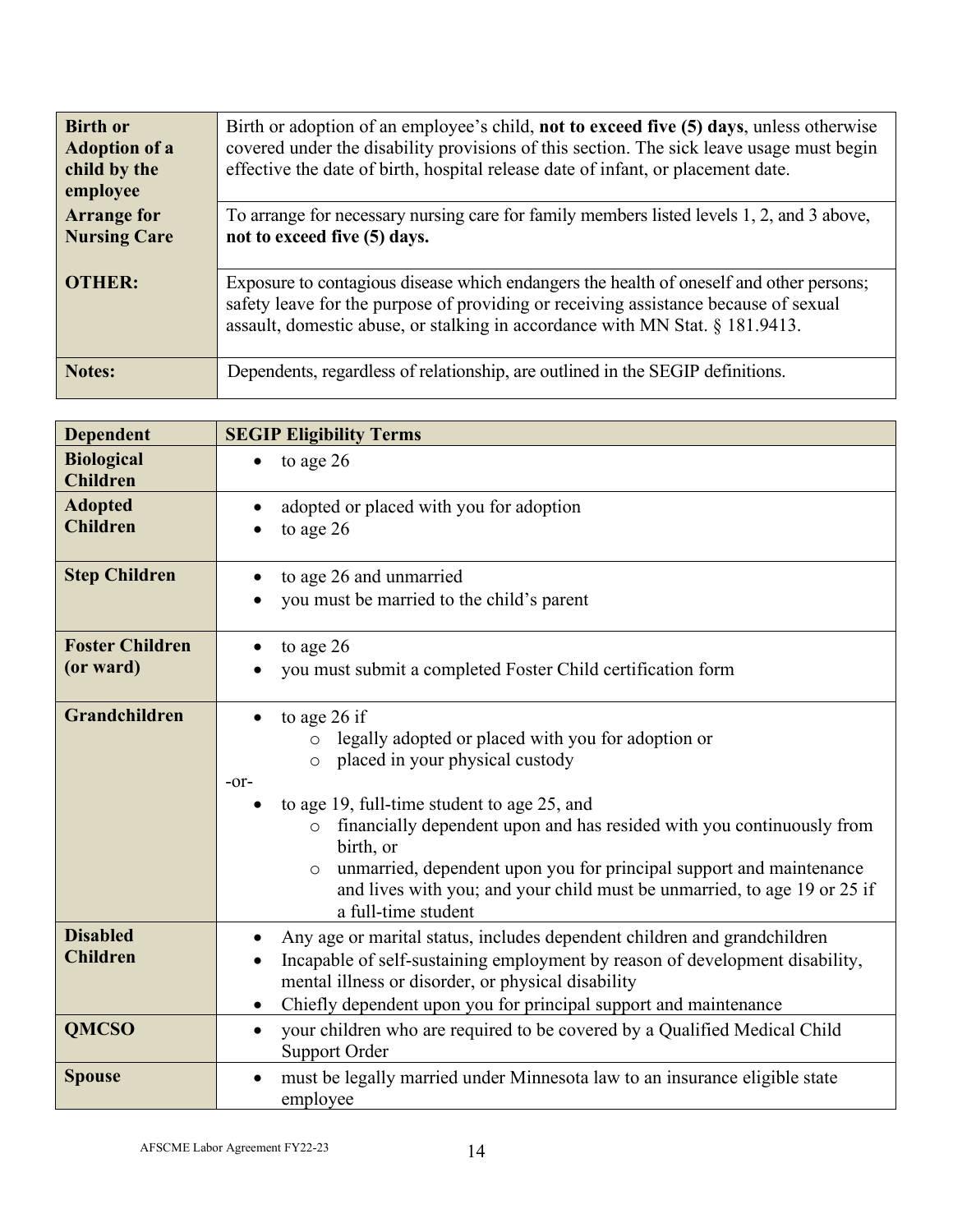| | |
|---|---|
| **Birth or Adoption of a child by the employee** | Birth or adoption of an employee's child, **not to exceed five (5) days**, unless otherwise covered under the disability provisions of this section. The sick leave usage must begin effective the date of birth, hospital release date of infant, or placement date. |
| **Arrange for Nursing Care** | To arrange for necessary nursing care for family members listed levels 1, 2, and 3 above, **not to exceed five (5) days.** |
| **OTHER:** | Exposure to contagious disease which endangers the health of oneself and other persons; safety leave for the purpose of providing or receiving assistance because of sexual assault, domestic abuse, or stalking in accordance with MN Stat. § 181.9413. |
| **Notes:** | Dependents, regardless of relationship, are outlined in the SEGIP definitions. |

| Dependent | SEGIP Eligibility Terms |
|---|---|
| **Biological Children** | • to age 26 |
| **Adopted Children** | • adopted or placed with you for adoption<br>• to age 26 |
| **Step Children** | • to age 26 and unmarried<br>• you must be married to the child's parent |
| **Foster Children (or ward)** | • to age 26<br>• you must submit a completed Foster Child certification form |
| **Grandchildren** | • to age 26 if<br>&nbsp;&nbsp;&nbsp;&nbsp;○ legally adopted or placed with you for adoption or<br>&nbsp;&nbsp;&nbsp;&nbsp;○ placed in your physical custody<br>-or-<br>• to age 19, full-time student to age 25, and<br>&nbsp;&nbsp;&nbsp;&nbsp;○ financially dependent upon and has resided with you continuously from birth, or<br>&nbsp;&nbsp;&nbsp;&nbsp;○ unmarried, dependent upon you for principal support and maintenance and lives with you; and your child must be unmarried, to age 19 or 25 if a full-time student |
| **Disabled Children** | • Any age or marital status, includes dependent children and grandchildren<br>• Incapable of self-sustaining employment by reason of development disability, mental illness or disorder, or physical disability<br>• Chiefly dependent upon you for principal support and maintenance |
| **QMCSO** | • your children who are required to be covered by a Qualified Medical Child Support Order |
| **Spouse** | • must be legally married under Minnesota law to an insurance eligible state employee |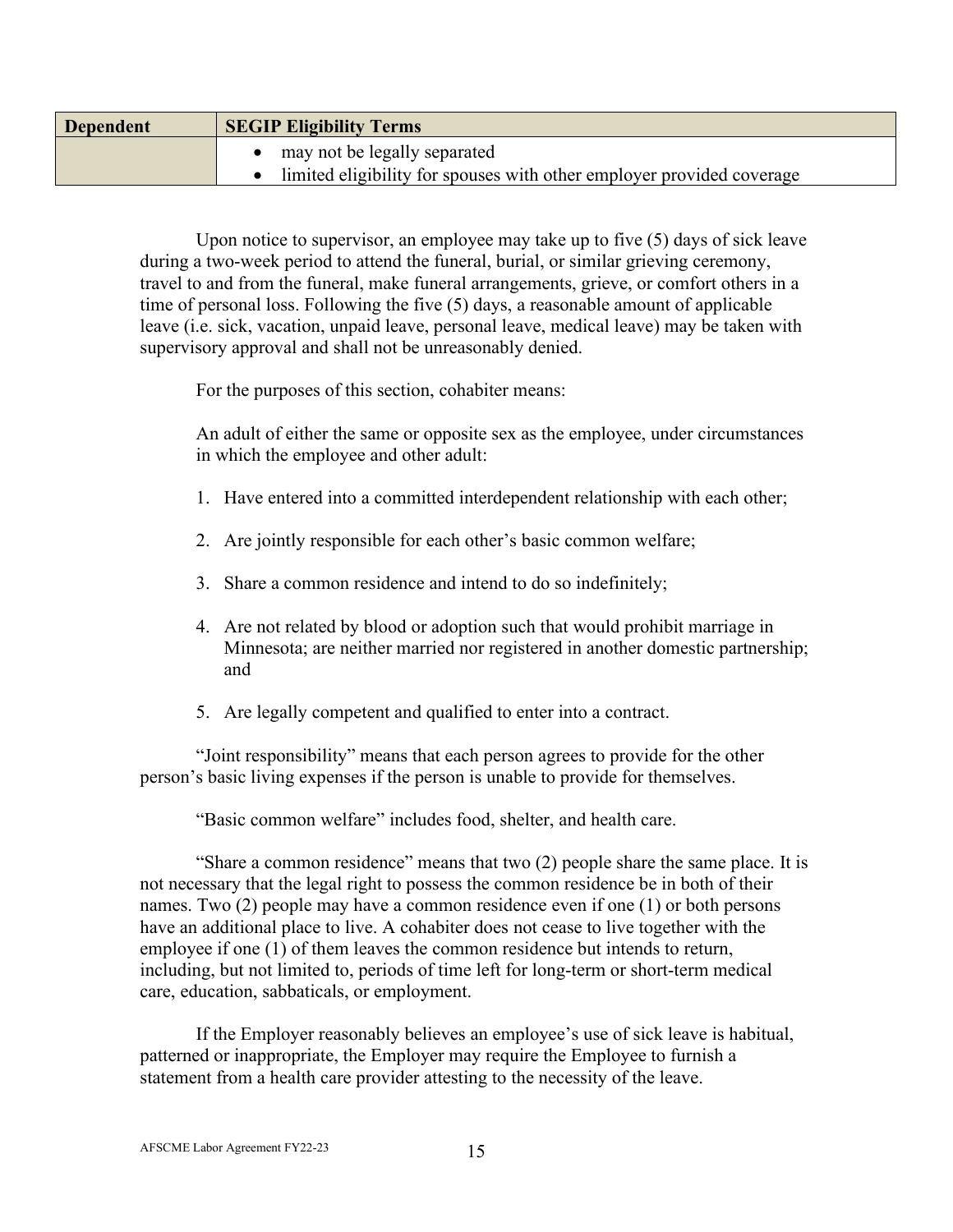| Dependent | SEGIP Eligibility Terms |
|---|---|
| | • may not be legally separated<br>• limited eligibility for spouses with other employer provided coverage |

Upon notice to supervisor, an employee may take up to five (5) days of sick leave during a two-week period to attend the funeral, burial, or similar grieving ceremony, travel to and from the funeral, make funeral arrangements, grieve, or comfort others in a time of personal loss. Following the five (5) days, a reasonable amount of applicable leave (i.e. sick, vacation, unpaid leave, personal leave, medical leave) may be taken with supervisory approval and shall not be unreasonably denied.

For the purposes of this section, cohabiter means:

An adult of either the same or opposite sex as the employee, under circumstances in which the employee and other adult:

1. Have entered into a committed interdependent relationship with each other;

2. Are jointly responsible for each other's basic common welfare;

3. Share a common residence and intend to do so indefinitely;

4. Are not related by blood or adoption such that would prohibit marriage in Minnesota; are neither married nor registered in another domestic partnership; and

5. Are legally competent and qualified to enter into a contract.

"Joint responsibility" means that each person agrees to provide for the other person's basic living expenses if the person is unable to provide for themselves.

"Basic common welfare" includes food, shelter, and health care.

"Share a common residence" means that two (2) people share the same place. It is not necessary that the legal right to possess the common residence be in both of their names. Two (2) people may have a common residence even if one (1) or both persons have an additional place to live. A cohabiter does not cease to live together with the employee if one (1) of them leaves the common residence but intends to return, including, but not limited to, periods of time left for long-term or short-term medical care, education, sabbaticals, or employment.

If the Employer reasonably believes an employee's use of sick leave is habitual, patterned or inappropriate, the Employer may require the Employee to furnish a statement from a health care provider attesting to the necessity of the leave.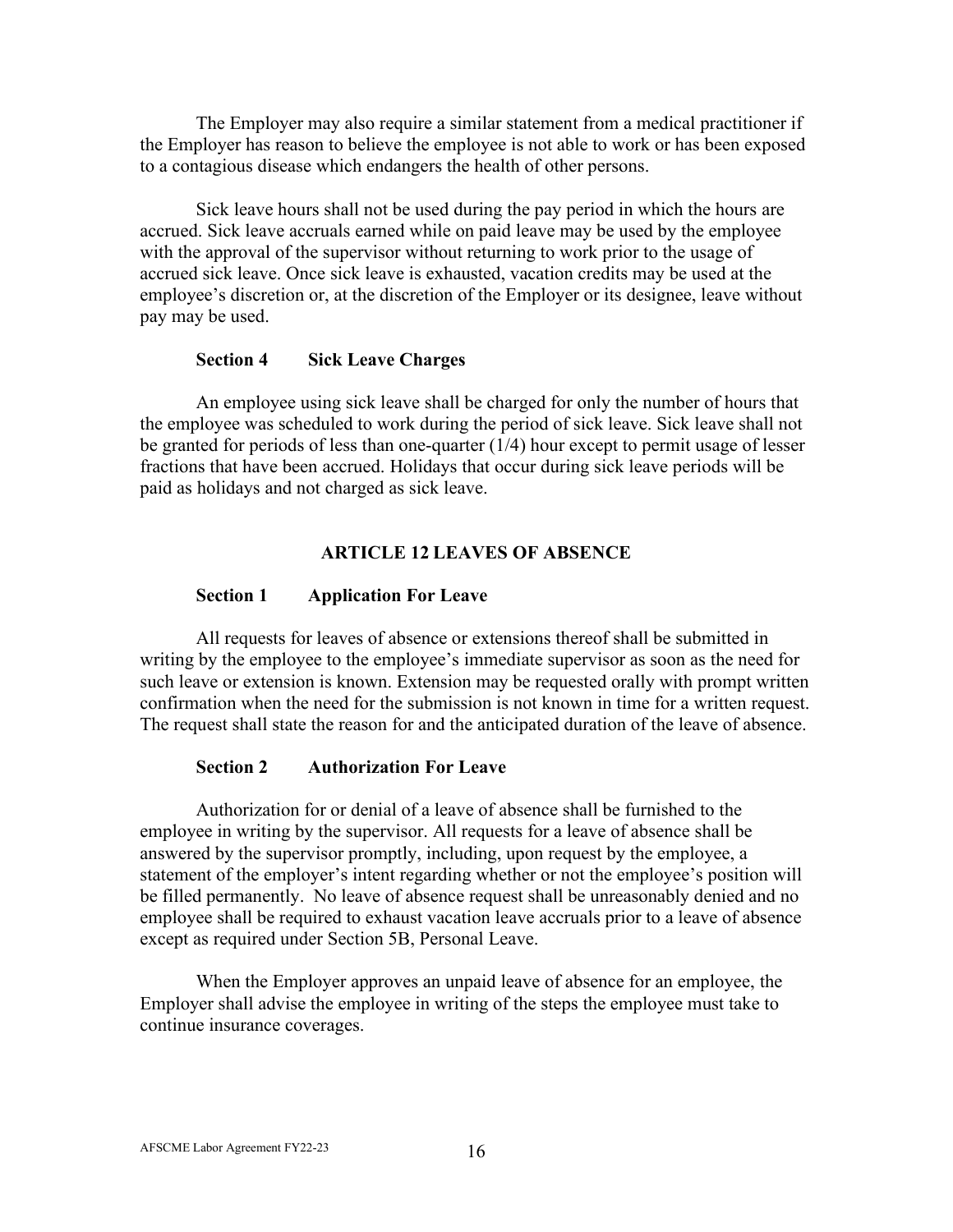The Employer may also require a similar statement from a medical practitioner if the Employer has reason to believe the employee is not able to work or has been exposed to a contagious disease which endangers the health of other persons.

Sick leave hours shall not be used during the pay period in which the hours are accrued. Sick leave accruals earned while on paid leave may be used by the employee with the approval of the supervisor without returning to work prior to the usage of accrued sick leave. Once sick leave is exhausted, vacation credits may be used at the employee's discretion or, at the discretion of the Employer or its designee, leave without pay may be used.

### Section 4 Sick Leave Charges

An employee using sick leave shall be charged for only the number of hours that the employee was scheduled to work during the period of sick leave. Sick leave shall not be granted for periods of less than one-quarter (1/4) hour except to permit usage of lesser fractions that have been accrued. Holidays that occur during sick leave periods will be paid as holidays and not charged as sick leave.

## ARTICLE 12 LEAVES OF ABSENCE

### Section 1 Application For Leave

All requests for leaves of absence or extensions thereof shall be submitted in writing by the employee to the employee's immediate supervisor as soon as the need for such leave or extension is known. Extension may be requested orally with prompt written confirmation when the need for the submission is not known in time for a written request. The request shall state the reason for and the anticipated duration of the leave of absence.

### Section 2 Authorization For Leave

Authorization for or denial of a leave of absence shall be furnished to the employee in writing by the supervisor. All requests for a leave of absence shall be answered by the supervisor promptly, including, upon request by the employee, a statement of the employer's intent regarding whether or not the employee's position will be filled permanently. No leave of absence request shall be unreasonably denied and no employee shall be required to exhaust vacation leave accruals prior to a leave of absence except as required under Section 5B, Personal Leave.

When the Employer approves an unpaid leave of absence for an employee, the Employer shall advise the employee in writing of the steps the employee must take to continue insurance coverages.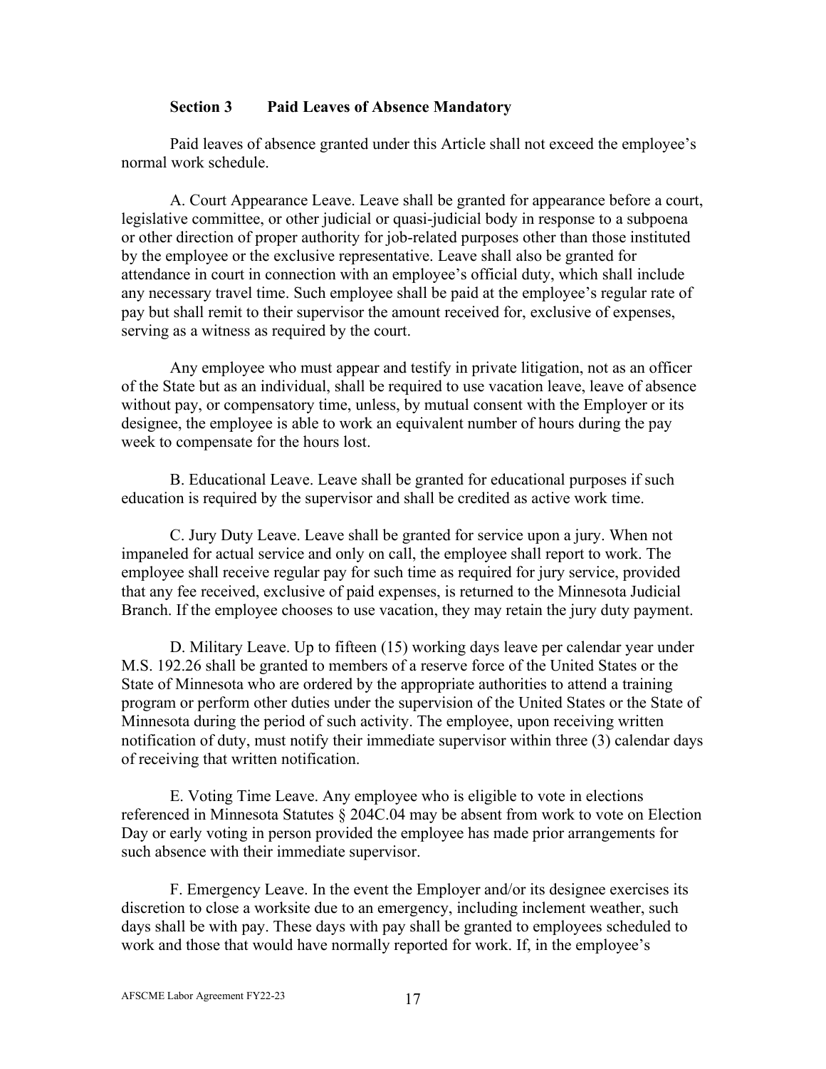### Section 3 Paid Leaves of Absence Mandatory

Paid leaves of absence granted under this Article shall not exceed the employee's normal work schedule.

A. Court Appearance Leave. Leave shall be granted for appearance before a court, legislative committee, or other judicial or quasi-judicial body in response to a subpoena or other direction of proper authority for job-related purposes other than those instituted by the employee or the exclusive representative. Leave shall also be granted for attendance in court in connection with an employee's official duty, which shall include any necessary travel time. Such employee shall be paid at the employee's regular rate of pay but shall remit to their supervisor the amount received for, exclusive of expenses, serving as a witness as required by the court.

Any employee who must appear and testify in private litigation, not as an officer of the State but as an individual, shall be required to use vacation leave, leave of absence without pay, or compensatory time, unless, by mutual consent with the Employer or its designee, the employee is able to work an equivalent number of hours during the pay week to compensate for the hours lost.

B. Educational Leave. Leave shall be granted for educational purposes if such education is required by the supervisor and shall be credited as active work time.

C. Jury Duty Leave. Leave shall be granted for service upon a jury. When not impaneled for actual service and only on call, the employee shall report to work. The employee shall receive regular pay for such time as required for jury service, provided that any fee received, exclusive of paid expenses, is returned to the Minnesota Judicial Branch. If the employee chooses to use vacation, they may retain the jury duty payment.

D. Military Leave. Up to fifteen (15) working days leave per calendar year under M.S. 192.26 shall be granted to members of a reserve force of the United States or the State of Minnesota who are ordered by the appropriate authorities to attend a training program or perform other duties under the supervision of the United States or the State of Minnesota during the period of such activity. The employee, upon receiving written notification of duty, must notify their immediate supervisor within three (3) calendar days of receiving that written notification.

E. Voting Time Leave. Any employee who is eligible to vote in elections referenced in Minnesota Statutes § 204C.04 may be absent from work to vote on Election Day or early voting in person provided the employee has made prior arrangements for such absence with their immediate supervisor.

F. Emergency Leave. In the event the Employer and/or its designee exercises its discretion to close a worksite due to an emergency, including inclement weather, such days shall be with pay. These days with pay shall be granted to employees scheduled to work and those that would have normally reported for work. If, in the employee's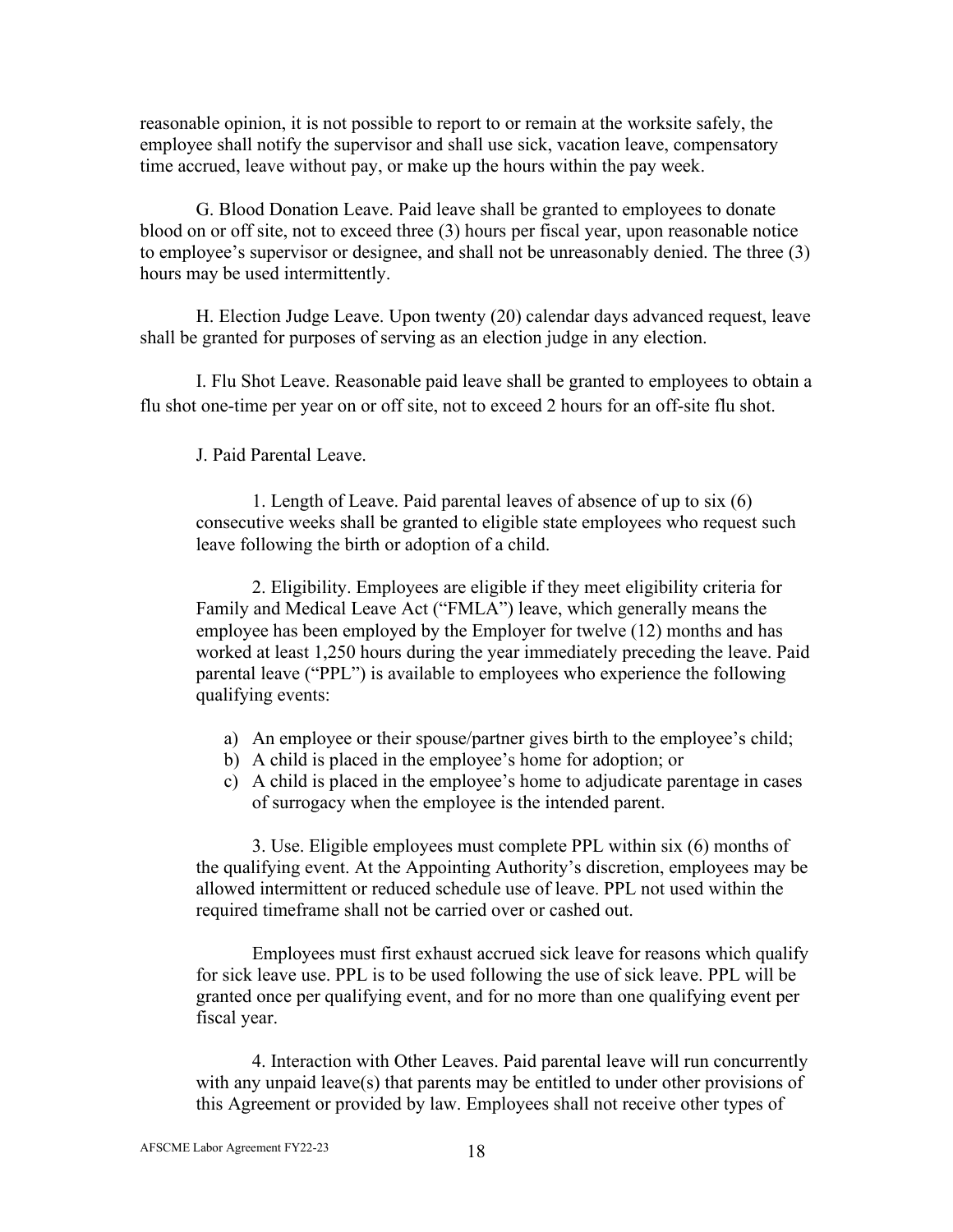reasonable opinion, it is not possible to report to or remain at the worksite safely, the employee shall notify the supervisor and shall use sick, vacation leave, compensatory time accrued, leave without pay, or make up the hours within the pay week.

G. Blood Donation Leave. Paid leave shall be granted to employees to donate blood on or off site, not to exceed three (3) hours per fiscal year, upon reasonable notice to employee's supervisor or designee, and shall not be unreasonably denied. The three (3) hours may be used intermittently.

H. Election Judge Leave. Upon twenty (20) calendar days advanced request, leave shall be granted for purposes of serving as an election judge in any election.

I. Flu Shot Leave. Reasonable paid leave shall be granted to employees to obtain a flu shot one-time per year on or off site, not to exceed 2 hours for an off-site flu shot.

J. Paid Parental Leave.

1. Length of Leave. Paid parental leaves of absence of up to six (6) consecutive weeks shall be granted to eligible state employees who request such leave following the birth or adoption of a child.

2. Eligibility. Employees are eligible if they meet eligibility criteria for Family and Medical Leave Act ("FMLA") leave, which generally means the employee has been employed by the Employer for twelve (12) months and has worked at least 1,250 hours during the year immediately preceding the leave. Paid parental leave ("PPL") is available to employees who experience the following qualifying events:

a) An employee or their spouse/partner gives birth to the employee's child;
b) A child is placed in the employee's home for adoption; or
c) A child is placed in the employee's home to adjudicate parentage in cases of surrogacy when the employee is the intended parent.

3. Use. Eligible employees must complete PPL within six (6) months of the qualifying event. At the Appointing Authority's discretion, employees may be allowed intermittent or reduced schedule use of leave. PPL not used within the required timeframe shall not be carried over or cashed out.

Employees must first exhaust accrued sick leave for reasons which qualify for sick leave use. PPL is to be used following the use of sick leave. PPL will be granted once per qualifying event, and for no more than one qualifying event per fiscal year.

4. Interaction with Other Leaves. Paid parental leave will run concurrently with any unpaid leave(s) that parents may be entitled to under other provisions of this Agreement or provided by law. Employees shall not receive other types of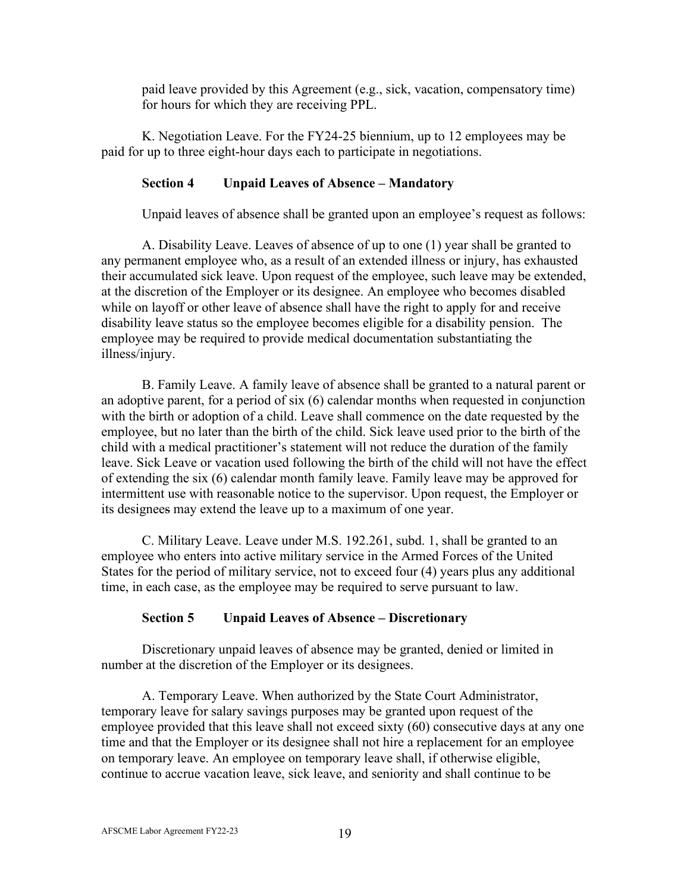paid leave provided by this Agreement (e.g., sick, vacation, compensatory time) for hours for which they are receiving PPL.

K. Negotiation Leave. For the FY24-25 biennium, up to 12 employees may be paid for up to three eight-hour days each to participate in negotiations.

**Section 4 Unpaid Leaves of Absence – Mandatory**

Unpaid leaves of absence shall be granted upon an employee's request as follows:

A. Disability Leave. Leaves of absence of up to one (1) year shall be granted to any permanent employee who, as a result of an extended illness or injury, has exhausted their accumulated sick leave. Upon request of the employee, such leave may be extended, at the discretion of the Employer or its designee. An employee who becomes disabled while on layoff or other leave of absence shall have the right to apply for and receive disability leave status so the employee becomes eligible for a disability pension. The employee may be required to provide medical documentation substantiating the illness/injury.

B. Family Leave. A family leave of absence shall be granted to a natural parent or an adoptive parent, for a period of six (6) calendar months when requested in conjunction with the birth or adoption of a child. Leave shall commence on the date requested by the employee, but no later than the birth of the child. Sick leave used prior to the birth of the child with a medical practitioner's statement will not reduce the duration of the family leave. Sick Leave or vacation used following the birth of the child will not have the effect of extending the six (6) calendar month family leave. Family leave may be approved for intermittent use with reasonable notice to the supervisor. Upon request, the Employer or its designees may extend the leave up to a maximum of one year.

C. Military Leave. Leave under M.S. 192.261, subd. 1, shall be granted to an employee who enters into active military service in the Armed Forces of the United States for the period of military service, not to exceed four (4) years plus any additional time, in each case, as the employee may be required to serve pursuant to law.

**Section 5 Unpaid Leaves of Absence – Discretionary**

Discretionary unpaid leaves of absence may be granted, denied or limited in number at the discretion of the Employer or its designees.

A. Temporary Leave. When authorized by the State Court Administrator, temporary leave for salary savings purposes may be granted upon request of the employee provided that this leave shall not exceed sixty (60) consecutive days at any one time and that the Employer or its designee shall not hire a replacement for an employee on temporary leave. An employee on temporary leave shall, if otherwise eligible, continue to accrue vacation leave, sick leave, and seniority and shall continue to be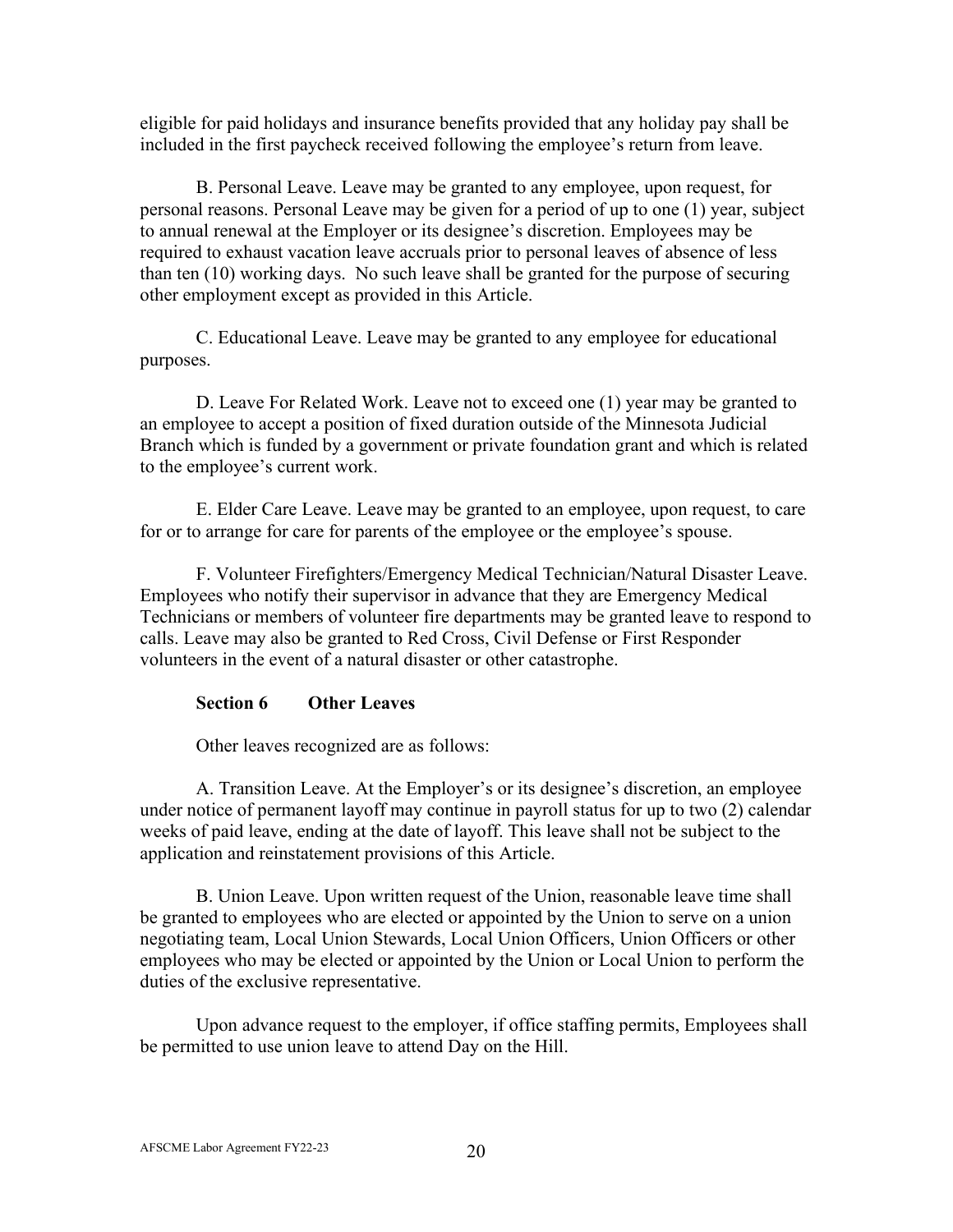eligible for paid holidays and insurance benefits provided that any holiday pay shall be included in the first paycheck received following the employee's return from leave.

B. Personal Leave. Leave may be granted to any employee, upon request, for personal reasons. Personal Leave may be given for a period of up to one (1) year, subject to annual renewal at the Employer or its designee's discretion. Employees may be required to exhaust vacation leave accruals prior to personal leaves of absence of less than ten (10) working days. No such leave shall be granted for the purpose of securing other employment except as provided in this Article.

C. Educational Leave. Leave may be granted to any employee for educational purposes.

D. Leave For Related Work. Leave not to exceed one (1) year may be granted to an employee to accept a position of fixed duration outside of the Minnesota Judicial Branch which is funded by a government or private foundation grant and which is related to the employee's current work.

E. Elder Care Leave. Leave may be granted to an employee, upon request, to care for or to arrange for care for parents of the employee or the employee's spouse.

F. Volunteer Firefighters/Emergency Medical Technician/Natural Disaster Leave. Employees who notify their supervisor in advance that they are Emergency Medical Technicians or members of volunteer fire departments may be granted leave to respond to calls. Leave may also be granted to Red Cross, Civil Defense or First Responder volunteers in the event of a natural disaster or other catastrophe.

### Section 6 Other Leaves

Other leaves recognized are as follows:

A. Transition Leave. At the Employer's or its designee's discretion, an employee under notice of permanent layoff may continue in payroll status for up to two (2) calendar weeks of paid leave, ending at the date of layoff. This leave shall not be subject to the application and reinstatement provisions of this Article.

B. Union Leave. Upon written request of the Union, reasonable leave time shall be granted to employees who are elected or appointed by the Union to serve on a union negotiating team, Local Union Stewards, Local Union Officers, Union Officers or other employees who may be elected or appointed by the Union or Local Union to perform the duties of the exclusive representative.

Upon advance request to the employer, if office staffing permits, Employees shall be permitted to use union leave to attend Day on the Hill.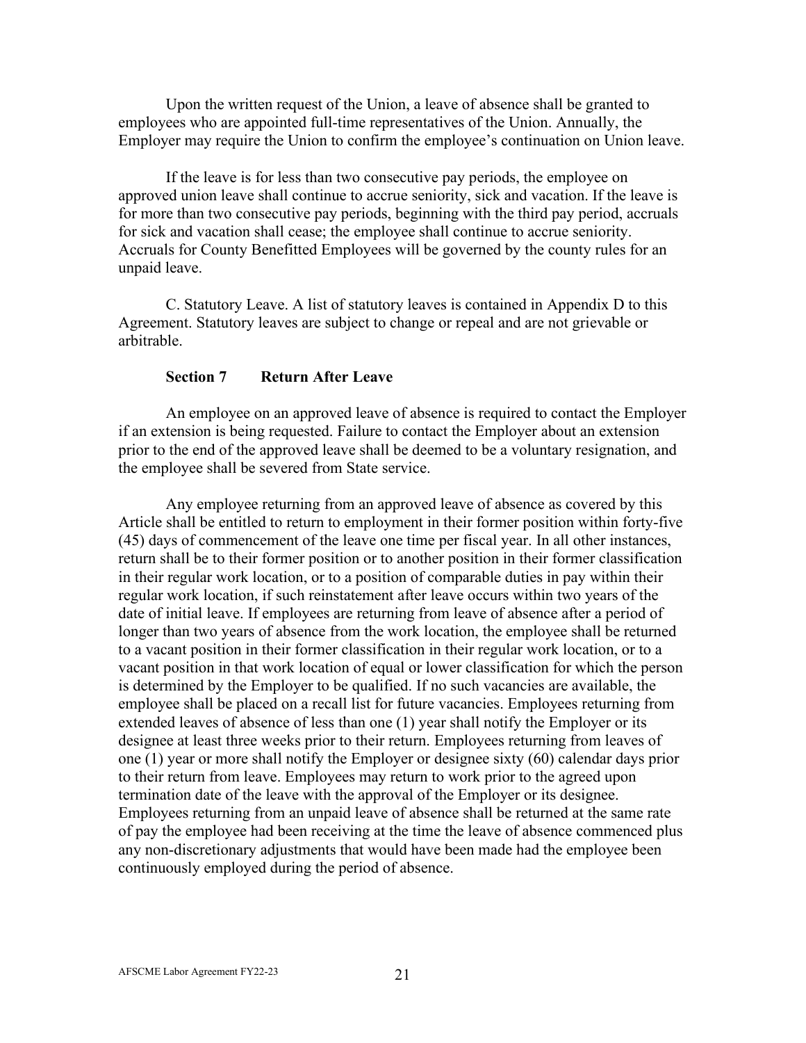Upon the written request of the Union, a leave of absence shall be granted to employees who are appointed full-time representatives of the Union. Annually, the Employer may require the Union to confirm the employee's continuation on Union leave.

If the leave is for less than two consecutive pay periods, the employee on approved union leave shall continue to accrue seniority, sick and vacation. If the leave is for more than two consecutive pay periods, beginning with the third pay period, accruals for sick and vacation shall cease; the employee shall continue to accrue seniority. Accruals for County Benefitted Employees will be governed by the county rules for an unpaid leave.

C. Statutory Leave. A list of statutory leaves is contained in Appendix D to this Agreement. Statutory leaves are subject to change or repeal and are not grievable or arbitrable.

### Section 7 Return After Leave

An employee on an approved leave of absence is required to contact the Employer if an extension is being requested. Failure to contact the Employer about an extension prior to the end of the approved leave shall be deemed to be a voluntary resignation, and the employee shall be severed from State service.

Any employee returning from an approved leave of absence as covered by this Article shall be entitled to return to employment in their former position within forty-five (45) days of commencement of the leave one time per fiscal year. In all other instances, return shall be to their former position or to another position in their former classification in their regular work location, or to a position of comparable duties in pay within their regular work location, if such reinstatement after leave occurs within two years of the date of initial leave. If employees are returning from leave of absence after a period of longer than two years of absence from the work location, the employee shall be returned to a vacant position in their former classification in their regular work location, or to a vacant position in that work location of equal or lower classification for which the person is determined by the Employer to be qualified. If no such vacancies are available, the employee shall be placed on a recall list for future vacancies. Employees returning from extended leaves of absence of less than one (1) year shall notify the Employer or its designee at least three weeks prior to their return. Employees returning from leaves of one (1) year or more shall notify the Employer or designee sixty (60) calendar days prior to their return from leave. Employees may return to work prior to the agreed upon termination date of the leave with the approval of the Employer or its designee. Employees returning from an unpaid leave of absence shall be returned at the same rate of pay the employee had been receiving at the time the leave of absence commenced plus any non-discretionary adjustments that would have been made had the employee been continuously employed during the period of absence.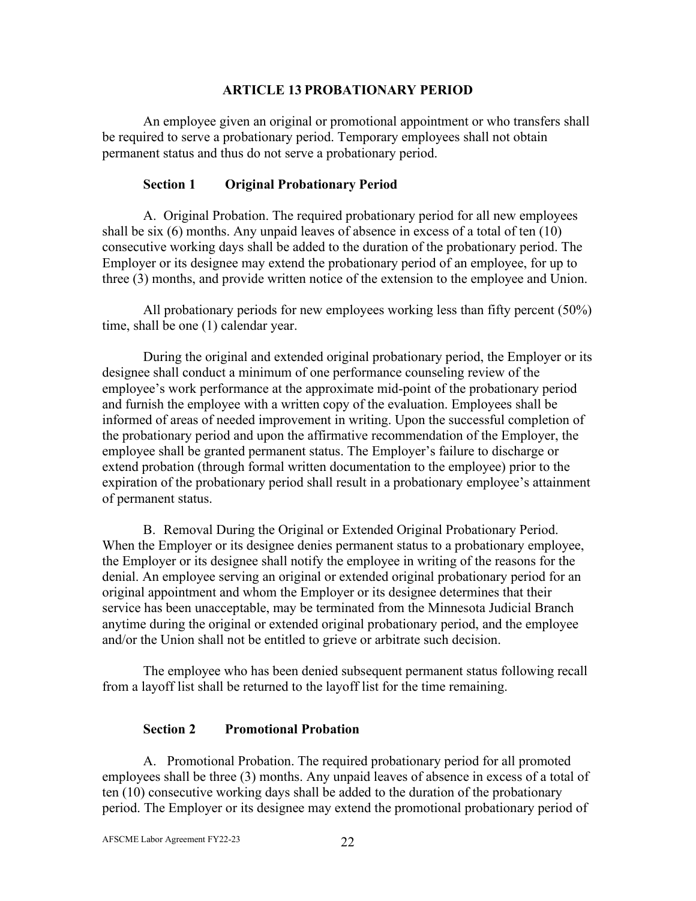## ARTICLE 13 PROBATIONARY PERIOD

An employee given an original or promotional appointment or who transfers shall be required to serve a probationary period. Temporary employees shall not obtain permanent status and thus do not serve a probationary period.

### Section 1 Original Probationary Period

A. Original Probation. The required probationary period for all new employees shall be six (6) months. Any unpaid leaves of absence in excess of a total of ten (10) consecutive working days shall be added to the duration of the probationary period. The Employer or its designee may extend the probationary period of an employee, for up to three (3) months, and provide written notice of the extension to the employee and Union.

All probationary periods for new employees working less than fifty percent (50%) time, shall be one (1) calendar year.

During the original and extended original probationary period, the Employer or its designee shall conduct a minimum of one performance counseling review of the employee's work performance at the approximate mid-point of the probationary period and furnish the employee with a written copy of the evaluation. Employees shall be informed of areas of needed improvement in writing. Upon the successful completion of the probationary period and upon the affirmative recommendation of the Employer, the employee shall be granted permanent status. The Employer's failure to discharge or extend probation (through formal written documentation to the employee) prior to the expiration of the probationary period shall result in a probationary employee's attainment of permanent status.

B. Removal During the Original or Extended Original Probationary Period. When the Employer or its designee denies permanent status to a probationary employee, the Employer or its designee shall notify the employee in writing of the reasons for the denial. An employee serving an original or extended original probationary period for an original appointment and whom the Employer or its designee determines that their service has been unacceptable, may be terminated from the Minnesota Judicial Branch anytime during the original or extended original probationary period, and the employee and/or the Union shall not be entitled to grieve or arbitrate such decision.

The employee who has been denied subsequent permanent status following recall from a layoff list shall be returned to the layoff list for the time remaining.

### Section 2 Promotional Probation

A. Promotional Probation. The required probationary period for all promoted employees shall be three (3) months. Any unpaid leaves of absence in excess of a total of ten (10) consecutive working days shall be added to the duration of the probationary period. The Employer or its designee may extend the promotional probationary period of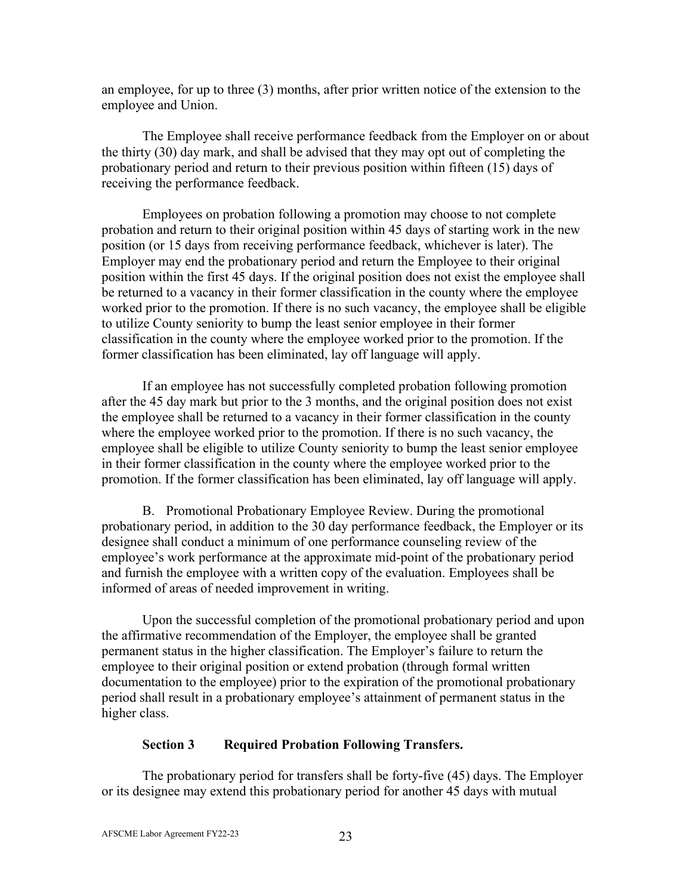an employee, for up to three (3) months, after prior written notice of the extension to the employee and Union.

The Employee shall receive performance feedback from the Employer on or about the thirty (30) day mark, and shall be advised that they may opt out of completing the probationary period and return to their previous position within fifteen (15) days of receiving the performance feedback.

Employees on probation following a promotion may choose to not complete probation and return to their original position within 45 days of starting work in the new position (or 15 days from receiving performance feedback, whichever is later). The Employer may end the probationary period and return the Employee to their original position within the first 45 days. If the original position does not exist the employee shall be returned to a vacancy in their former classification in the county where the employee worked prior to the promotion. If there is no such vacancy, the employee shall be eligible to utilize County seniority to bump the least senior employee in their former classification in the county where the employee worked prior to the promotion. If the former classification has been eliminated, lay off language will apply.

If an employee has not successfully completed probation following promotion after the 45 day mark but prior to the 3 months, and the original position does not exist the employee shall be returned to a vacancy in their former classification in the county where the employee worked prior to the promotion. If there is no such vacancy, the employee shall be eligible to utilize County seniority to bump the least senior employee in their former classification in the county where the employee worked prior to the promotion. If the former classification has been eliminated, lay off language will apply.

B. Promotional Probationary Employee Review. During the promotional probationary period, in addition to the 30 day performance feedback, the Employer or its designee shall conduct a minimum of one performance counseling review of the employee's work performance at the approximate mid-point of the probationary period and furnish the employee with a written copy of the evaluation. Employees shall be informed of areas of needed improvement in writing.

Upon the successful completion of the promotional probationary period and upon the affirmative recommendation of the Employer, the employee shall be granted permanent status in the higher classification. The Employer's failure to return the employee to their original position or extend probation (through formal written documentation to the employee) prior to the expiration of the promotional probationary period shall result in a probationary employee's attainment of permanent status in the higher class.

**Section 3 Required Probation Following Transfers.**

The probationary period for transfers shall be forty-five (45) days. The Employer or its designee may extend this probationary period for another 45 days with mutual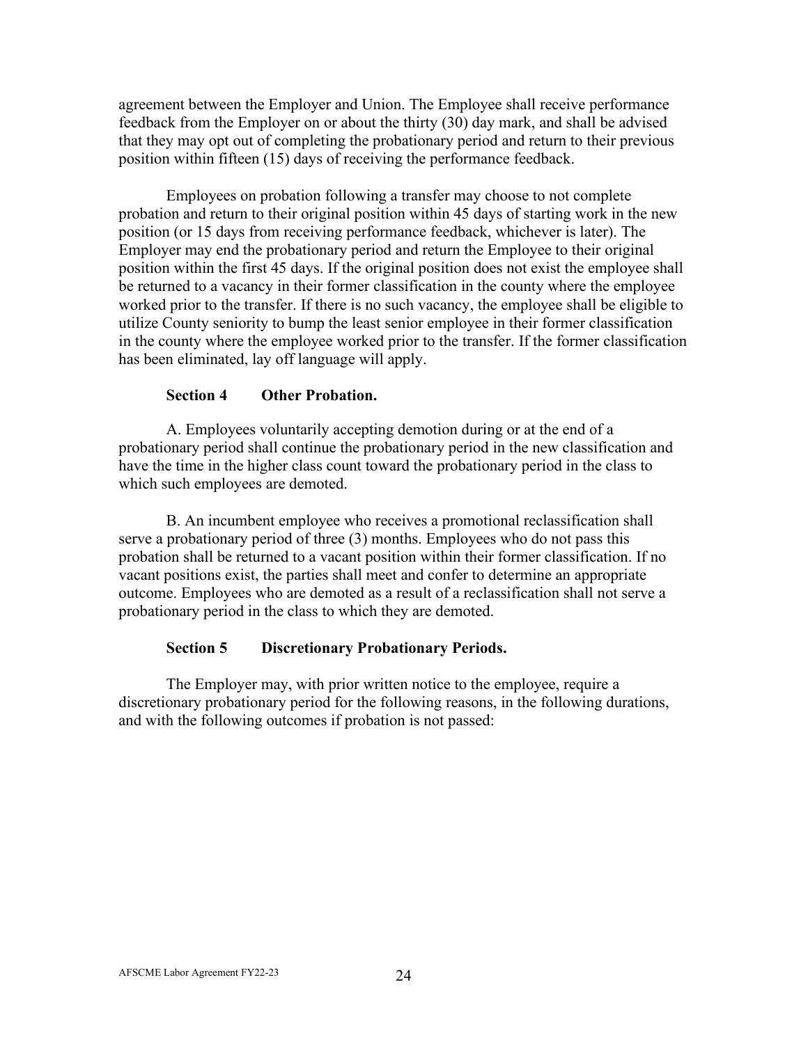agreement between the Employer and Union. The Employee shall receive performance feedback from the Employer on or about the thirty (30) day mark, and shall be advised that they may opt out of completing the probationary period and return to their previous position within fifteen (15) days of receiving the performance feedback.

Employees on probation following a transfer may choose to not complete probation and return to their original position within 45 days of starting work in the new position (or 15 days from receiving performance feedback, whichever is later). The Employer may end the probationary period and return the Employee to their original position within the first 45 days. If the original position does not exist the employee shall be returned to a vacancy in their former classification in the county where the employee worked prior to the transfer. If there is no such vacancy, the employee shall be eligible to utilize County seniority to bump the least senior employee in their former classification in the county where the employee worked prior to the transfer. If the former classification has been eliminated, lay off language will apply.

**Section 4 Other Probation.**

A. Employees voluntarily accepting demotion during or at the end of a probationary period shall continue the probationary period in the new classification and have the time in the higher class count toward the probationary period in the class to which such employees are demoted.

B. An incumbent employee who receives a promotional reclassification shall serve a probationary period of three (3) months. Employees who do not pass this probation shall be returned to a vacant position within their former classification. If no vacant positions exist, the parties shall meet and confer to determine an appropriate outcome. Employees who are demoted as a result of a reclassification shall not serve a probationary period in the class to which they are demoted.

**Section 5 Discretionary Probationary Periods.**

The Employer may, with prior written notice to the employee, require a discretionary probationary period for the following reasons, in the following durations, and with the following outcomes if probation is not passed: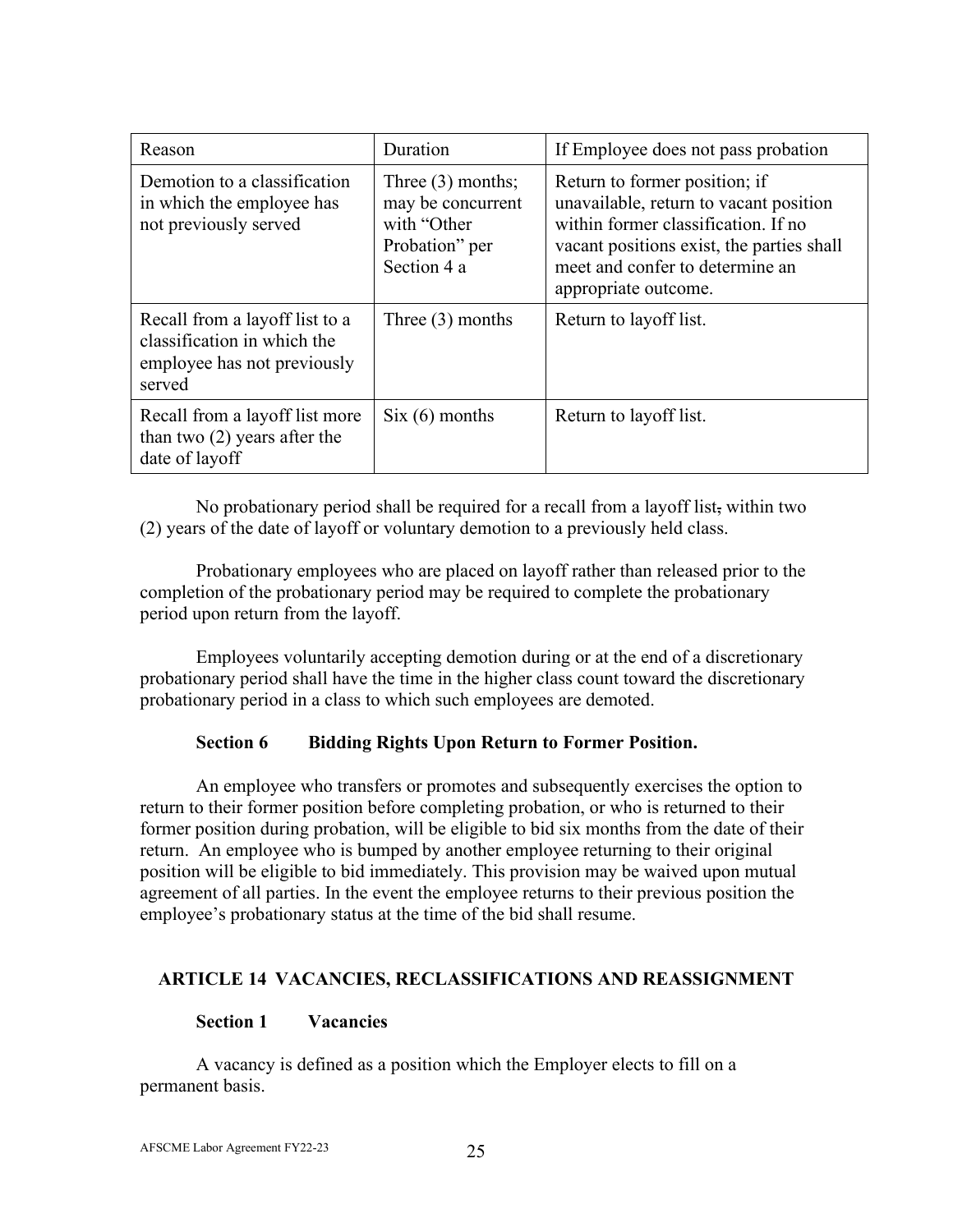| Reason | Duration | If Employee does not pass probation |
|---|---|---|
| Demotion to a classification in which the employee has not previously served | Three (3) months; may be concurrent with "Other Probation" per Section 4 a | Return to former position; if unavailable, return to vacant position within former classification. If no vacant positions exist, the parties shall meet and confer to determine an appropriate outcome. |
| Recall from a layoff list to a classification in which the employee has not previously served | Three (3) months | Return to layoff list. |
| Recall from a layoff list more than two (2) years after the date of layoff | Six (6) months | Return to layoff list. |

No probationary period shall be required for a recall from a layoff list, within two (2) years of the date of layoff or voluntary demotion to a previously held class.

Probationary employees who are placed on layoff rather than released prior to the completion of the probationary period may be required to complete the probationary period upon return from the layoff.

Employees voluntarily accepting demotion during or at the end of a discretionary probationary period shall have the time in the higher class count toward the discretionary probationary period in a class to which such employees are demoted.

**Section 6 Bidding Rights Upon Return to Former Position.**

An employee who transfers or promotes and subsequently exercises the option to return to their former position before completing probation, or who is returned to their former position during probation, will be eligible to bid six months from the date of their return. An employee who is bumped by another employee returning to their original position will be eligible to bid immediately. This provision may be waived upon mutual agreement of all parties. In the event the employee returns to their previous position the employee's probationary status at the time of the bid shall resume.

## ARTICLE 14 VACANCIES, RECLASSIFICATIONS AND REASSIGNMENT

**Section 1 Vacancies**

A vacancy is defined as a position which the Employer elects to fill on a permanent basis.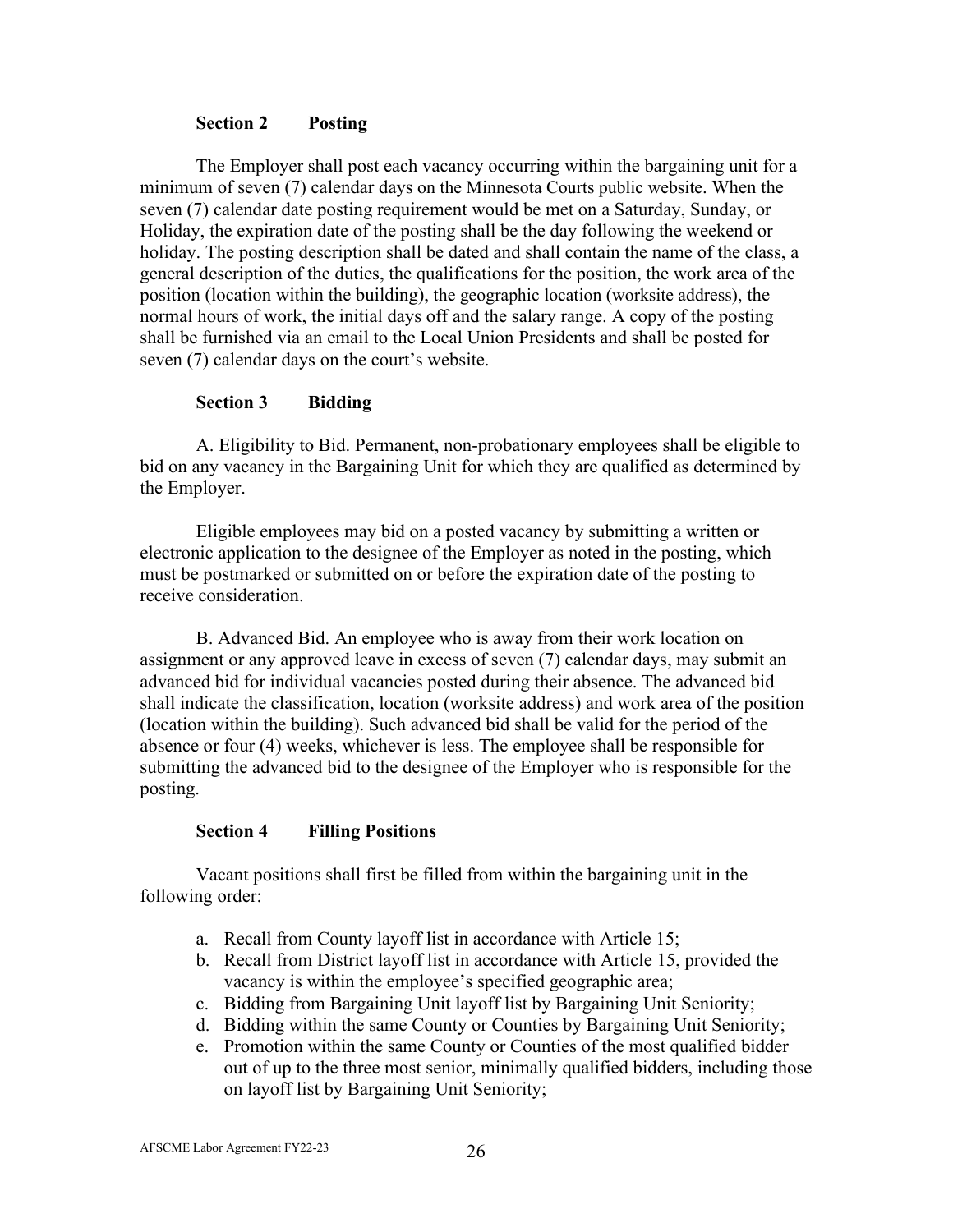### Section 2 Posting

The Employer shall post each vacancy occurring within the bargaining unit for a minimum of seven (7) calendar days on the Minnesota Courts public website. When the seven (7) calendar date posting requirement would be met on a Saturday, Sunday, or Holiday, the expiration date of the posting shall be the day following the weekend or holiday. The posting description shall be dated and shall contain the name of the class, a general description of the duties, the qualifications for the position, the work area of the position (location within the building), the geographic location (worksite address), the normal hours of work, the initial days off and the salary range. A copy of the posting shall be furnished via an email to the Local Union Presidents and shall be posted for seven (7) calendar days on the court's website.

### Section 3 Bidding

A. Eligibility to Bid. Permanent, non-probationary employees shall be eligible to bid on any vacancy in the Bargaining Unit for which they are qualified as determined by the Employer.

Eligible employees may bid on a posted vacancy by submitting a written or electronic application to the designee of the Employer as noted in the posting, which must be postmarked or submitted on or before the expiration date of the posting to receive consideration.

B. Advanced Bid. An employee who is away from their work location on assignment or any approved leave in excess of seven (7) calendar days, may submit an advanced bid for individual vacancies posted during their absence. The advanced bid shall indicate the classification, location (worksite address) and work area of the position (location within the building). Such advanced bid shall be valid for the period of the absence or four (4) weeks, whichever is less. The employee shall be responsible for submitting the advanced bid to the designee of the Employer who is responsible for the posting.

### Section 4 Filling Positions

Vacant positions shall first be filled from within the bargaining unit in the following order:

a. Recall from County layoff list in accordance with Article 15;
b. Recall from District layoff list in accordance with Article 15, provided the vacancy is within the employee's specified geographic area;
c. Bidding from Bargaining Unit layoff list by Bargaining Unit Seniority;
d. Bidding within the same County or Counties by Bargaining Unit Seniority;
e. Promotion within the same County or Counties of the most qualified bidder out of up to the three most senior, minimally qualified bidders, including those on layoff list by Bargaining Unit Seniority;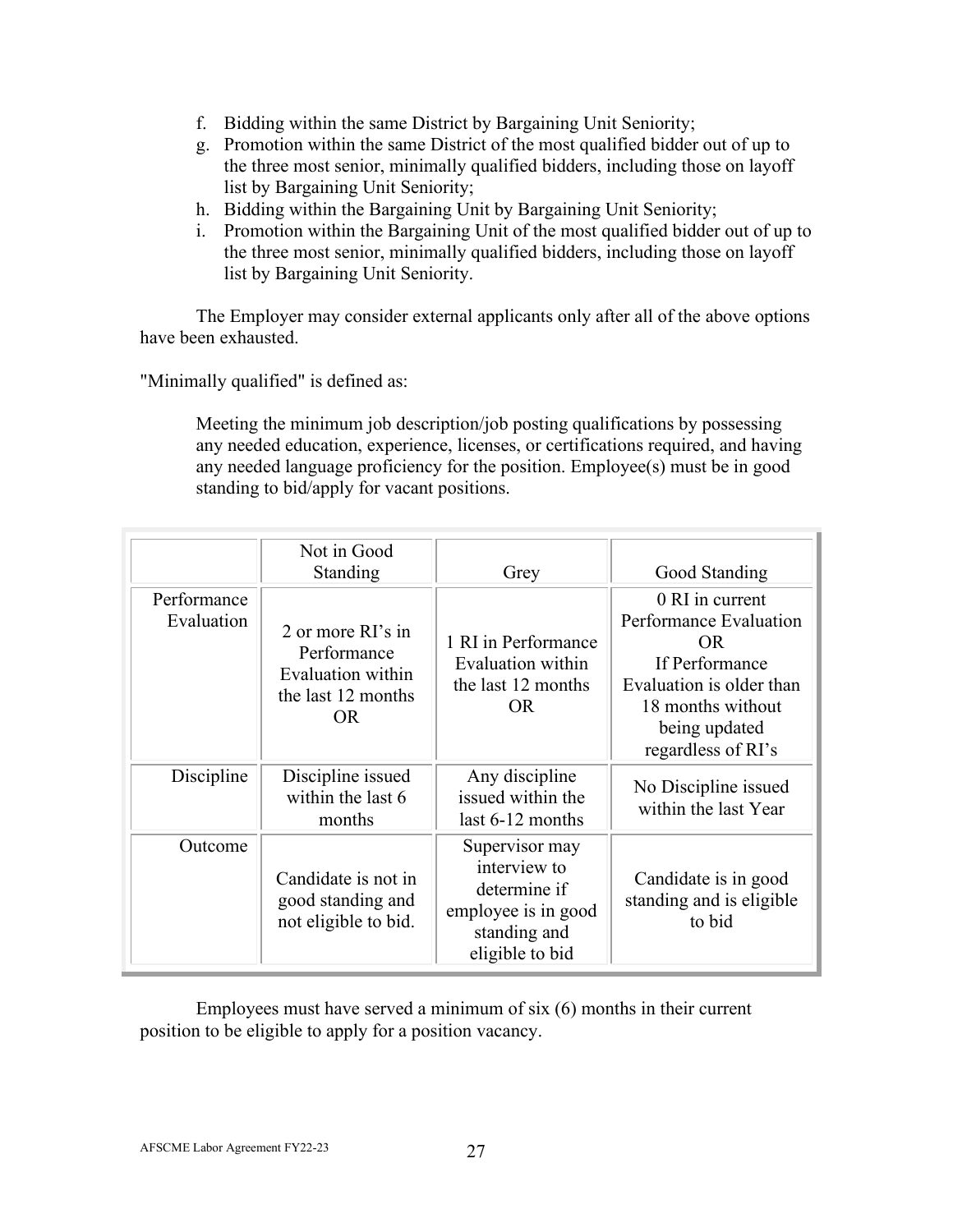f. Bidding within the same District by Bargaining Unit Seniority;
g. Promotion within the same District of the most qualified bidder out of up to the three most senior, minimally qualified bidders, including those on layoff list by Bargaining Unit Seniority;
h. Bidding within the Bargaining Unit by Bargaining Unit Seniority;
i. Promotion within the Bargaining Unit of the most qualified bidder out of up to the three most senior, minimally qualified bidders, including those on layoff list by Bargaining Unit Seniority.

The Employer may consider external applicants only after all of the above options have been exhausted.

"Minimally qualified" is defined as:

> Meeting the minimum job description/job posting qualifications by possessing any needed education, experience, licenses, or certifications required, and having any needed language proficiency for the position. Employee(s) must be in good standing to bid/apply for vacant positions.

| | Not in Good Standing | Grey | Good Standing |
|---|---|---|---|
| Performance Evaluation | 2 or more RI's in Performance Evaluation within the last 12 months OR | 1 RI in Performance Evaluation within the last 12 months OR | 0 RI in current Performance Evaluation OR If Performance Evaluation is older than 18 months without being updated regardless of RI's |
| Discipline | Discipline issued within the last 6 months | Any discipline issued within the last 6-12 months | No Discipline issued within the last Year |
| Outcome | Candidate is not in good standing and not eligible to bid. | Supervisor may interview to determine if employee is in good standing and eligible to bid | Candidate is in good standing and is eligible to bid |

Employees must have served a minimum of six (6) months in their current position to be eligible to apply for a position vacancy.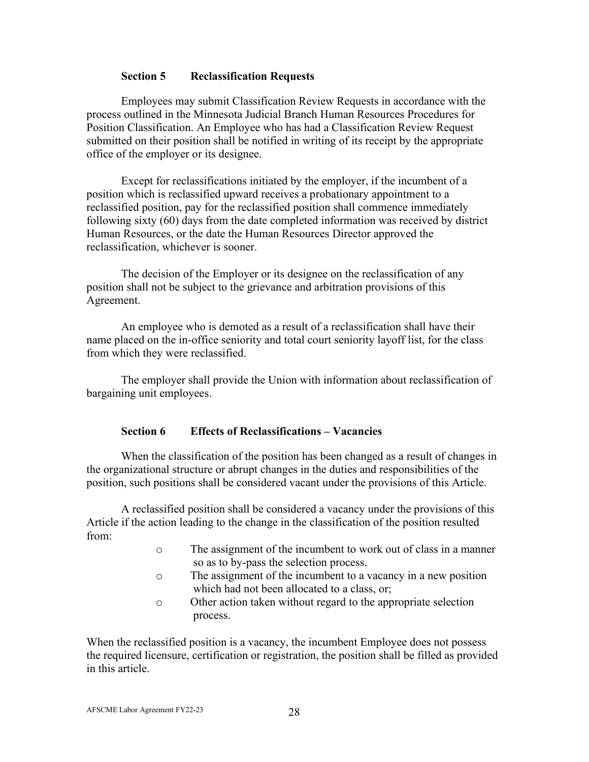### Section 5 Reclassification Requests

Employees may submit Classification Review Requests in accordance with the process outlined in the Minnesota Judicial Branch Human Resources Procedures for Position Classification. An Employee who has had a Classification Review Request submitted on their position shall be notified in writing of its receipt by the appropriate office of the employer or its designee.

Except for reclassifications initiated by the employer, if the incumbent of a position which is reclassified upward receives a probationary appointment to a reclassified position, pay for the reclassified position shall commence immediately following sixty (60) days from the date completed information was received by district Human Resources, or the date the Human Resources Director approved the reclassification, whichever is sooner.

The decision of the Employer or its designee on the reclassification of any position shall not be subject to the grievance and arbitration provisions of this Agreement.

An employee who is demoted as a result of a reclassification shall have their name placed on the in-office seniority and total court seniority layoff list, for the class from which they were reclassified.

The employer shall provide the Union with information about reclassification of bargaining unit employees.

### Section 6 Effects of Reclassifications – Vacancies

When the classification of the position has been changed as a result of changes in the organizational structure or abrupt changes in the duties and responsibilities of the position, such positions shall be considered vacant under the provisions of this Article.

A reclassified position shall be considered a vacancy under the provisions of this Article if the action leading to the change in the classification of the position resulted from:

- The assignment of the incumbent to work out of class in a manner so as to by-pass the selection process.
- The assignment of the incumbent to a vacancy in a new position which had not been allocated to a class, or;
- Other action taken without regard to the appropriate selection process.

When the reclassified position is a vacancy, the incumbent Employee does not possess the required licensure, certification or registration, the position shall be filled as provided in this article.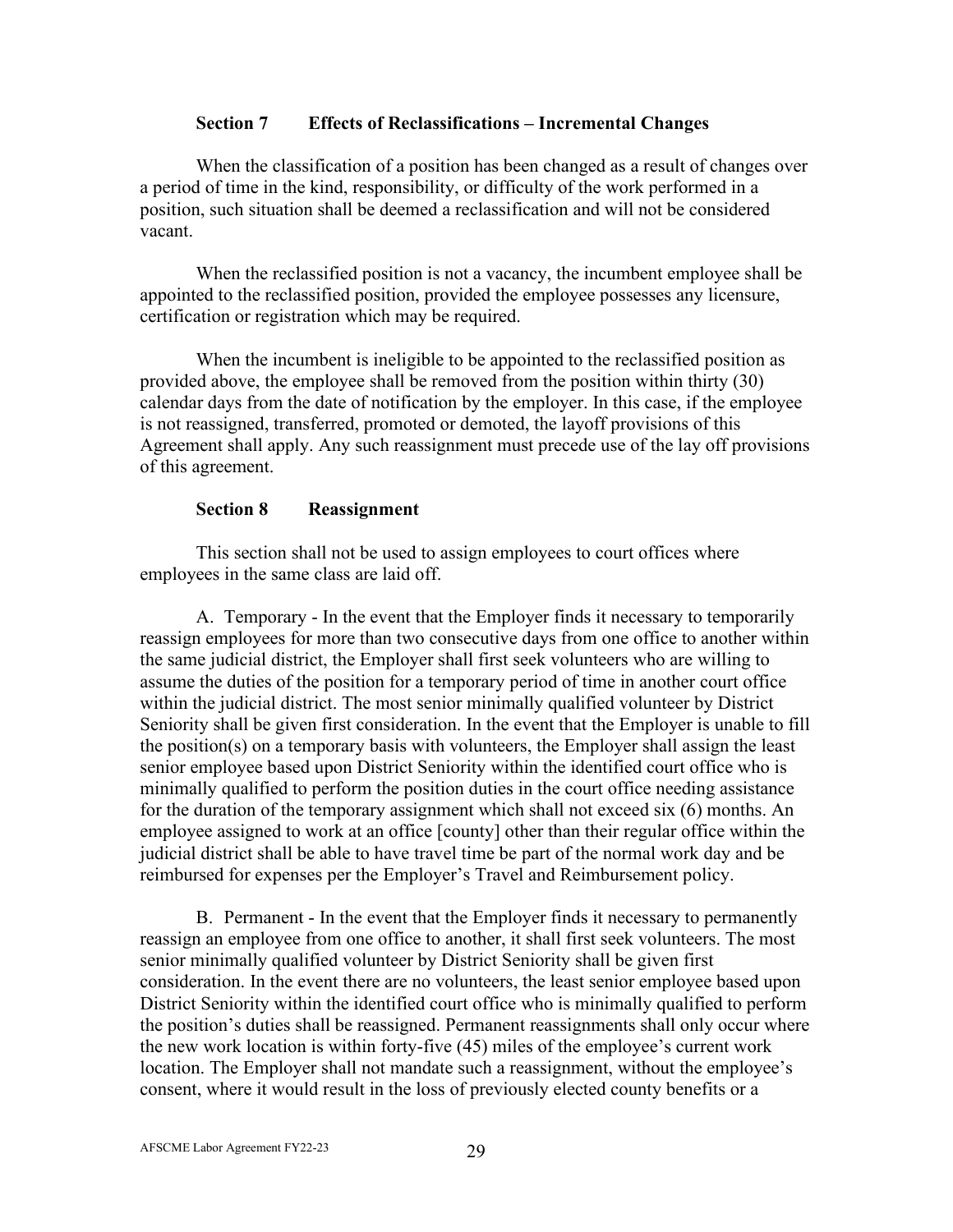### Section 7 Effects of Reclassifications – Incremental Changes

When the classification of a position has been changed as a result of changes over a period of time in the kind, responsibility, or difficulty of the work performed in a position, such situation shall be deemed a reclassification and will not be considered vacant.

When the reclassified position is not a vacancy, the incumbent employee shall be appointed to the reclassified position, provided the employee possesses any licensure, certification or registration which may be required.

When the incumbent is ineligible to be appointed to the reclassified position as provided above, the employee shall be removed from the position within thirty (30) calendar days from the date of notification by the employer. In this case, if the employee is not reassigned, transferred, promoted or demoted, the layoff provisions of this Agreement shall apply. Any such reassignment must precede use of the lay off provisions of this agreement.

### Section 8 Reassignment

This section shall not be used to assign employees to court offices where employees in the same class are laid off.

A. Temporary - In the event that the Employer finds it necessary to temporarily reassign employees for more than two consecutive days from one office to another within the same judicial district, the Employer shall first seek volunteers who are willing to assume the duties of the position for a temporary period of time in another court office within the judicial district. The most senior minimally qualified volunteer by District Seniority shall be given first consideration. In the event that the Employer is unable to fill the position(s) on a temporary basis with volunteers, the Employer shall assign the least senior employee based upon District Seniority within the identified court office who is minimally qualified to perform the position duties in the court office needing assistance for the duration of the temporary assignment which shall not exceed six (6) months. An employee assigned to work at an office [county] other than their regular office within the judicial district shall be able to have travel time be part of the normal work day and be reimbursed for expenses per the Employer's Travel and Reimbursement policy.

B. Permanent - In the event that the Employer finds it necessary to permanently reassign an employee from one office to another, it shall first seek volunteers. The most senior minimally qualified volunteer by District Seniority shall be given first consideration. In the event there are no volunteers, the least senior employee based upon District Seniority within the identified court office who is minimally qualified to perform the position's duties shall be reassigned. Permanent reassignments shall only occur where the new work location is within forty-five (45) miles of the employee's current work location. The Employer shall not mandate such a reassignment, without the employee's consent, where it would result in the loss of previously elected county benefits or a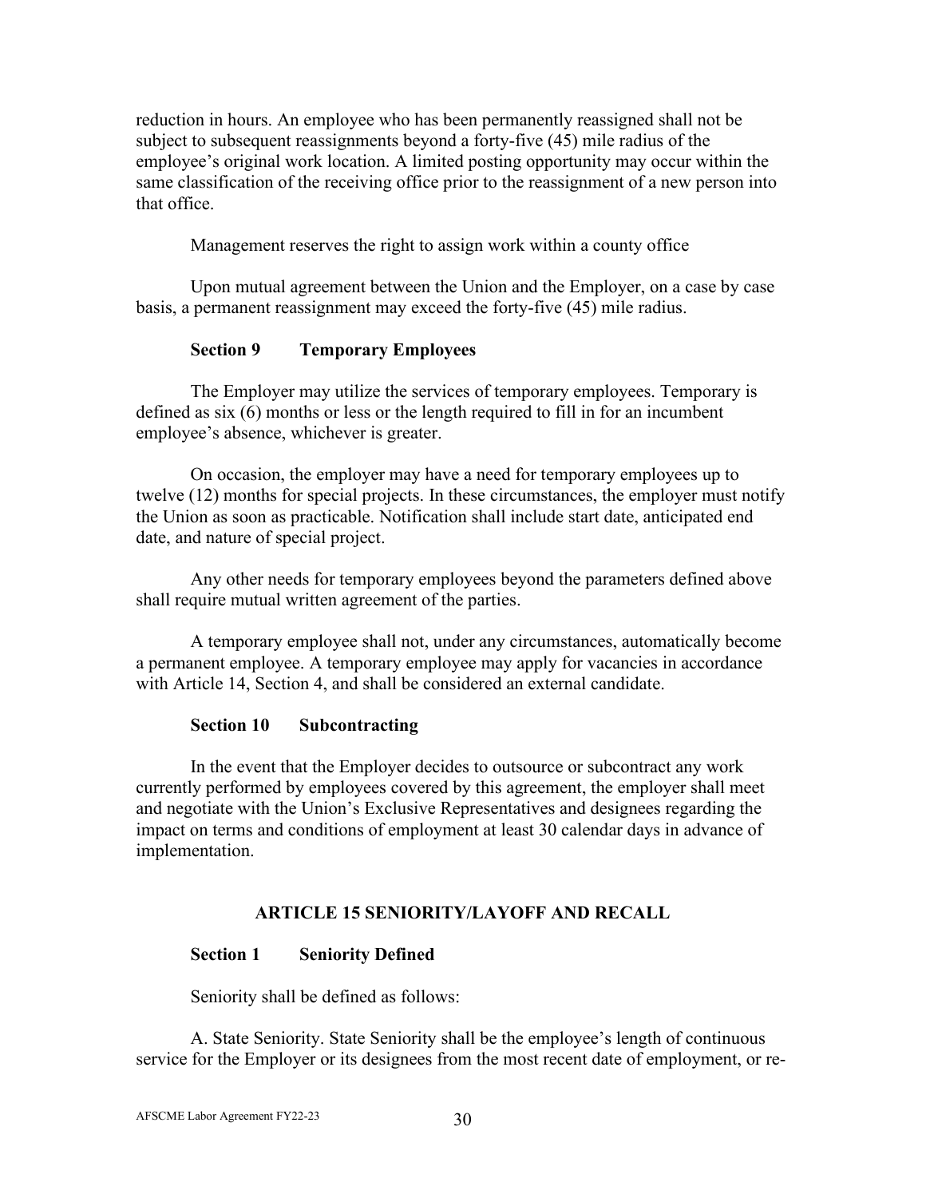reduction in hours. An employee who has been permanently reassigned shall not be subject to subsequent reassignments beyond a forty-five (45) mile radius of the employee's original work location. A limited posting opportunity may occur within the same classification of the receiving office prior to the reassignment of a new person into that office.

Management reserves the right to assign work within a county office

Upon mutual agreement between the Union and the Employer, on a case by case basis, a permanent reassignment may exceed the forty-five (45) mile radius.

**Section 9 Temporary Employees**

The Employer may utilize the services of temporary employees. Temporary is defined as six (6) months or less or the length required to fill in for an incumbent employee's absence, whichever is greater.

On occasion, the employer may have a need for temporary employees up to twelve (12) months for special projects. In these circumstances, the employer must notify the Union as soon as practicable. Notification shall include start date, anticipated end date, and nature of special project.

Any other needs for temporary employees beyond the parameters defined above shall require mutual written agreement of the parties.

A temporary employee shall not, under any circumstances, automatically become a permanent employee. A temporary employee may apply for vacancies in accordance with Article 14, Section 4, and shall be considered an external candidate.

**Section 10 Subcontracting**

In the event that the Employer decides to outsource or subcontract any work currently performed by employees covered by this agreement, the employer shall meet and negotiate with the Union's Exclusive Representatives and designees regarding the impact on terms and conditions of employment at least 30 calendar days in advance of implementation.

## ARTICLE 15 SENIORITY/LAYOFF AND RECALL

**Section 1 Seniority Defined**

Seniority shall be defined as follows:

A. State Seniority. State Seniority shall be the employee's length of continuous service for the Employer or its designees from the most recent date of employment, or re-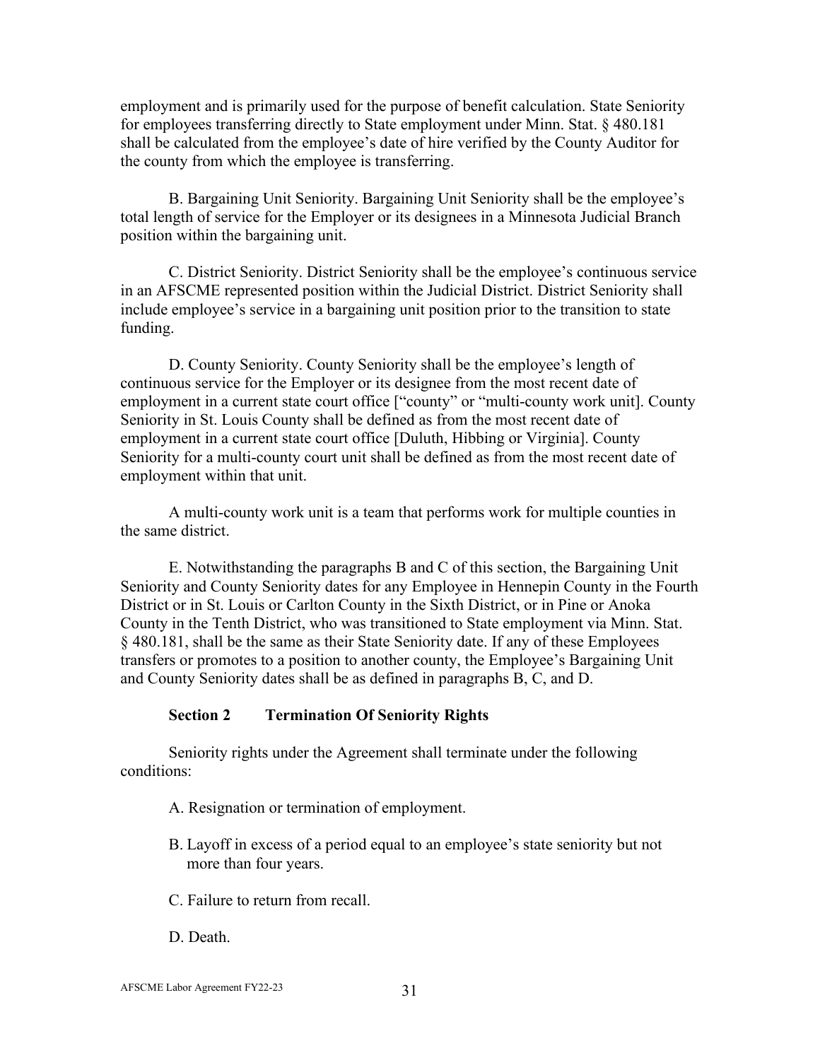employment and is primarily used for the purpose of benefit calculation. State Seniority for employees transferring directly to State employment under Minn. Stat. § 480.181 shall be calculated from the employee's date of hire verified by the County Auditor for the county from which the employee is transferring.

B. Bargaining Unit Seniority. Bargaining Unit Seniority shall be the employee's total length of service for the Employer or its designees in a Minnesota Judicial Branch position within the bargaining unit.

C. District Seniority. District Seniority shall be the employee's continuous service in an AFSCME represented position within the Judicial District. District Seniority shall include employee's service in a bargaining unit position prior to the transition to state funding.

D. County Seniority. County Seniority shall be the employee's length of continuous service for the Employer or its designee from the most recent date of employment in a current state court office ["county" or "multi-county work unit]. County Seniority in St. Louis County shall be defined as from the most recent date of employment in a current state court office [Duluth, Hibbing or Virginia]. County Seniority for a multi-county court unit shall be defined as from the most recent date of employment within that unit.

A multi-county work unit is a team that performs work for multiple counties in the same district.

E. Notwithstanding the paragraphs B and C of this section, the Bargaining Unit Seniority and County Seniority dates for any Employee in Hennepin County in the Fourth District or in St. Louis or Carlton County in the Sixth District, or in Pine or Anoka County in the Tenth District, who was transitioned to State employment via Minn. Stat. § 480.181, shall be the same as their State Seniority date. If any of these Employees transfers or promotes to a position to another county, the Employee's Bargaining Unit and County Seniority dates shall be as defined in paragraphs B, C, and D.

### Section 2 Termination Of Seniority Rights

Seniority rights under the Agreement shall terminate under the following conditions:

A. Resignation or termination of employment.

B. Layoff in excess of a period equal to an employee's state seniority but not more than four years.

C. Failure to return from recall.

D. Death.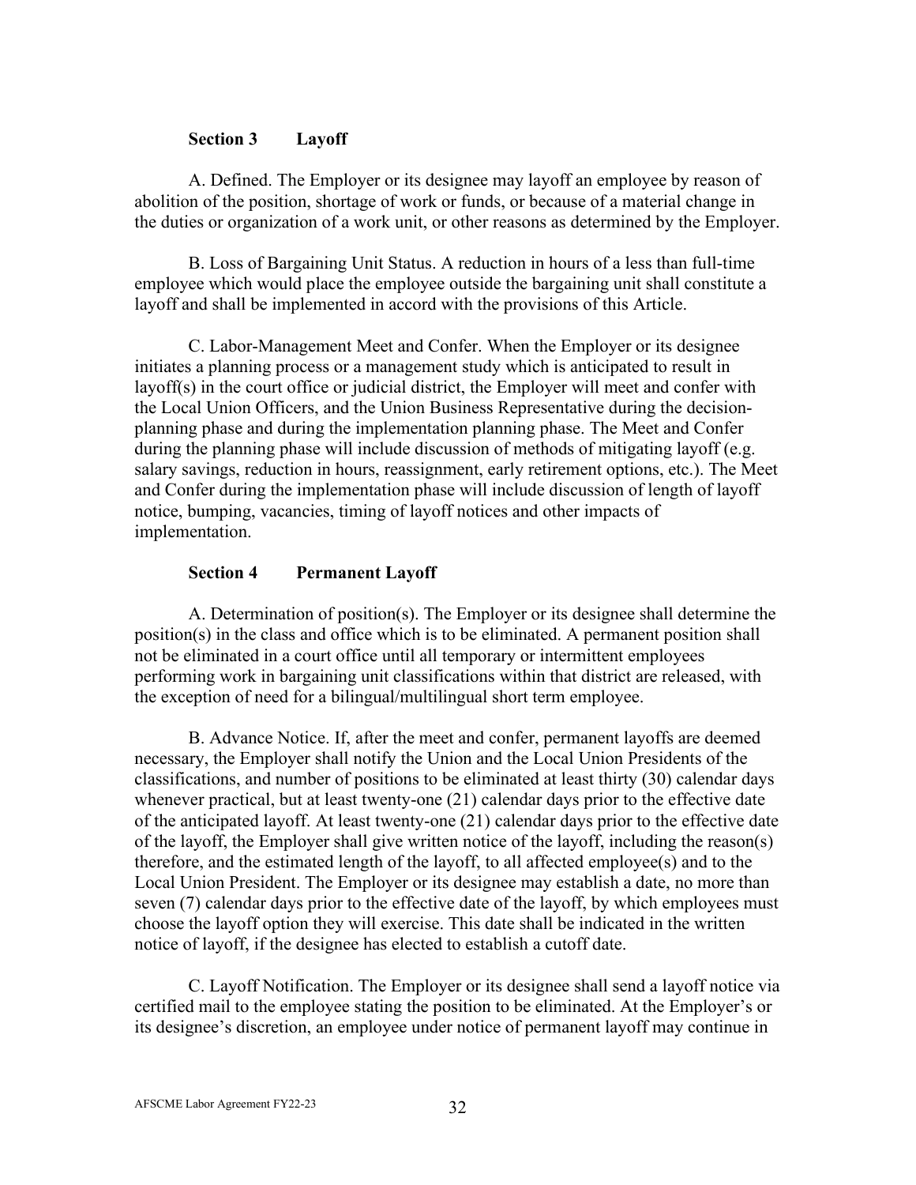### Section 3 Layoff

A. Defined. The Employer or its designee may layoff an employee by reason of abolition of the position, shortage of work or funds, or because of a material change in the duties or organization of a work unit, or other reasons as determined by the Employer.

B. Loss of Bargaining Unit Status. A reduction in hours of a less than full-time employee which would place the employee outside the bargaining unit shall constitute a layoff and shall be implemented in accord with the provisions of this Article.

C. Labor-Management Meet and Confer. When the Employer or its designee initiates a planning process or a management study which is anticipated to result in layoff(s) in the court office or judicial district, the Employer will meet and confer with the Local Union Officers, and the Union Business Representative during the decision-planning phase and during the implementation planning phase. The Meet and Confer during the planning phase will include discussion of methods of mitigating layoff (e.g. salary savings, reduction in hours, reassignment, early retirement options, etc.). The Meet and Confer during the implementation phase will include discussion of length of layoff notice, bumping, vacancies, timing of layoff notices and other impacts of implementation.

### Section 4 Permanent Layoff

A. Determination of position(s). The Employer or its designee shall determine the position(s) in the class and office which is to be eliminated. A permanent position shall not be eliminated in a court office until all temporary or intermittent employees performing work in bargaining unit classifications within that district are released, with the exception of need for a bilingual/multilingual short term employee.

B. Advance Notice. If, after the meet and confer, permanent layoffs are deemed necessary, the Employer shall notify the Union and the Local Union Presidents of the classifications, and number of positions to be eliminated at least thirty (30) calendar days whenever practical, but at least twenty-one (21) calendar days prior to the effective date of the anticipated layoff. At least twenty-one (21) calendar days prior to the effective date of the layoff, the Employer shall give written notice of the layoff, including the reason(s) therefore, and the estimated length of the layoff, to all affected employee(s) and to the Local Union President. The Employer or its designee may establish a date, no more than seven (7) calendar days prior to the effective date of the layoff, by which employees must choose the layoff option they will exercise. This date shall be indicated in the written notice of layoff, if the designee has elected to establish a cutoff date.

C. Layoff Notification. The Employer or its designee shall send a layoff notice via certified mail to the employee stating the position to be eliminated. At the Employer's or its designee's discretion, an employee under notice of permanent layoff may continue in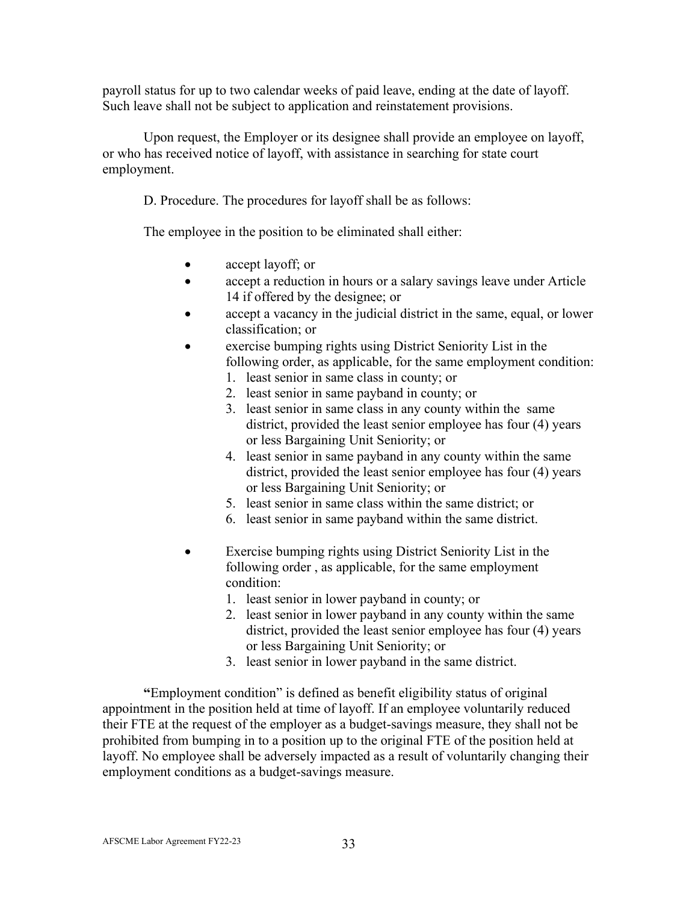payroll status for up to two calendar weeks of paid leave, ending at the date of layoff. Such leave shall not be subject to application and reinstatement provisions.

Upon request, the Employer or its designee shall provide an employee on layoff, or who has received notice of layoff, with assistance in searching for state court employment.

D. Procedure. The procedures for layoff shall be as follows:

The employee in the position to be eliminated shall either:

- accept layoff; or
- accept a reduction in hours or a salary savings leave under Article 14 if offered by the designee; or
- accept a vacancy in the judicial district in the same, equal, or lower classification; or
- exercise bumping rights using District Seniority List in the following order, as applicable, for the same employment condition:
  1. least senior in same class in county; or
  2. least senior in same payband in county; or
  3. least senior in same class in any county within the same district, provided the least senior employee has four (4) years or less Bargaining Unit Seniority; or
  4. least senior in same payband in any county within the same district, provided the least senior employee has four (4) years or less Bargaining Unit Seniority; or
  5. least senior in same class within the same district; or
  6. least senior in same payband within the same district.
- Exercise bumping rights using District Seniority List in the following order , as applicable, for the same employment condition:
  1. least senior in lower payband in county; or
  2. least senior in lower payband in any county within the same district, provided the least senior employee has four (4) years or less Bargaining Unit Seniority; or
  3. least senior in lower payband in the same district.

**"**Employment condition" is defined as benefit eligibility status of original appointment in the position held at time of layoff. If an employee voluntarily reduced their FTE at the request of the employer as a budget-savings measure, they shall not be prohibited from bumping in to a position up to the original FTE of the position held at layoff. No employee shall be adversely impacted as a result of voluntarily changing their employment conditions as a budget-savings measure.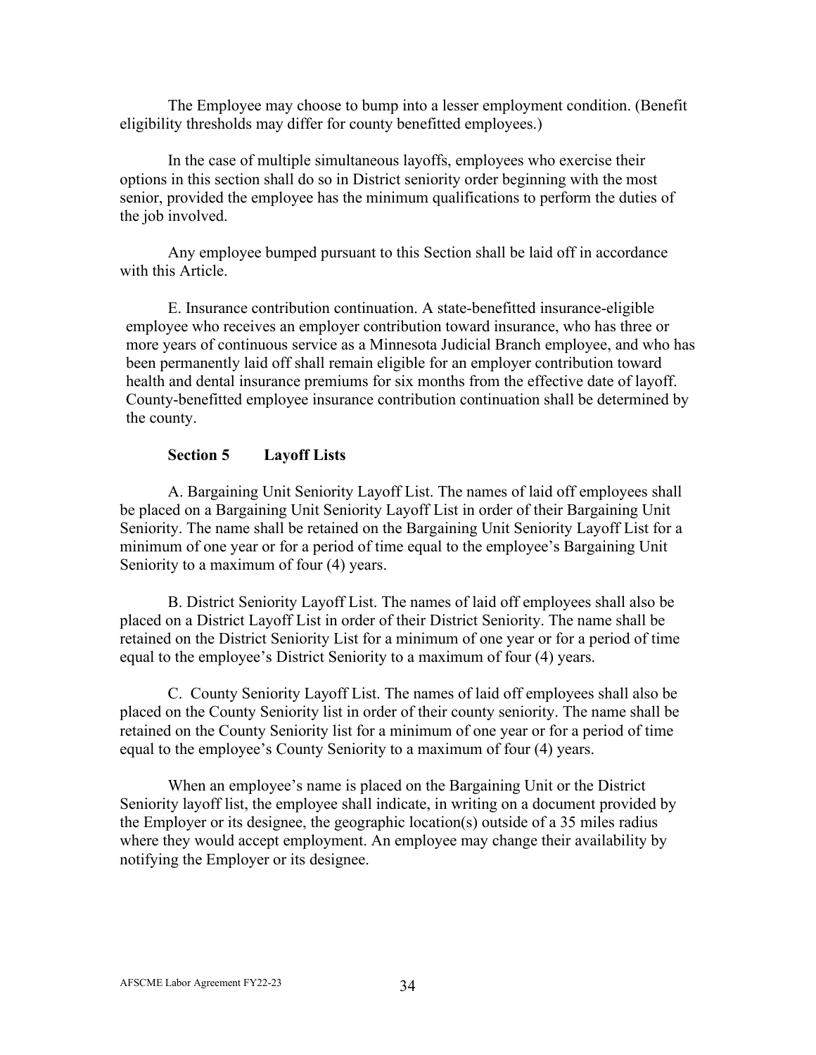The Employee may choose to bump into a lesser employment condition. (Benefit eligibility thresholds may differ for county benefitted employees.)

In the case of multiple simultaneous layoffs, employees who exercise their options in this section shall do so in District seniority order beginning with the most senior, provided the employee has the minimum qualifications to perform the duties of the job involved.

Any employee bumped pursuant to this Section shall be laid off in accordance with this Article.

E. Insurance contribution continuation. A state-benefitted insurance-eligible employee who receives an employer contribution toward insurance, who has three or more years of continuous service as a Minnesota Judicial Branch employee, and who has been permanently laid off shall remain eligible for an employer contribution toward health and dental insurance premiums for six months from the effective date of layoff. County-benefitted employee insurance contribution continuation shall be determined by the county.

### Section 5 Layoff Lists

A. Bargaining Unit Seniority Layoff List. The names of laid off employees shall be placed on a Bargaining Unit Seniority Layoff List in order of their Bargaining Unit Seniority. The name shall be retained on the Bargaining Unit Seniority Layoff List for a minimum of one year or for a period of time equal to the employee's Bargaining Unit Seniority to a maximum of four (4) years.

B. District Seniority Layoff List. The names of laid off employees shall also be placed on a District Layoff List in order of their District Seniority. The name shall be retained on the District Seniority List for a minimum of one year or for a period of time equal to the employee's District Seniority to a maximum of four (4) years.

C. County Seniority Layoff List. The names of laid off employees shall also be placed on the County Seniority list in order of their county seniority. The name shall be retained on the County Seniority list for a minimum of one year or for a period of time equal to the employee's County Seniority to a maximum of four (4) years.

When an employee's name is placed on the Bargaining Unit or the District Seniority layoff list, the employee shall indicate, in writing on a document provided by the Employer or its designee, the geographic location(s) outside of a 35 miles radius where they would accept employment. An employee may change their availability by notifying the Employer or its designee.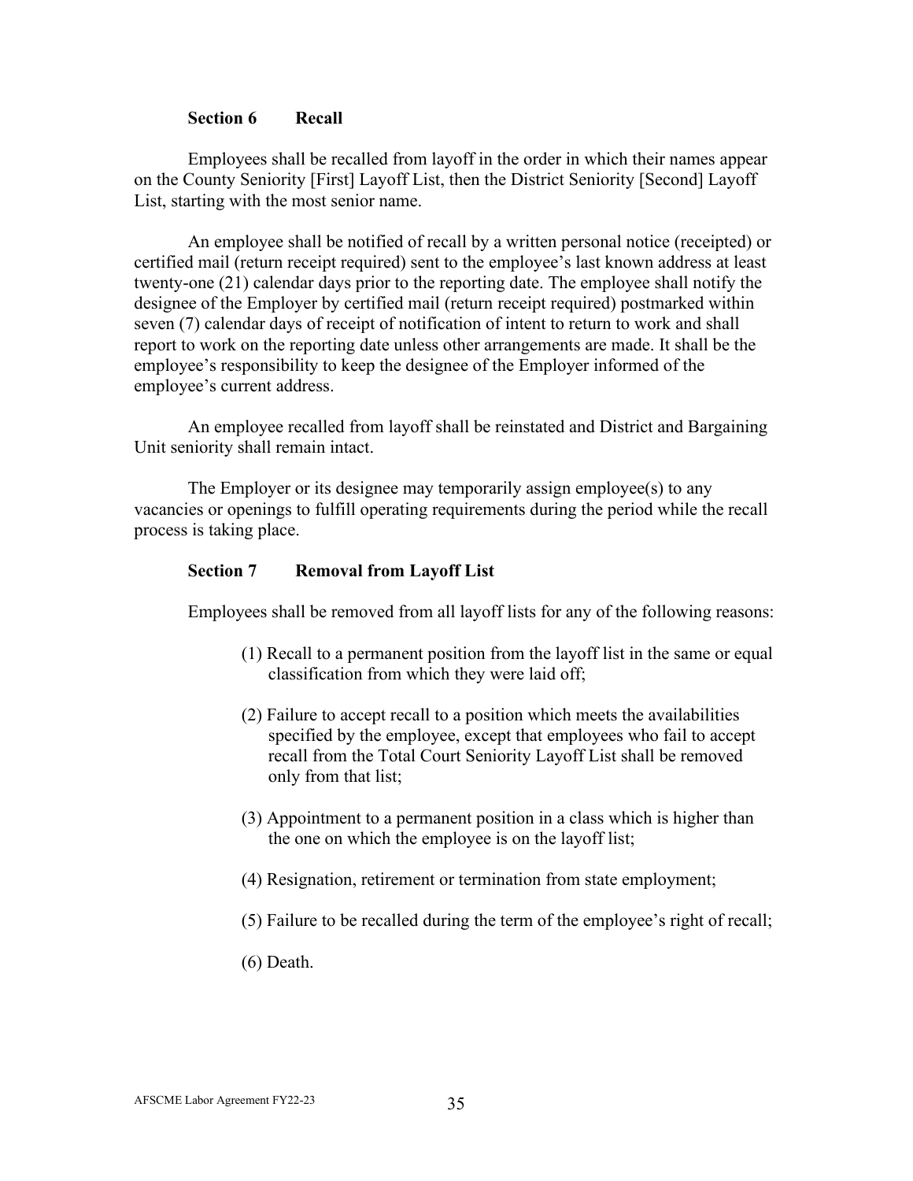### Section 6 Recall

Employees shall be recalled from layoff in the order in which their names appear on the County Seniority [First] Layoff List, then the District Seniority [Second] Layoff List, starting with the most senior name.

An employee shall be notified of recall by a written personal notice (receipted) or certified mail (return receipt required) sent to the employee's last known address at least twenty-one (21) calendar days prior to the reporting date. The employee shall notify the designee of the Employer by certified mail (return receipt required) postmarked within seven (7) calendar days of receipt of notification of intent to return to work and shall report to work on the reporting date unless other arrangements are made. It shall be the employee's responsibility to keep the designee of the Employer informed of the employee's current address.

An employee recalled from layoff shall be reinstated and District and Bargaining Unit seniority shall remain intact.

The Employer or its designee may temporarily assign employee(s) to any vacancies or openings to fulfill operating requirements during the period while the recall process is taking place.

### Section 7 Removal from Layoff List

Employees shall be removed from all layoff lists for any of the following reasons:

(1) Recall to a permanent position from the layoff list in the same or equal classification from which they were laid off;

(2) Failure to accept recall to a position which meets the availabilities specified by the employee, except that employees who fail to accept recall from the Total Court Seniority Layoff List shall be removed only from that list;

(3) Appointment to a permanent position in a class which is higher than the one on which the employee is on the layoff list;

(4) Resignation, retirement or termination from state employment;

(5) Failure to be recalled during the term of the employee's right of recall;

(6) Death.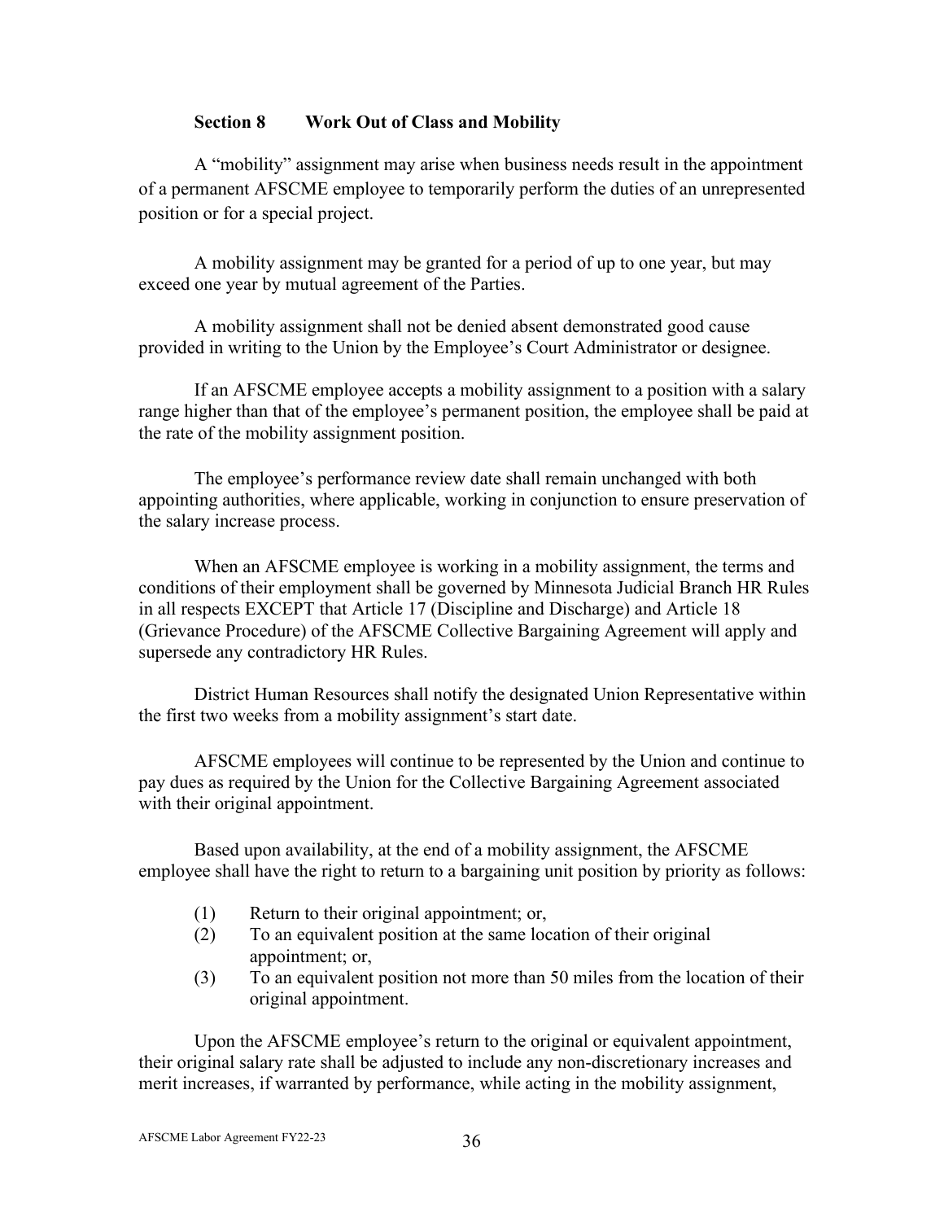### Section 8 Work Out of Class and Mobility

A "mobility" assignment may arise when business needs result in the appointment of a permanent AFSCME employee to temporarily perform the duties of an unrepresented position or for a special project.

A mobility assignment may be granted for a period of up to one year, but may exceed one year by mutual agreement of the Parties.

A mobility assignment shall not be denied absent demonstrated good cause provided in writing to the Union by the Employee's Court Administrator or designee.

If an AFSCME employee accepts a mobility assignment to a position with a salary range higher than that of the employee's permanent position, the employee shall be paid at the rate of the mobility assignment position.

The employee's performance review date shall remain unchanged with both appointing authorities, where applicable, working in conjunction to ensure preservation of the salary increase process.

When an AFSCME employee is working in a mobility assignment, the terms and conditions of their employment shall be governed by Minnesota Judicial Branch HR Rules in all respects EXCEPT that Article 17 (Discipline and Discharge) and Article 18 (Grievance Procedure) of the AFSCME Collective Bargaining Agreement will apply and supersede any contradictory HR Rules.

District Human Resources shall notify the designated Union Representative within the first two weeks from a mobility assignment's start date.

AFSCME employees will continue to be represented by the Union and continue to pay dues as required by the Union for the Collective Bargaining Agreement associated with their original appointment.

Based upon availability, at the end of a mobility assignment, the AFSCME employee shall have the right to return to a bargaining unit position by priority as follows:

(1) Return to their original appointment; or,
(2) To an equivalent position at the same location of their original appointment; or,
(3) To an equivalent position not more than 50 miles from the location of their original appointment.

Upon the AFSCME employee's return to the original or equivalent appointment, their original salary rate shall be adjusted to include any non-discretionary increases and merit increases, if warranted by performance, while acting in the mobility assignment,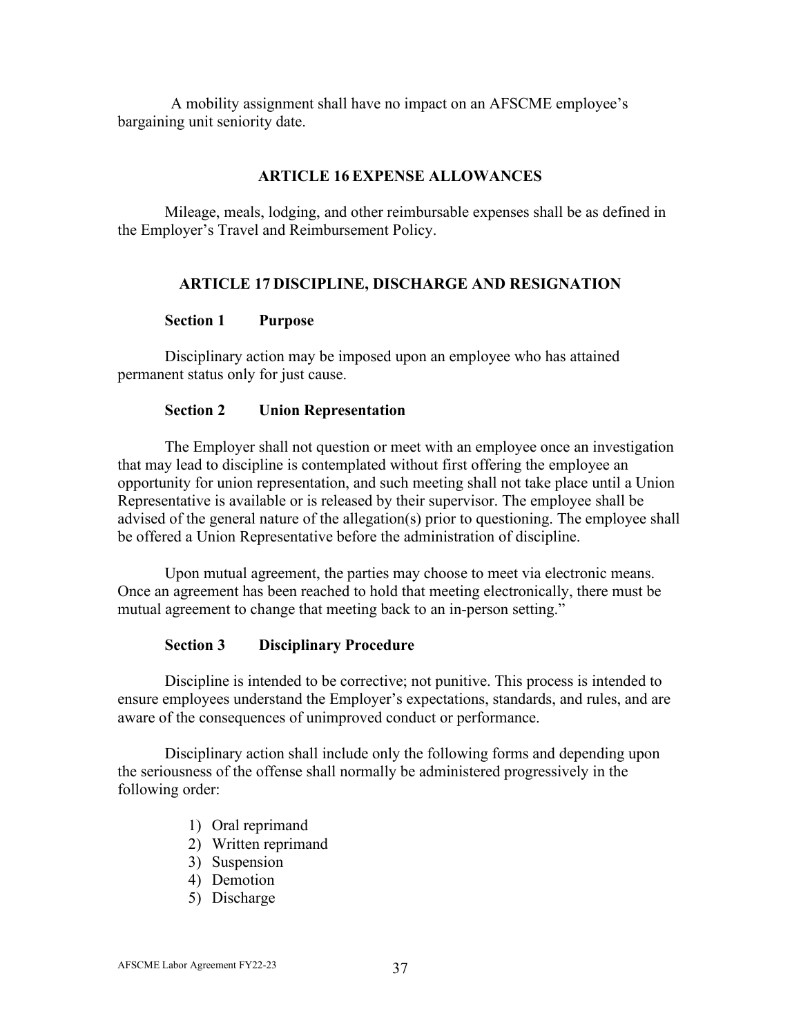A mobility assignment shall have no impact on an AFSCME employee's bargaining unit seniority date.

## ARTICLE 16 EXPENSE ALLOWANCES

Mileage, meals, lodging, and other reimbursable expenses shall be as defined in the Employer's Travel and Reimbursement Policy.

## ARTICLE 17 DISCIPLINE, DISCHARGE AND RESIGNATION

### Section 1 Purpose

Disciplinary action may be imposed upon an employee who has attained permanent status only for just cause.

### Section 2 Union Representation

The Employer shall not question or meet with an employee once an investigation that may lead to discipline is contemplated without first offering the employee an opportunity for union representation, and such meeting shall not take place until a Union Representative is available or is released by their supervisor. The employee shall be advised of the general nature of the allegation(s) prior to questioning. The employee shall be offered a Union Representative before the administration of discipline.

Upon mutual agreement, the parties may choose to meet via electronic means. Once an agreement has been reached to hold that meeting electronically, there must be mutual agreement to change that meeting back to an in-person setting."

### Section 3 Disciplinary Procedure

Discipline is intended to be corrective; not punitive. This process is intended to ensure employees understand the Employer's expectations, standards, and rules, and are aware of the consequences of unimproved conduct or performance.

Disciplinary action shall include only the following forms and depending upon the seriousness of the offense shall normally be administered progressively in the following order:

1) Oral reprimand
2) Written reprimand
3) Suspension
4) Demotion
5) Discharge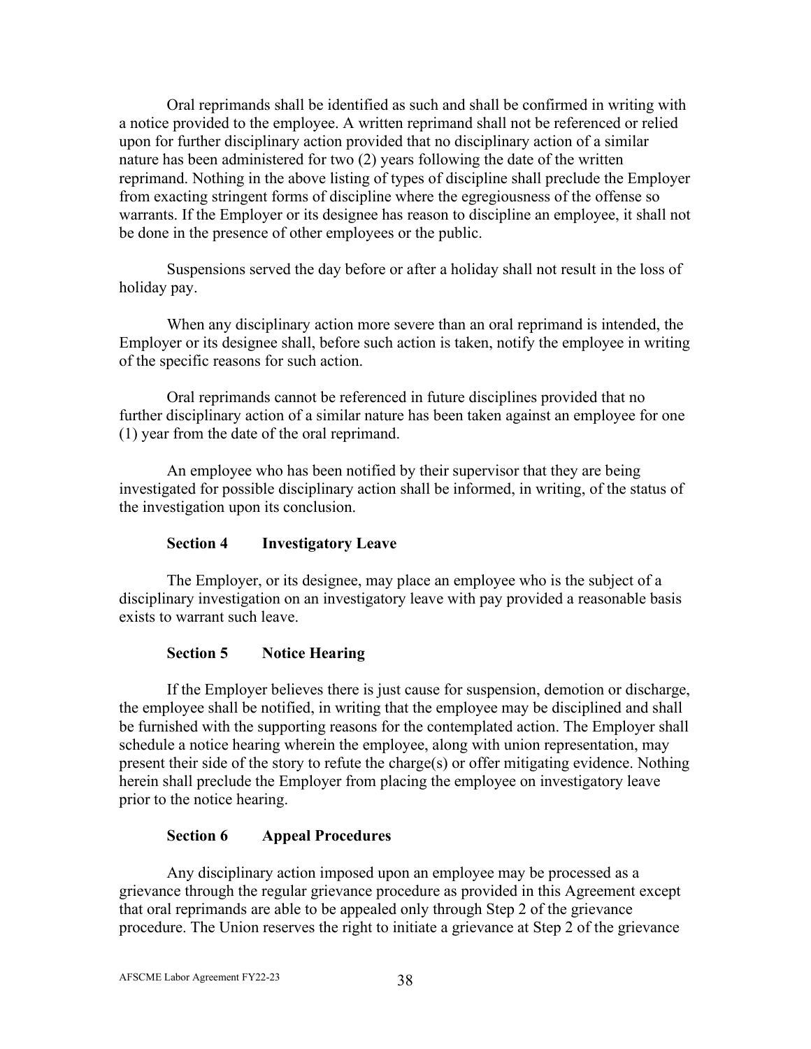Oral reprimands shall be identified as such and shall be confirmed in writing with a notice provided to the employee. A written reprimand shall not be referenced or relied upon for further disciplinary action provided that no disciplinary action of a similar nature has been administered for two (2) years following the date of the written reprimand. Nothing in the above listing of types of discipline shall preclude the Employer from exacting stringent forms of discipline where the egregiousness of the offense so warrants. If the Employer or its designee has reason to discipline an employee, it shall not be done in the presence of other employees or the public.

Suspensions served the day before or after a holiday shall not result in the loss of holiday pay.

When any disciplinary action more severe than an oral reprimand is intended, the Employer or its designee shall, before such action is taken, notify the employee in writing of the specific reasons for such action.

Oral reprimands cannot be referenced in future disciplines provided that no further disciplinary action of a similar nature has been taken against an employee for one (1) year from the date of the oral reprimand.

An employee who has been notified by their supervisor that they are being investigated for possible disciplinary action shall be informed, in writing, of the status of the investigation upon its conclusion.

**Section 4 Investigatory Leave**

The Employer, or its designee, may place an employee who is the subject of a disciplinary investigation on an investigatory leave with pay provided a reasonable basis exists to warrant such leave.

**Section 5 Notice Hearing**

If the Employer believes there is just cause for suspension, demotion or discharge, the employee shall be notified, in writing that the employee may be disciplined and shall be furnished with the supporting reasons for the contemplated action. The Employer shall schedule a notice hearing wherein the employee, along with union representation, may present their side of the story to refute the charge(s) or offer mitigating evidence. Nothing herein shall preclude the Employer from placing the employee on investigatory leave prior to the notice hearing.

**Section 6 Appeal Procedures**

Any disciplinary action imposed upon an employee may be processed as a grievance through the regular grievance procedure as provided in this Agreement except that oral reprimands are able to be appealed only through Step 2 of the grievance procedure. The Union reserves the right to initiate a grievance at Step 2 of the grievance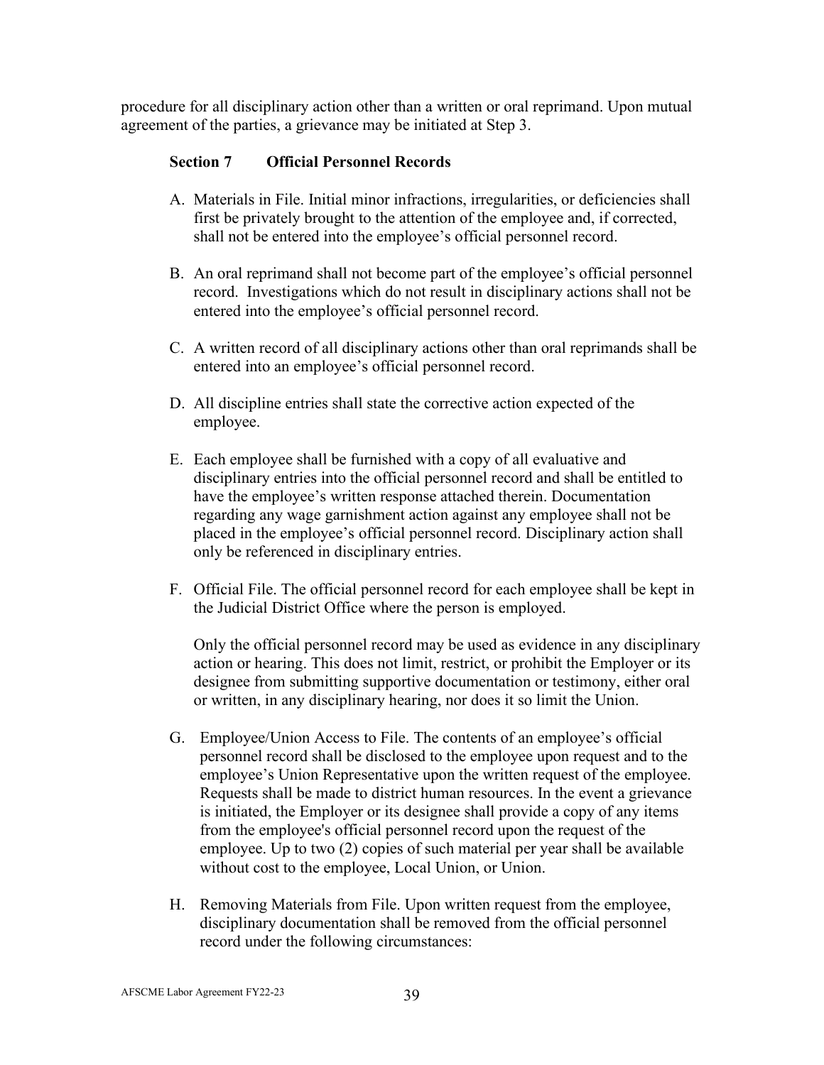procedure for all disciplinary action other than a written or oral reprimand. Upon mutual agreement of the parties, a grievance may be initiated at Step 3.

### Section 7 Official Personnel Records

A. Materials in File. Initial minor infractions, irregularities, or deficiencies shall first be privately brought to the attention of the employee and, if corrected, shall not be entered into the employee's official personnel record.

B. An oral reprimand shall not become part of the employee's official personnel record. Investigations which do not result in disciplinary actions shall not be entered into the employee's official personnel record.

C. A written record of all disciplinary actions other than oral reprimands shall be entered into an employee's official personnel record.

D. All discipline entries shall state the corrective action expected of the employee.

E. Each employee shall be furnished with a copy of all evaluative and disciplinary entries into the official personnel record and shall be entitled to have the employee's written response attached therein. Documentation regarding any wage garnishment action against any employee shall not be placed in the employee's official personnel record. Disciplinary action shall only be referenced in disciplinary entries.

F. Official File. The official personnel record for each employee shall be kept in the Judicial District Office where the person is employed.

   Only the official personnel record may be used as evidence in any disciplinary action or hearing. This does not limit, restrict, or prohibit the Employer or its designee from submitting supportive documentation or testimony, either oral or written, in any disciplinary hearing, nor does it so limit the Union.

G. Employee/Union Access to File. The contents of an employee's official personnel record shall be disclosed to the employee upon request and to the employee's Union Representative upon the written request of the employee. Requests shall be made to district human resources. In the event a grievance is initiated, the Employer or its designee shall provide a copy of any items from the employee's official personnel record upon the request of the employee. Up to two (2) copies of such material per year shall be available without cost to the employee, Local Union, or Union.

H. Removing Materials from File. Upon written request from the employee, disciplinary documentation shall be removed from the official personnel record under the following circumstances: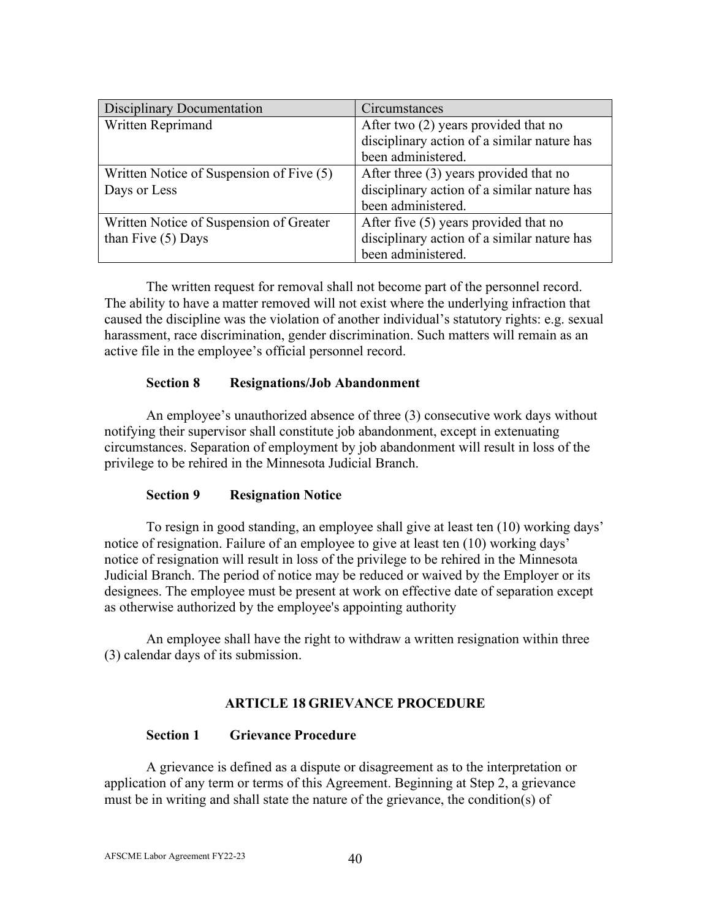| Disciplinary Documentation | Circumstances |
| --- | --- |
| Written Reprimand | After two (2) years provided that no disciplinary action of a similar nature has been administered. |
| Written Notice of Suspension of Five (5) Days or Less | After three (3) years provided that no disciplinary action of a similar nature has been administered. |
| Written Notice of Suspension of Greater than Five (5) Days | After five (5) years provided that no disciplinary action of a similar nature has been administered. |

The written request for removal shall not become part of the personnel record. The ability to have a matter removed will not exist where the underlying infraction that caused the discipline was the violation of another individual's statutory rights: e.g. sexual harassment, race discrimination, gender discrimination. Such matters will remain as an active file in the employee's official personnel record.

**Section 8 Resignations/Job Abandonment**

An employee's unauthorized absence of three (3) consecutive work days without notifying their supervisor shall constitute job abandonment, except in extenuating circumstances. Separation of employment by job abandonment will result in loss of the privilege to be rehired in the Minnesota Judicial Branch.

**Section 9 Resignation Notice**

To resign in good standing, an employee shall give at least ten (10) working days' notice of resignation. Failure of an employee to give at least ten (10) working days' notice of resignation will result in loss of the privilege to be rehired in the Minnesota Judicial Branch. The period of notice may be reduced or waived by the Employer or its designees. The employee must be present at work on effective date of separation except as otherwise authorized by the employee's appointing authority

An employee shall have the right to withdraw a written resignation within three (3) calendar days of its submission.

## ARTICLE 18 GRIEVANCE PROCEDURE

**Section 1 Grievance Procedure**

A grievance is defined as a dispute or disagreement as to the interpretation or application of any term or terms of this Agreement. Beginning at Step 2, a grievance must be in writing and shall state the nature of the grievance, the condition(s) of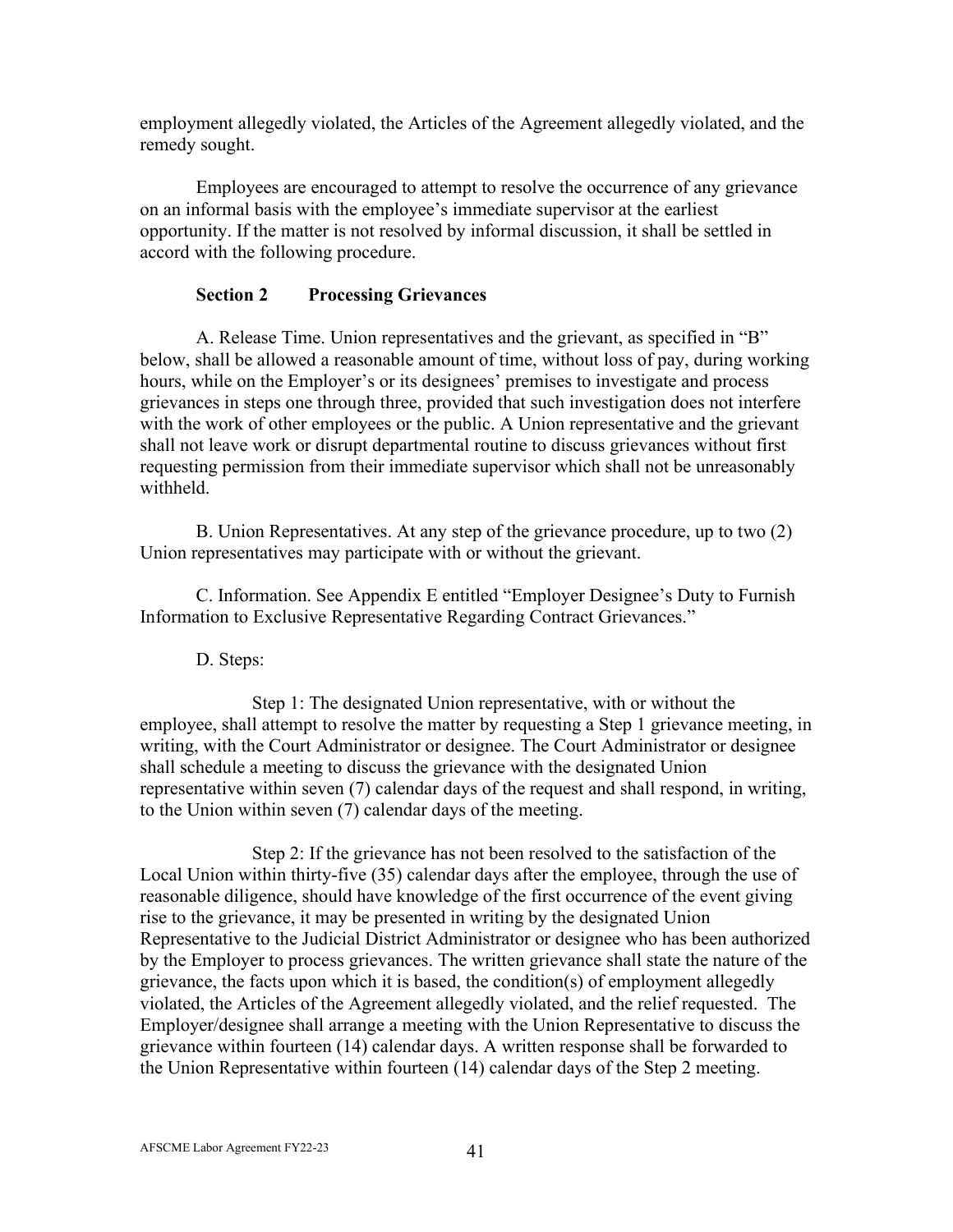employment allegedly violated, the Articles of the Agreement allegedly violated, and the remedy sought.

Employees are encouraged to attempt to resolve the occurrence of any grievance on an informal basis with the employee's immediate supervisor at the earliest opportunity. If the matter is not resolved by informal discussion, it shall be settled in accord with the following procedure.

### Section 2 Processing Grievances

A. Release Time. Union representatives and the grievant, as specified in "B" below, shall be allowed a reasonable amount of time, without loss of pay, during working hours, while on the Employer's or its designees' premises to investigate and process grievances in steps one through three, provided that such investigation does not interfere with the work of other employees or the public. A Union representative and the grievant shall not leave work or disrupt departmental routine to discuss grievances without first requesting permission from their immediate supervisor which shall not be unreasonably withheld.

B. Union Representatives. At any step of the grievance procedure, up to two (2) Union representatives may participate with or without the grievant.

C. Information. See Appendix E entitled "Employer Designee's Duty to Furnish Information to Exclusive Representative Regarding Contract Grievances."

D. Steps:

Step 1: The designated Union representative, with or without the employee, shall attempt to resolve the matter by requesting a Step 1 grievance meeting, in writing, with the Court Administrator or designee. The Court Administrator or designee shall schedule a meeting to discuss the grievance with the designated Union representative within seven (7) calendar days of the request and shall respond, in writing, to the Union within seven (7) calendar days of the meeting.

Step 2: If the grievance has not been resolved to the satisfaction of the Local Union within thirty-five (35) calendar days after the employee, through the use of reasonable diligence, should have knowledge of the first occurrence of the event giving rise to the grievance, it may be presented in writing by the designated Union Representative to the Judicial District Administrator or designee who has been authorized by the Employer to process grievances. The written grievance shall state the nature of the grievance, the facts upon which it is based, the condition(s) of employment allegedly violated, the Articles of the Agreement allegedly violated, and the relief requested. The Employer/designee shall arrange a meeting with the Union Representative to discuss the grievance within fourteen (14) calendar days. A written response shall be forwarded to the Union Representative within fourteen (14) calendar days of the Step 2 meeting.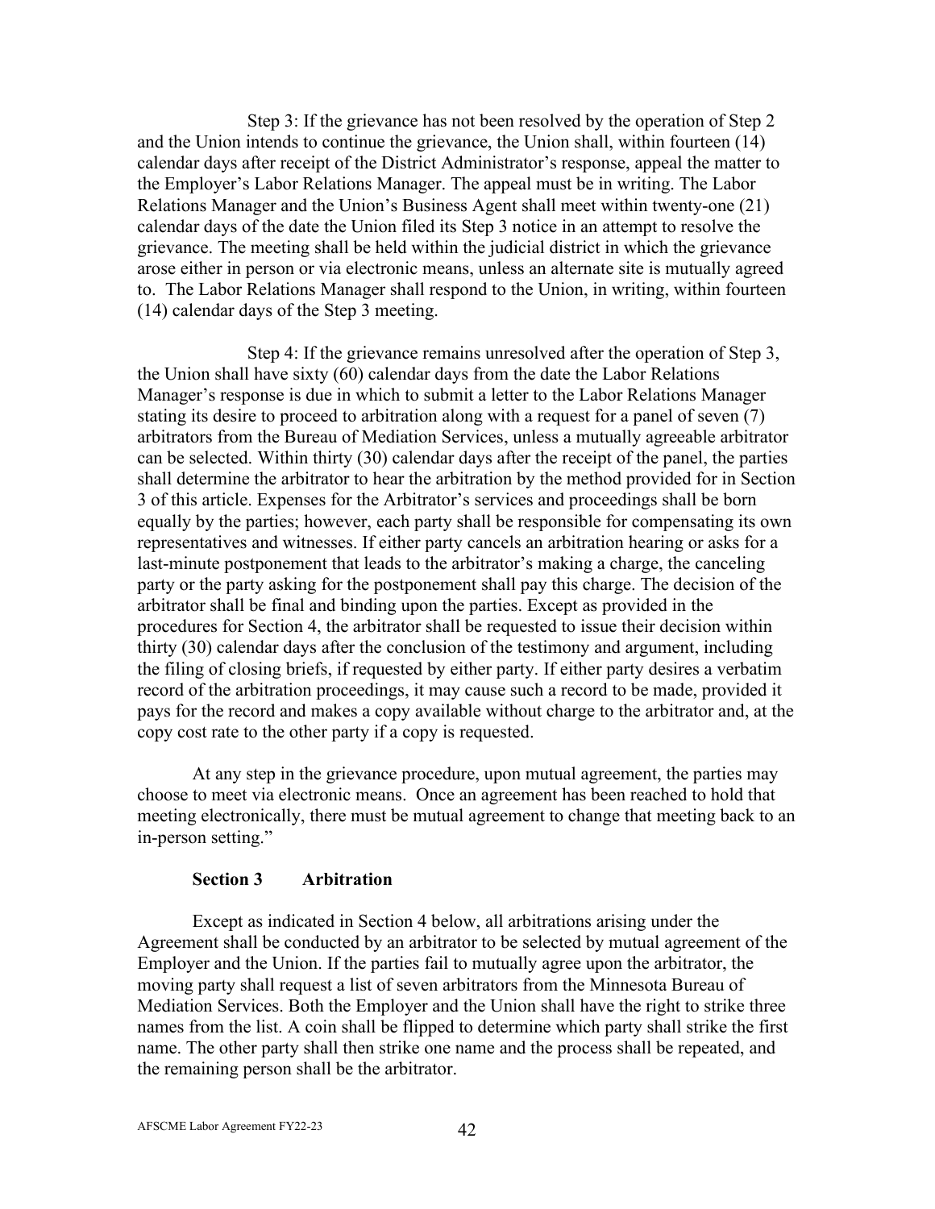Step 3: If the grievance has not been resolved by the operation of Step 2 and the Union intends to continue the grievance, the Union shall, within fourteen (14) calendar days after receipt of the District Administrator's response, appeal the matter to the Employer's Labor Relations Manager. The appeal must be in writing. The Labor Relations Manager and the Union's Business Agent shall meet within twenty-one (21) calendar days of the date the Union filed its Step 3 notice in an attempt to resolve the grievance. The meeting shall be held within the judicial district in which the grievance arose either in person or via electronic means, unless an alternate site is mutually agreed to. The Labor Relations Manager shall respond to the Union, in writing, within fourteen (14) calendar days of the Step 3 meeting.

Step 4: If the grievance remains unresolved after the operation of Step 3, the Union shall have sixty (60) calendar days from the date the Labor Relations Manager's response is due in which to submit a letter to the Labor Relations Manager stating its desire to proceed to arbitration along with a request for a panel of seven (7) arbitrators from the Bureau of Mediation Services, unless a mutually agreeable arbitrator can be selected. Within thirty (30) calendar days after the receipt of the panel, the parties shall determine the arbitrator to hear the arbitration by the method provided for in Section 3 of this article. Expenses for the Arbitrator's services and proceedings shall be born equally by the parties; however, each party shall be responsible for compensating its own representatives and witnesses. If either party cancels an arbitration hearing or asks for a last-minute postponement that leads to the arbitrator's making a charge, the canceling party or the party asking for the postponement shall pay this charge. The decision of the arbitrator shall be final and binding upon the parties. Except as provided in the procedures for Section 4, the arbitrator shall be requested to issue their decision within thirty (30) calendar days after the conclusion of the testimony and argument, including the filing of closing briefs, if requested by either party. If either party desires a verbatim record of the arbitration proceedings, it may cause such a record to be made, provided it pays for the record and makes a copy available without charge to the arbitrator and, at the copy cost rate to the other party if a copy is requested.

At any step in the grievance procedure, upon mutual agreement, the parties may choose to meet via electronic means. Once an agreement has been reached to hold that meeting electronically, there must be mutual agreement to change that meeting back to an in-person setting."

**Section 3 Arbitration**

Except as indicated in Section 4 below, all arbitrations arising under the Agreement shall be conducted by an arbitrator to be selected by mutual agreement of the Employer and the Union. If the parties fail to mutually agree upon the arbitrator, the moving party shall request a list of seven arbitrators from the Minnesota Bureau of Mediation Services. Both the Employer and the Union shall have the right to strike three names from the list. A coin shall be flipped to determine which party shall strike the first name. The other party shall then strike one name and the process shall be repeated, and the remaining person shall be the arbitrator.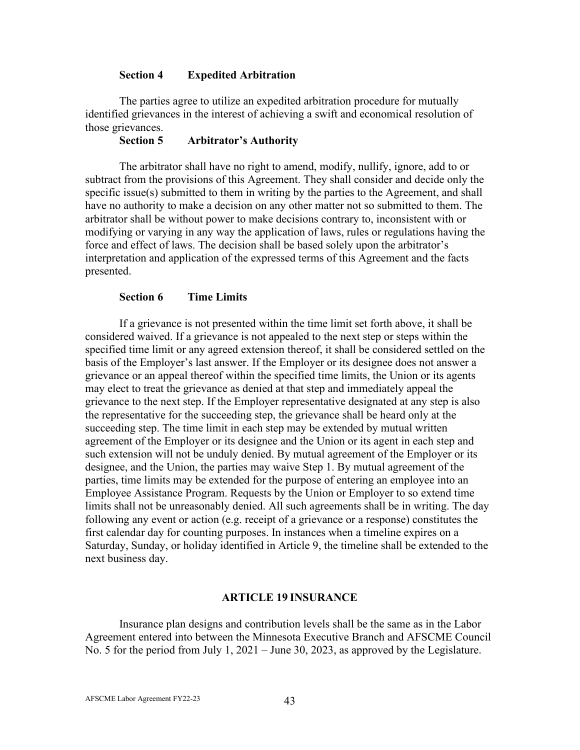### Section 4 Expedited Arbitration

The parties agree to utilize an expedited arbitration procedure for mutually identified grievances in the interest of achieving a swift and economical resolution of those grievances.

### Section 5 Arbitrator's Authority

The arbitrator shall have no right to amend, modify, nullify, ignore, add to or subtract from the provisions of this Agreement. They shall consider and decide only the specific issue(s) submitted to them in writing by the parties to the Agreement, and shall have no authority to make a decision on any other matter not so submitted to them. The arbitrator shall be without power to make decisions contrary to, inconsistent with or modifying or varying in any way the application of laws, rules or regulations having the force and effect of laws. The decision shall be based solely upon the arbitrator's interpretation and application of the expressed terms of this Agreement and the facts presented.

### Section 6 Time Limits

If a grievance is not presented within the time limit set forth above, it shall be considered waived. If a grievance is not appealed to the next step or steps within the specified time limit or any agreed extension thereof, it shall be considered settled on the basis of the Employer's last answer. If the Employer or its designee does not answer a grievance or an appeal thereof within the specified time limits, the Union or its agents may elect to treat the grievance as denied at that step and immediately appeal the grievance to the next step. If the Employer representative designated at any step is also the representative for the succeeding step, the grievance shall be heard only at the succeeding step. The time limit in each step may be extended by mutual written agreement of the Employer or its designee and the Union or its agent in each step and such extension will not be unduly denied. By mutual agreement of the Employer or its designee, and the Union, the parties may waive Step 1. By mutual agreement of the parties, time limits may be extended for the purpose of entering an employee into an Employee Assistance Program. Requests by the Union or Employer to so extend time limits shall not be unreasonably denied. All such agreements shall be in writing. The day following any event or action (e.g. receipt of a grievance or a response) constitutes the first calendar day for counting purposes. In instances when a timeline expires on a Saturday, Sunday, or holiday identified in Article 9, the timeline shall be extended to the next business day.

## ARTICLE 19 INSURANCE

Insurance plan designs and contribution levels shall be the same as in the Labor Agreement entered into between the Minnesota Executive Branch and AFSCME Council No. 5 for the period from July 1, 2021 – June 30, 2023, as approved by the Legislature.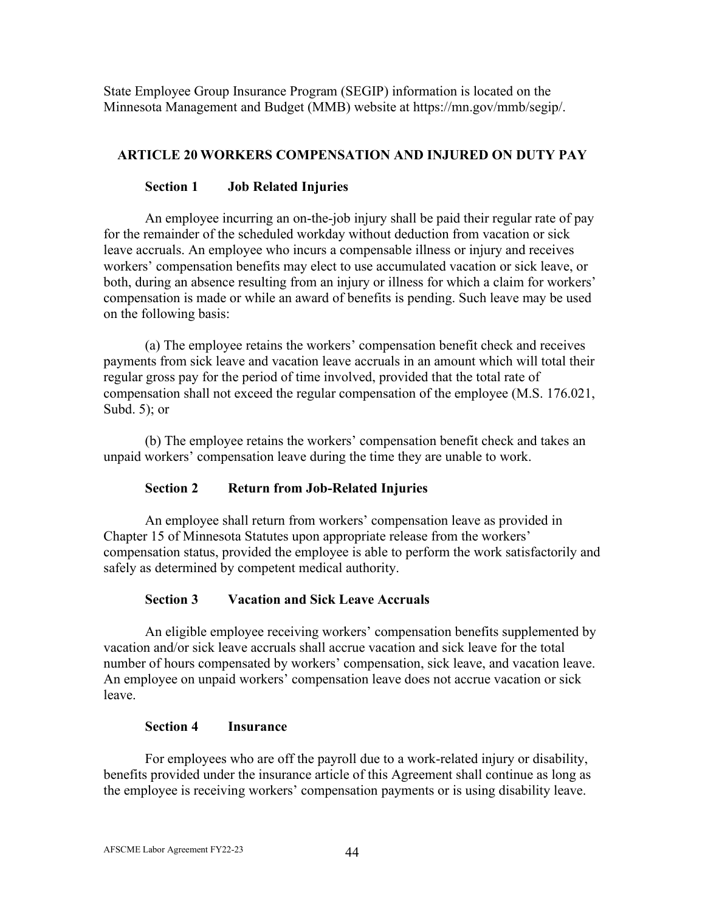State Employee Group Insurance Program (SEGIP) information is located on the Minnesota Management and Budget (MMB) website at https://mn.gov/mmb/segip/.

## ARTICLE 20 WORKERS COMPENSATION AND INJURED ON DUTY PAY

### Section 1 Job Related Injuries

An employee incurring an on-the-job injury shall be paid their regular rate of pay for the remainder of the scheduled workday without deduction from vacation or sick leave accruals. An employee who incurs a compensable illness or injury and receives workers' compensation benefits may elect to use accumulated vacation or sick leave, or both, during an absence resulting from an injury or illness for which a claim for workers' compensation is made or while an award of benefits is pending. Such leave may be used on the following basis:

(a) The employee retains the workers' compensation benefit check and receives payments from sick leave and vacation leave accruals in an amount which will total their regular gross pay for the period of time involved, provided that the total rate of compensation shall not exceed the regular compensation of the employee (M.S. 176.021, Subd. 5); or

(b) The employee retains the workers' compensation benefit check and takes an unpaid workers' compensation leave during the time they are unable to work.

### Section 2 Return from Job-Related Injuries

An employee shall return from workers' compensation leave as provided in Chapter 15 of Minnesota Statutes upon appropriate release from the workers' compensation status, provided the employee is able to perform the work satisfactorily and safely as determined by competent medical authority.

### Section 3 Vacation and Sick Leave Accruals

An eligible employee receiving workers' compensation benefits supplemented by vacation and/or sick leave accruals shall accrue vacation and sick leave for the total number of hours compensated by workers' compensation, sick leave, and vacation leave. An employee on unpaid workers' compensation leave does not accrue vacation or sick leave.

### Section 4 Insurance

For employees who are off the payroll due to a work-related injury or disability, benefits provided under the insurance article of this Agreement shall continue as long as the employee is receiving workers' compensation payments or is using disability leave.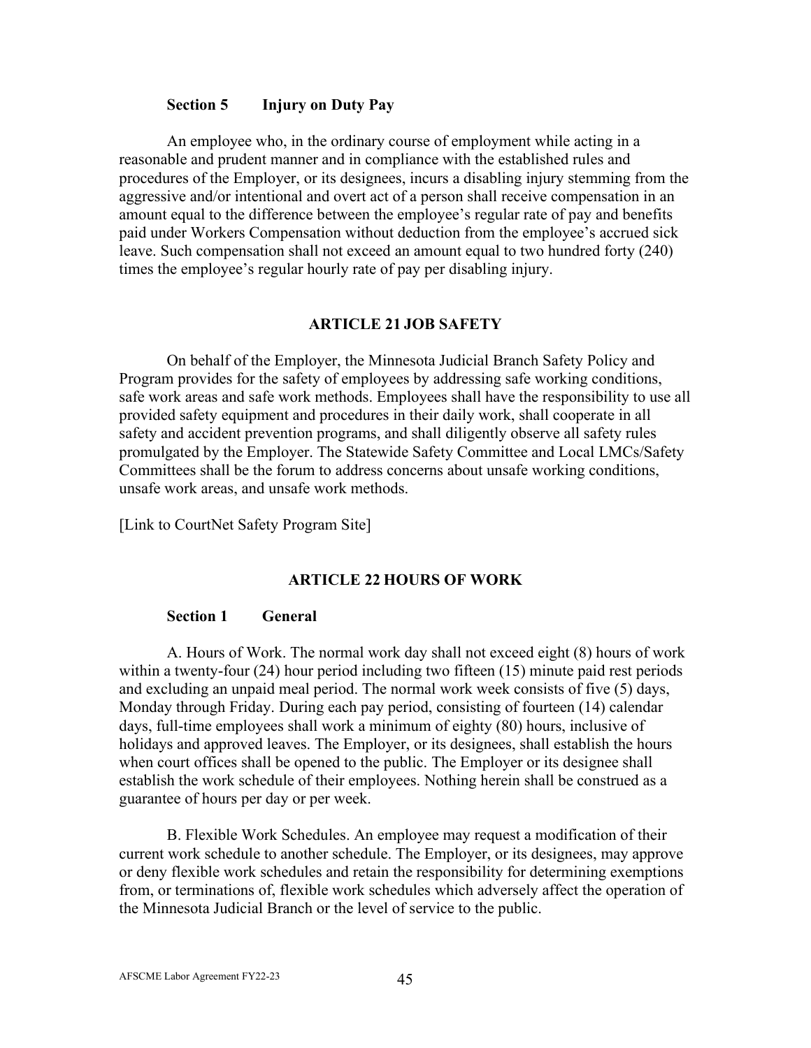### Section 5 Injury on Duty Pay

An employee who, in the ordinary course of employment while acting in a reasonable and prudent manner and in compliance with the established rules and procedures of the Employer, or its designees, incurs a disabling injury stemming from the aggressive and/or intentional and overt act of a person shall receive compensation in an amount equal to the difference between the employee's regular rate of pay and benefits paid under Workers Compensation without deduction from the employee's accrued sick leave. Such compensation shall not exceed an amount equal to two hundred forty (240) times the employee's regular hourly rate of pay per disabling injury.

## ARTICLE 21 JOB SAFETY

On behalf of the Employer, the Minnesota Judicial Branch Safety Policy and Program provides for the safety of employees by addressing safe working conditions, safe work areas and safe work methods. Employees shall have the responsibility to use all provided safety equipment and procedures in their daily work, shall cooperate in all safety and accident prevention programs, and shall diligently observe all safety rules promulgated by the Employer. The Statewide Safety Committee and Local LMCs/Safety Committees shall be the forum to address concerns about unsafe working conditions, unsafe work areas, and unsafe work methods.

[Link to CourtNet Safety Program Site]

## ARTICLE 22 HOURS OF WORK

### Section 1 General

A. Hours of Work. The normal work day shall not exceed eight (8) hours of work within a twenty-four (24) hour period including two fifteen (15) minute paid rest periods and excluding an unpaid meal period. The normal work week consists of five (5) days, Monday through Friday. During each pay period, consisting of fourteen (14) calendar days, full-time employees shall work a minimum of eighty (80) hours, inclusive of holidays and approved leaves. The Employer, or its designees, shall establish the hours when court offices shall be opened to the public. The Employer or its designee shall establish the work schedule of their employees. Nothing herein shall be construed as a guarantee of hours per day or per week.

B. Flexible Work Schedules. An employee may request a modification of their current work schedule to another schedule. The Employer, or its designees, may approve or deny flexible work schedules and retain the responsibility for determining exemptions from, or terminations of, flexible work schedules which adversely affect the operation of the Minnesota Judicial Branch or the level of service to the public.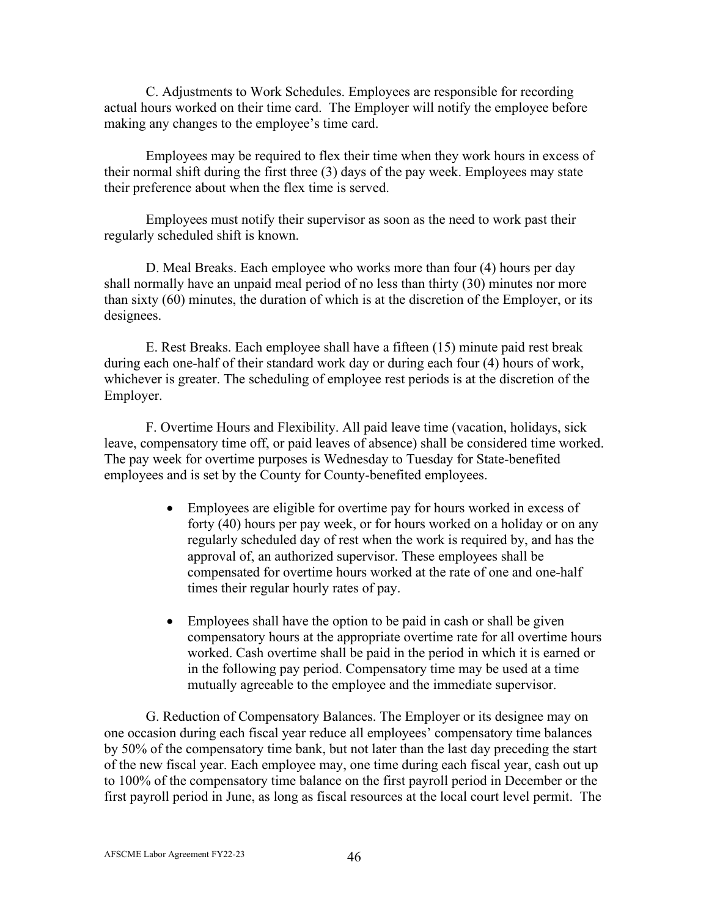C. Adjustments to Work Schedules. Employees are responsible for recording actual hours worked on their time card. The Employer will notify the employee before making any changes to the employee's time card.

Employees may be required to flex their time when they work hours in excess of their normal shift during the first three (3) days of the pay week. Employees may state their preference about when the flex time is served.

Employees must notify their supervisor as soon as the need to work past their regularly scheduled shift is known.

D. Meal Breaks. Each employee who works more than four (4) hours per day shall normally have an unpaid meal period of no less than thirty (30) minutes nor more than sixty (60) minutes, the duration of which is at the discretion of the Employer, or its designees.

E. Rest Breaks. Each employee shall have a fifteen (15) minute paid rest break during each one-half of their standard work day or during each four (4) hours of work, whichever is greater. The scheduling of employee rest periods is at the discretion of the Employer.

F. Overtime Hours and Flexibility. All paid leave time (vacation, holidays, sick leave, compensatory time off, or paid leaves of absence) shall be considered time worked. The pay week for overtime purposes is Wednesday to Tuesday for State-benefited employees and is set by the County for County-benefited employees.

- Employees are eligible for overtime pay for hours worked in excess of forty (40) hours per pay week, or for hours worked on a holiday or on any regularly scheduled day of rest when the work is required by, and has the approval of, an authorized supervisor. These employees shall be compensated for overtime hours worked at the rate of one and one-half times their regular hourly rates of pay.

- Employees shall have the option to be paid in cash or shall be given compensatory hours at the appropriate overtime rate for all overtime hours worked. Cash overtime shall be paid in the period in which it is earned or in the following pay period. Compensatory time may be used at a time mutually agreeable to the employee and the immediate supervisor.

G. Reduction of Compensatory Balances. The Employer or its designee may on one occasion during each fiscal year reduce all employees' compensatory time balances by 50% of the compensatory time bank, but not later than the last day preceding the start of the new fiscal year. Each employee may, one time during each fiscal year, cash out up to 100% of the compensatory time balance on the first payroll period in December or the first payroll period in June, as long as fiscal resources at the local court level permit. The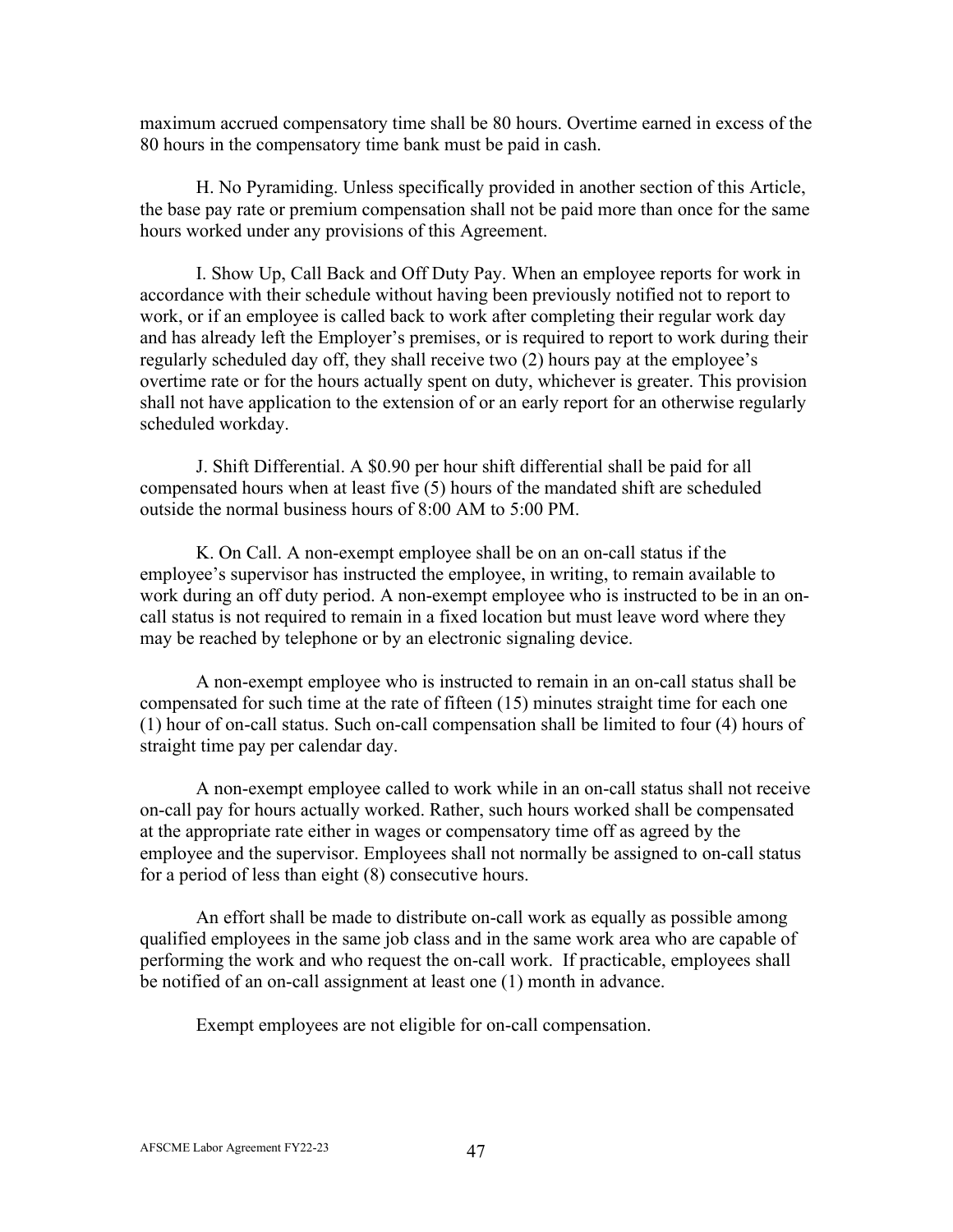maximum accrued compensatory time shall be 80 hours. Overtime earned in excess of the 80 hours in the compensatory time bank must be paid in cash.

H. No Pyramiding. Unless specifically provided in another section of this Article, the base pay rate or premium compensation shall not be paid more than once for the same hours worked under any provisions of this Agreement.

I. Show Up, Call Back and Off Duty Pay. When an employee reports for work in accordance with their schedule without having been previously notified not to report to work, or if an employee is called back to work after completing their regular work day and has already left the Employer's premises, or is required to report to work during their regularly scheduled day off, they shall receive two (2) hours pay at the employee's overtime rate or for the hours actually spent on duty, whichever is greater. This provision shall not have application to the extension of or an early report for an otherwise regularly scheduled workday.

J. Shift Differential. A $0.90 per hour shift differential shall be paid for all compensated hours when at least five (5) hours of the mandated shift are scheduled outside the normal business hours of 8:00 AM to 5:00 PM.

K. On Call. A non-exempt employee shall be on an on-call status if the employee's supervisor has instructed the employee, in writing, to remain available to work during an off duty period. A non-exempt employee who is instructed to be in an on-call status is not required to remain in a fixed location but must leave word where they may be reached by telephone or by an electronic signaling device.

A non-exempt employee who is instructed to remain in an on-call status shall be compensated for such time at the rate of fifteen (15) minutes straight time for each one (1) hour of on-call status. Such on-call compensation shall be limited to four (4) hours of straight time pay per calendar day.

A non-exempt employee called to work while in an on-call status shall not receive on-call pay for hours actually worked. Rather, such hours worked shall be compensated at the appropriate rate either in wages or compensatory time off as agreed by the employee and the supervisor. Employees shall not normally be assigned to on-call status for a period of less than eight (8) consecutive hours.

An effort shall be made to distribute on-call work as equally as possible among qualified employees in the same job class and in the same work area who are capable of performing the work and who request the on-call work. If practicable, employees shall be notified of an on-call assignment at least one (1) month in advance.

Exempt employees are not eligible for on-call compensation.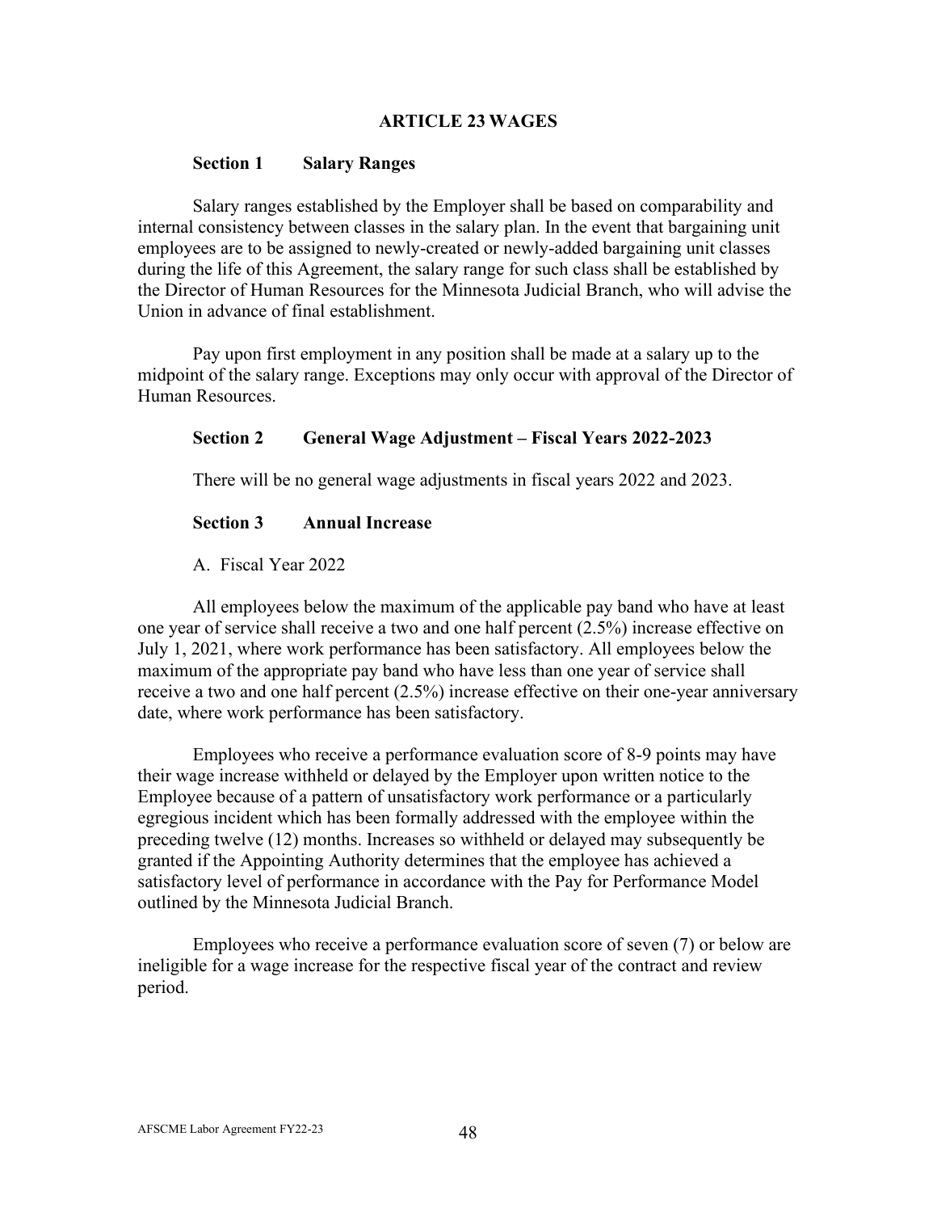## ARTICLE 23 WAGES

### Section 1 Salary Ranges

Salary ranges established by the Employer shall be based on comparability and internal consistency between classes in the salary plan. In the event that bargaining unit employees are to be assigned to newly-created or newly-added bargaining unit classes during the life of this Agreement, the salary range for such class shall be established by the Director of Human Resources for the Minnesota Judicial Branch, who will advise the Union in advance of final establishment.

Pay upon first employment in any position shall be made at a salary up to the midpoint of the salary range. Exceptions may only occur with approval of the Director of Human Resources.

### Section 2 General Wage Adjustment – Fiscal Years 2022-2023

There will be no general wage adjustments in fiscal years 2022 and 2023.

### Section 3 Annual Increase

A. Fiscal Year 2022

All employees below the maximum of the applicable pay band who have at least one year of service shall receive a two and one half percent (2.5%) increase effective on July 1, 2021, where work performance has been satisfactory. All employees below the maximum of the appropriate pay band who have less than one year of service shall receive a two and one half percent (2.5%) increase effective on their one-year anniversary date, where work performance has been satisfactory.

Employees who receive a performance evaluation score of 8-9 points may have their wage increase withheld or delayed by the Employer upon written notice to the Employee because of a pattern of unsatisfactory work performance or a particularly egregious incident which has been formally addressed with the employee within the preceding twelve (12) months. Increases so withheld or delayed may subsequently be granted if the Appointing Authority determines that the employee has achieved a satisfactory level of performance in accordance with the Pay for Performance Model outlined by the Minnesota Judicial Branch.

Employees who receive a performance evaluation score of seven (7) or below are ineligible for a wage increase for the respective fiscal year of the contract and review period.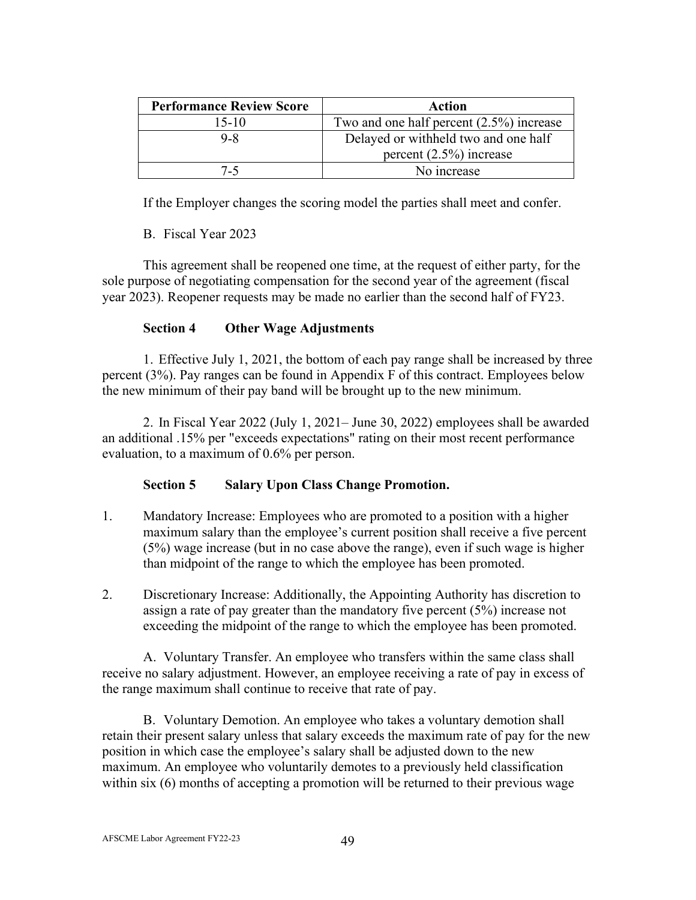| Performance Review Score | Action |
|---|---|
| 15-10 | Two and one half percent (2.5%) increase |
| 9-8 | Delayed or withheld two and one half percent (2.5%) increase |
| 7-5 | No increase |

If the Employer changes the scoring model the parties shall meet and confer.

B. Fiscal Year 2023

This agreement shall be reopened one time, at the request of either party, for the sole purpose of negotiating compensation for the second year of the agreement (fiscal year 2023). Reopener requests may be made no earlier than the second half of FY23.

**Section 4 Other Wage Adjustments**

1. Effective July 1, 2021, the bottom of each pay range shall be increased by three percent (3%). Pay ranges can be found in Appendix F of this contract. Employees below the new minimum of their pay band will be brought up to the new minimum.

2. In Fiscal Year 2022 (July 1, 2021– June 30, 2022) employees shall be awarded an additional .15% per "exceeds expectations" rating on their most recent performance evaluation, to a maximum of 0.6% per person.

**Section 5 Salary Upon Class Change Promotion.**

1. Mandatory Increase: Employees who are promoted to a position with a higher maximum salary than the employee's current position shall receive a five percent (5%) wage increase (but in no case above the range), even if such wage is higher than midpoint of the range to which the employee has been promoted.

2. Discretionary Increase: Additionally, the Appointing Authority has discretion to assign a rate of pay greater than the mandatory five percent (5%) increase not exceeding the midpoint of the range to which the employee has been promoted.

A. Voluntary Transfer. An employee who transfers within the same class shall receive no salary adjustment. However, an employee receiving a rate of pay in excess of the range maximum shall continue to receive that rate of pay.

B. Voluntary Demotion. An employee who takes a voluntary demotion shall retain their present salary unless that salary exceeds the maximum rate of pay for the new position in which case the employee's salary shall be adjusted down to the new maximum. An employee who voluntarily demotes to a previously held classification within six (6) months of accepting a promotion will be returned to their previous wage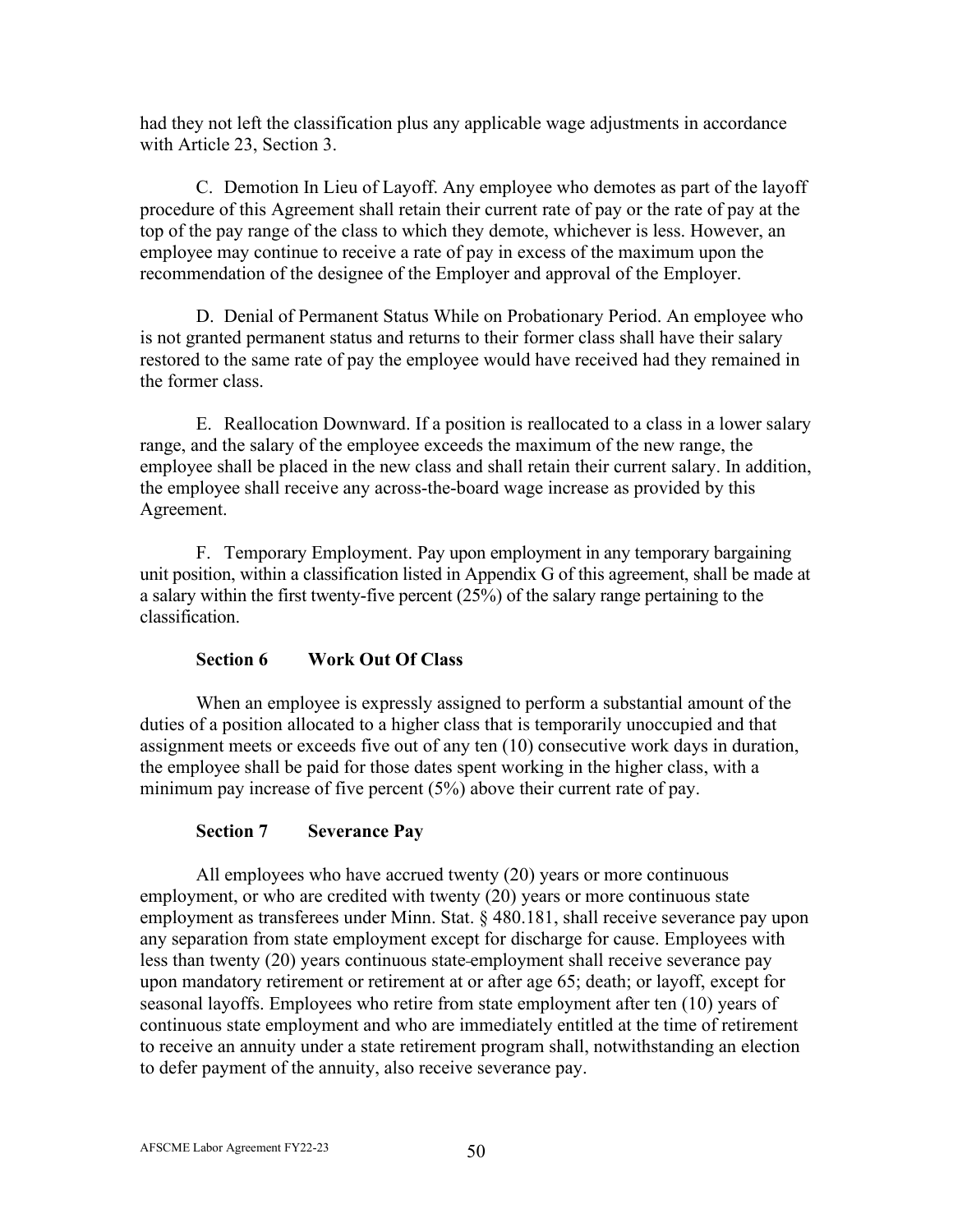had they not left the classification plus any applicable wage adjustments in accordance with Article 23, Section 3.

C. Demotion In Lieu of Layoff. Any employee who demotes as part of the layoff procedure of this Agreement shall retain their current rate of pay or the rate of pay at the top of the pay range of the class to which they demote, whichever is less. However, an employee may continue to receive a rate of pay in excess of the maximum upon the recommendation of the designee of the Employer and approval of the Employer.

D. Denial of Permanent Status While on Probationary Period. An employee who is not granted permanent status and returns to their former class shall have their salary restored to the same rate of pay the employee would have received had they remained in the former class.

E. Reallocation Downward. If a position is reallocated to a class in a lower salary range, and the salary of the employee exceeds the maximum of the new range, the employee shall be placed in the new class and shall retain their current salary. In addition, the employee shall receive any across-the-board wage increase as provided by this Agreement.

F. Temporary Employment. Pay upon employment in any temporary bargaining unit position, within a classification listed in Appendix G of this agreement, shall be made at a salary within the first twenty-five percent (25%) of the salary range pertaining to the classification.

### Section 6 Work Out Of Class

When an employee is expressly assigned to perform a substantial amount of the duties of a position allocated to a higher class that is temporarily unoccupied and that assignment meets or exceeds five out of any ten (10) consecutive work days in duration, the employee shall be paid for those dates spent working in the higher class, with a minimum pay increase of five percent (5%) above their current rate of pay.

### Section 7 Severance Pay

All employees who have accrued twenty (20) years or more continuous employment, or who are credited with twenty (20) years or more continuous state employment as transferees under Minn. Stat. § 480.181, shall receive severance pay upon any separation from state employment except for discharge for cause. Employees with less than twenty (20) years continuous state employment shall receive severance pay upon mandatory retirement or retirement at or after age 65; death; or layoff, except for seasonal layoffs. Employees who retire from state employment after ten (10) years of continuous state employment and who are immediately entitled at the time of retirement to receive an annuity under a state retirement program shall, notwithstanding an election to defer payment of the annuity, also receive severance pay.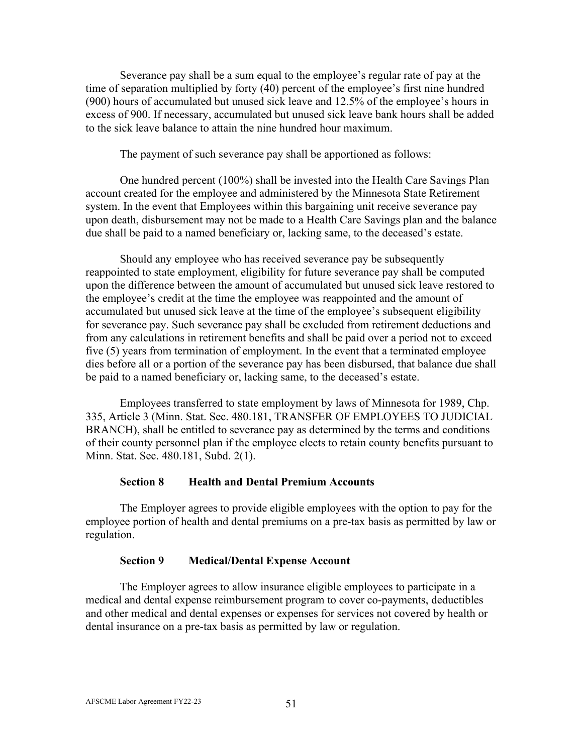Severance pay shall be a sum equal to the employee's regular rate of pay at the time of separation multiplied by forty (40) percent of the employee's first nine hundred (900) hours of accumulated but unused sick leave and 12.5% of the employee's hours in excess of 900. If necessary, accumulated but unused sick leave bank hours shall be added to the sick leave balance to attain the nine hundred hour maximum.

The payment of such severance pay shall be apportioned as follows:

One hundred percent (100%) shall be invested into the Health Care Savings Plan account created for the employee and administered by the Minnesota State Retirement system. In the event that Employees within this bargaining unit receive severance pay upon death, disbursement may not be made to a Health Care Savings plan and the balance due shall be paid to a named beneficiary or, lacking same, to the deceased's estate.

Should any employee who has received severance pay be subsequently reappointed to state employment, eligibility for future severance pay shall be computed upon the difference between the amount of accumulated but unused sick leave restored to the employee's credit at the time the employee was reappointed and the amount of accumulated but unused sick leave at the time of the employee's subsequent eligibility for severance pay. Such severance pay shall be excluded from retirement deductions and from any calculations in retirement benefits and shall be paid over a period not to exceed five (5) years from termination of employment. In the event that a terminated employee dies before all or a portion of the severance pay has been disbursed, that balance due shall be paid to a named beneficiary or, lacking same, to the deceased's estate.

Employees transferred to state employment by laws of Minnesota for 1989, Chp. 335, Article 3 (Minn. Stat. Sec. 480.181, TRANSFER OF EMPLOYEES TO JUDICIAL BRANCH), shall be entitled to severance pay as determined by the terms and conditions of their county personnel plan if the employee elects to retain county benefits pursuant to Minn. Stat. Sec. 480.181, Subd. 2(1).

### Section 8 Health and Dental Premium Accounts

The Employer agrees to provide eligible employees with the option to pay for the employee portion of health and dental premiums on a pre-tax basis as permitted by law or regulation.

### Section 9 Medical/Dental Expense Account

The Employer agrees to allow insurance eligible employees to participate in a medical and dental expense reimbursement program to cover co-payments, deductibles and other medical and dental expenses or expenses for services not covered by health or dental insurance on a pre-tax basis as permitted by law or regulation.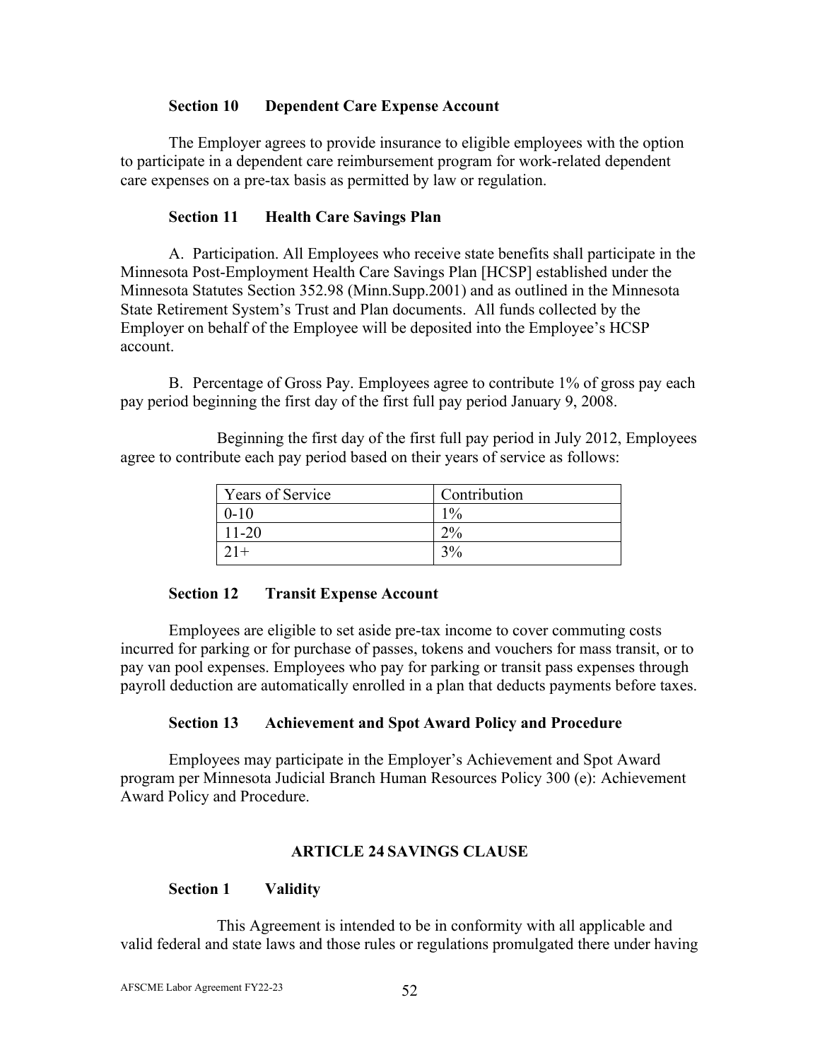### Section 10 Dependent Care Expense Account

The Employer agrees to provide insurance to eligible employees with the option to participate in a dependent care reimbursement program for work-related dependent care expenses on a pre-tax basis as permitted by law or regulation.

### Section 11 Health Care Savings Plan

A. Participation. All Employees who receive state benefits shall participate in the Minnesota Post-Employment Health Care Savings Plan [HCSP] established under the Minnesota Statutes Section 352.98 (Minn.Supp.2001) and as outlined in the Minnesota State Retirement System's Trust and Plan documents. All funds collected by the Employer on behalf of the Employee will be deposited into the Employee's HCSP account.

B. Percentage of Gross Pay. Employees agree to contribute 1% of gross pay each pay period beginning the first day of the first full pay period January 9, 2008.

Beginning the first day of the first full pay period in July 2012, Employees agree to contribute each pay period based on their years of service as follows:

| Years of Service | Contribution |
|---|---|
| 0-10 | 1% |
| 11-20 | 2% |
| 21+ | 3% |

### Section 12 Transit Expense Account

Employees are eligible to set aside pre-tax income to cover commuting costs incurred for parking or for purchase of passes, tokens and vouchers for mass transit, or to pay van pool expenses. Employees who pay for parking or transit pass expenses through payroll deduction are automatically enrolled in a plan that deducts payments before taxes.

### Section 13 Achievement and Spot Award Policy and Procedure

Employees may participate in the Employer's Achievement and Spot Award program per Minnesota Judicial Branch Human Resources Policy 300 (e): Achievement Award Policy and Procedure.

## ARTICLE 24 SAVINGS CLAUSE

### Section 1 Validity

This Agreement is intended to be in conformity with all applicable and valid federal and state laws and those rules or regulations promulgated there under having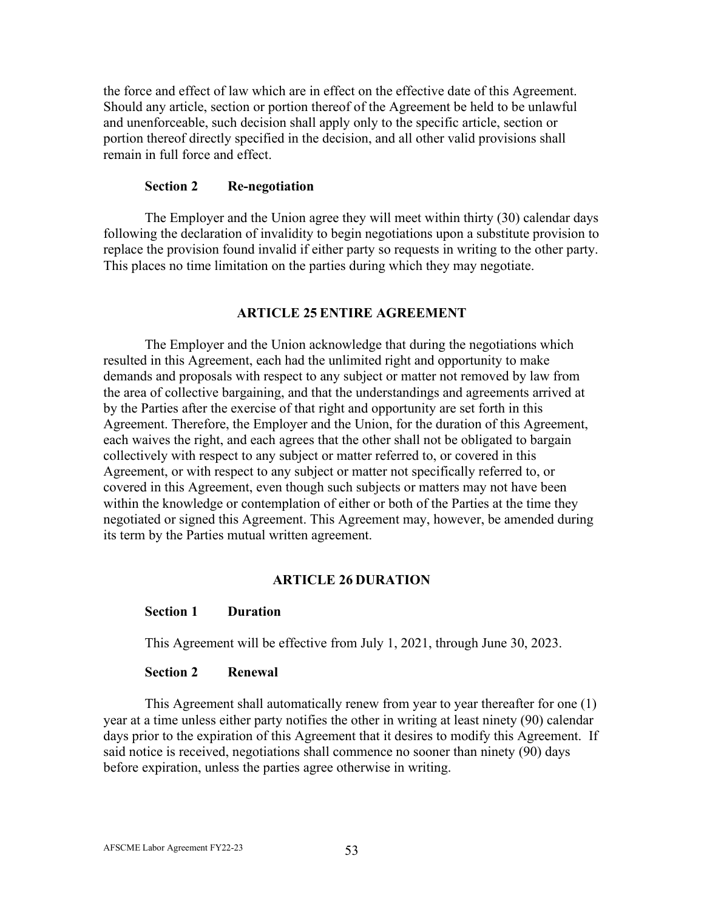the force and effect of law which are in effect on the effective date of this Agreement. Should any article, section or portion thereof of the Agreement be held to be unlawful and unenforceable, such decision shall apply only to the specific article, section or portion thereof directly specified in the decision, and all other valid provisions shall remain in full force and effect.

### Section 2 Re-negotiation

The Employer and the Union agree they will meet within thirty (30) calendar days following the declaration of invalidity to begin negotiations upon a substitute provision to replace the provision found invalid if either party so requests in writing to the other party. This places no time limitation on the parties during which they may negotiate.

## ARTICLE 25 ENTIRE AGREEMENT

The Employer and the Union acknowledge that during the negotiations which resulted in this Agreement, each had the unlimited right and opportunity to make demands and proposals with respect to any subject or matter not removed by law from the area of collective bargaining, and that the understandings and agreements arrived at by the Parties after the exercise of that right and opportunity are set forth in this Agreement. Therefore, the Employer and the Union, for the duration of this Agreement, each waives the right, and each agrees that the other shall not be obligated to bargain collectively with respect to any subject or matter referred to, or covered in this Agreement, or with respect to any subject or matter not specifically referred to, or covered in this Agreement, even though such subjects or matters may not have been within the knowledge or contemplation of either or both of the Parties at the time they negotiated or signed this Agreement. This Agreement may, however, be amended during its term by the Parties mutual written agreement.

## ARTICLE 26 DURATION

### Section 1 Duration

This Agreement will be effective from July 1, 2021, through June 30, 2023.

### Section 2 Renewal

This Agreement shall automatically renew from year to year thereafter for one (1) year at a time unless either party notifies the other in writing at least ninety (90) calendar days prior to the expiration of this Agreement that it desires to modify this Agreement. If said notice is received, negotiations shall commence no sooner than ninety (90) days before expiration, unless the parties agree otherwise in writing.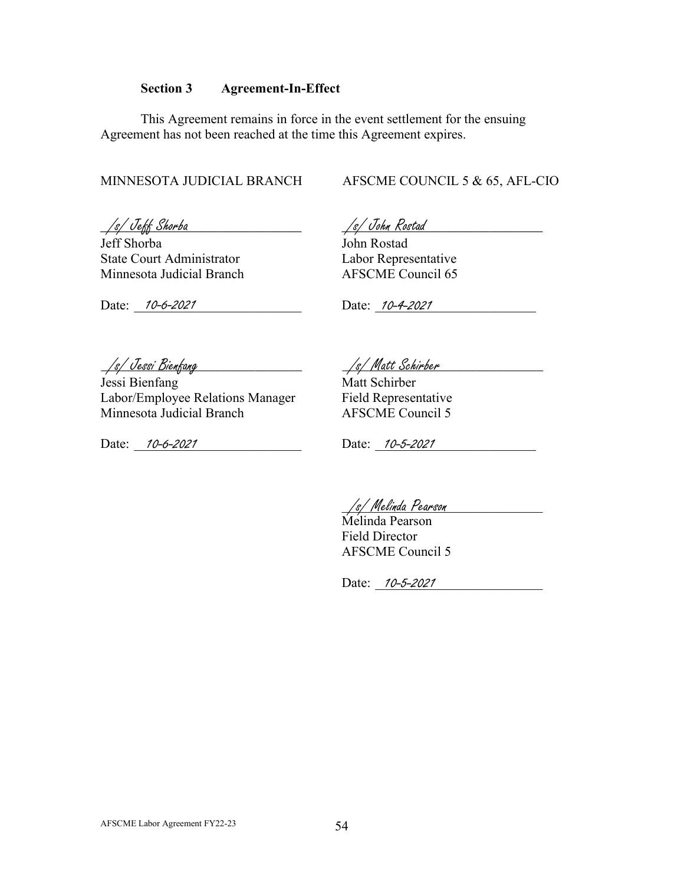**Section 3 Agreement-In-Effect**

This Agreement remains in force in the event settlement for the ensuing Agreement has not been reached at the time this Agreement expires.

| MINNESOTA JUDICIAL BRANCH | AFSCME COUNCIL 5 & 65, AFL-CIO |
|---|---|
| /s/ Jeff Shorba<br>Jeff Shorba<br>State Court Administrator<br>Minnesota Judicial Branch<br><br>Date: 10-6-2021 | /s/ John Rostad<br>John Rostad<br>Labor Representative<br>AFSCME Council 65<br><br>Date: 10-4-2021 |
| /s/ Jessi Bienfang<br>Jessi Bienfang<br>Labor/Employee Relations Manager<br>Minnesota Judicial Branch<br><br>Date: 10-6-2021 | /s/ Matt Schirber<br>Matt Schirber<br>Field Representative<br>AFSCME Council 5<br><br>Date: 10-5-2021 |
| | /s/ Melinda Pearson<br>Melinda Pearson<br>Field Director<br>AFSCME Council 5<br><br>Date: 10-5-2021 |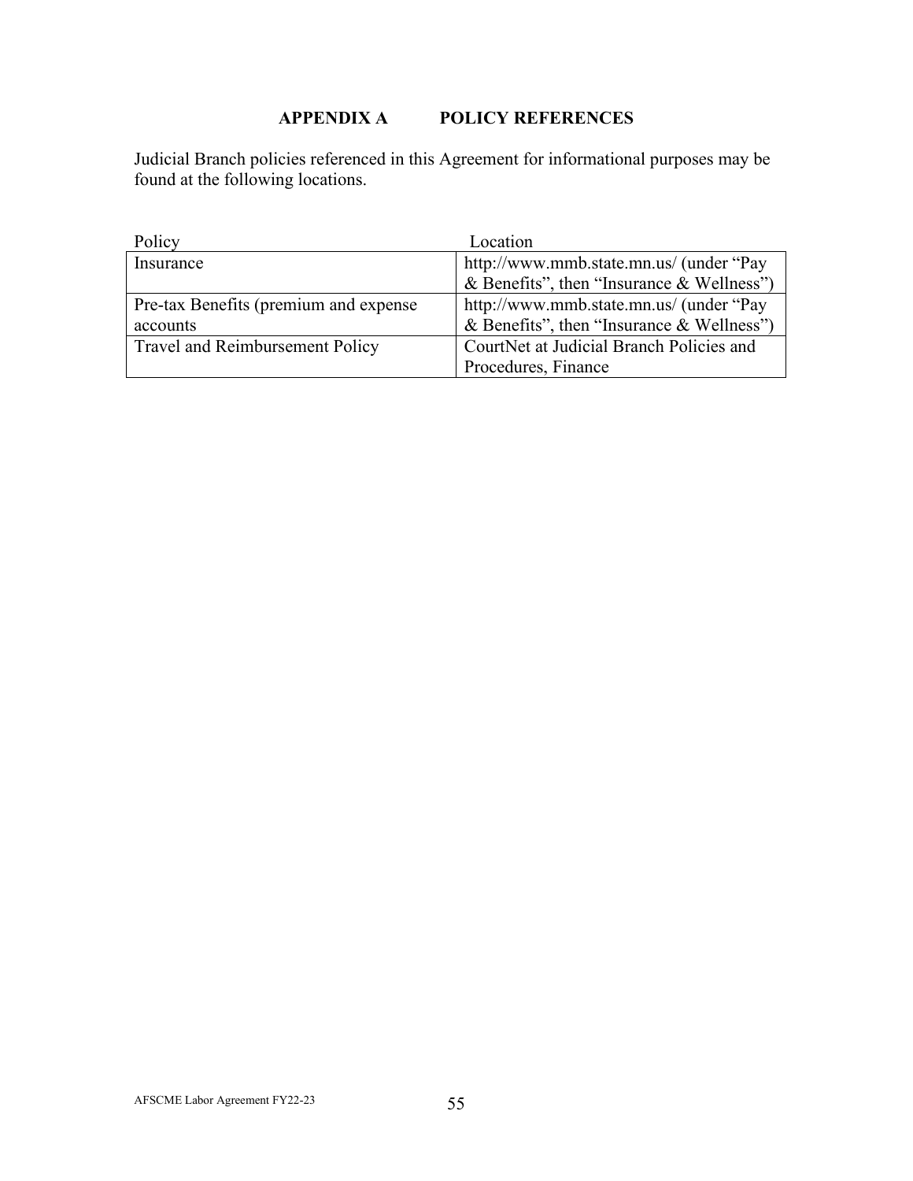# APPENDIX A POLICY REFERENCES

Judicial Branch policies referenced in this Agreement for informational purposes may be found at the following locations.

| Policy | Location |
|---|---|
| Insurance | http://www.mmb.state.mn.us/ (under "Pay & Benefits", then "Insurance & Wellness") |
| Pre-tax Benefits (premium and expense accounts | http://www.mmb.state.mn.us/ (under "Pay & Benefits", then "Insurance & Wellness") |
| Travel and Reimbursement Policy | CourtNet at Judicial Branch Policies and Procedures, Finance |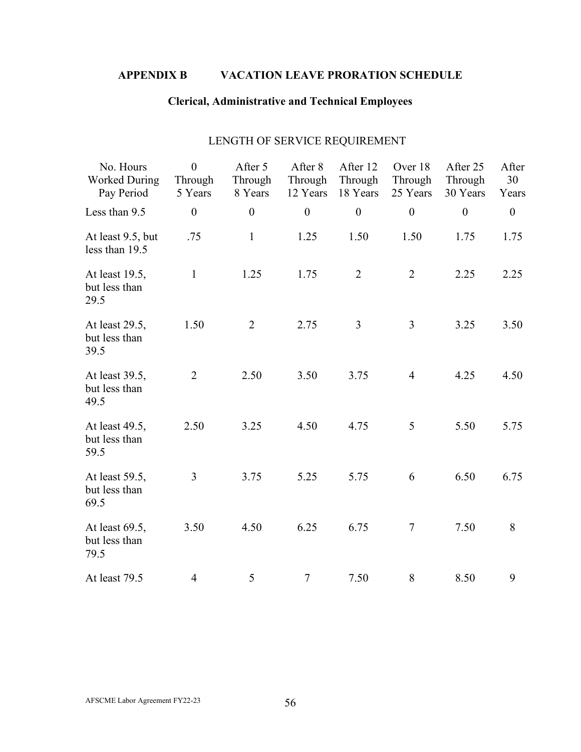## APPENDIX B VACATION LEAVE PRORATION SCHEDULE

### Clerical, Administrative and Technical Employees

LENGTH OF SERVICE REQUIREMENT

| No. Hours Worked During Pay Period | 0 Through 5 Years | After 5 Through 8 Years | After 8 Through 12 Years | After 12 Through 18 Years | Over 18 Through 25 Years | After 25 Through 30 Years | After 30 Years |
|---|---|---|---|---|---|---|---|
| Less than 9.5 | 0 | 0 | 0 | 0 | 0 | 0 | 0 |
| At least 9.5, but less than 19.5 | .75 | 1 | 1.25 | 1.50 | 1.50 | 1.75 | 1.75 |
| At least 19.5, but less than 29.5 | 1 | 1.25 | 1.75 | 2 | 2 | 2.25 | 2.25 |
| At least 29.5, but less than 39.5 | 1.50 | 2 | 2.75 | 3 | 3 | 3.25 | 3.50 |
| At least 39.5, but less than 49.5 | 2 | 2.50 | 3.50 | 3.75 | 4 | 4.25 | 4.50 |
| At least 49.5, but less than 59.5 | 2.50 | 3.25 | 4.50 | 4.75 | 5 | 5.50 | 5.75 |
| At least 59.5, but less than 69.5 | 3 | 3.75 | 5.25 | 5.75 | 6 | 6.50 | 6.75 |
| At least 69.5, but less than 79.5 | 3.50 | 4.50 | 6.25 | 6.75 | 7 | 7.50 | 8 |
| At least 79.5 | 4 | 5 | 7 | 7.50 | 8 | 8.50 | 9 |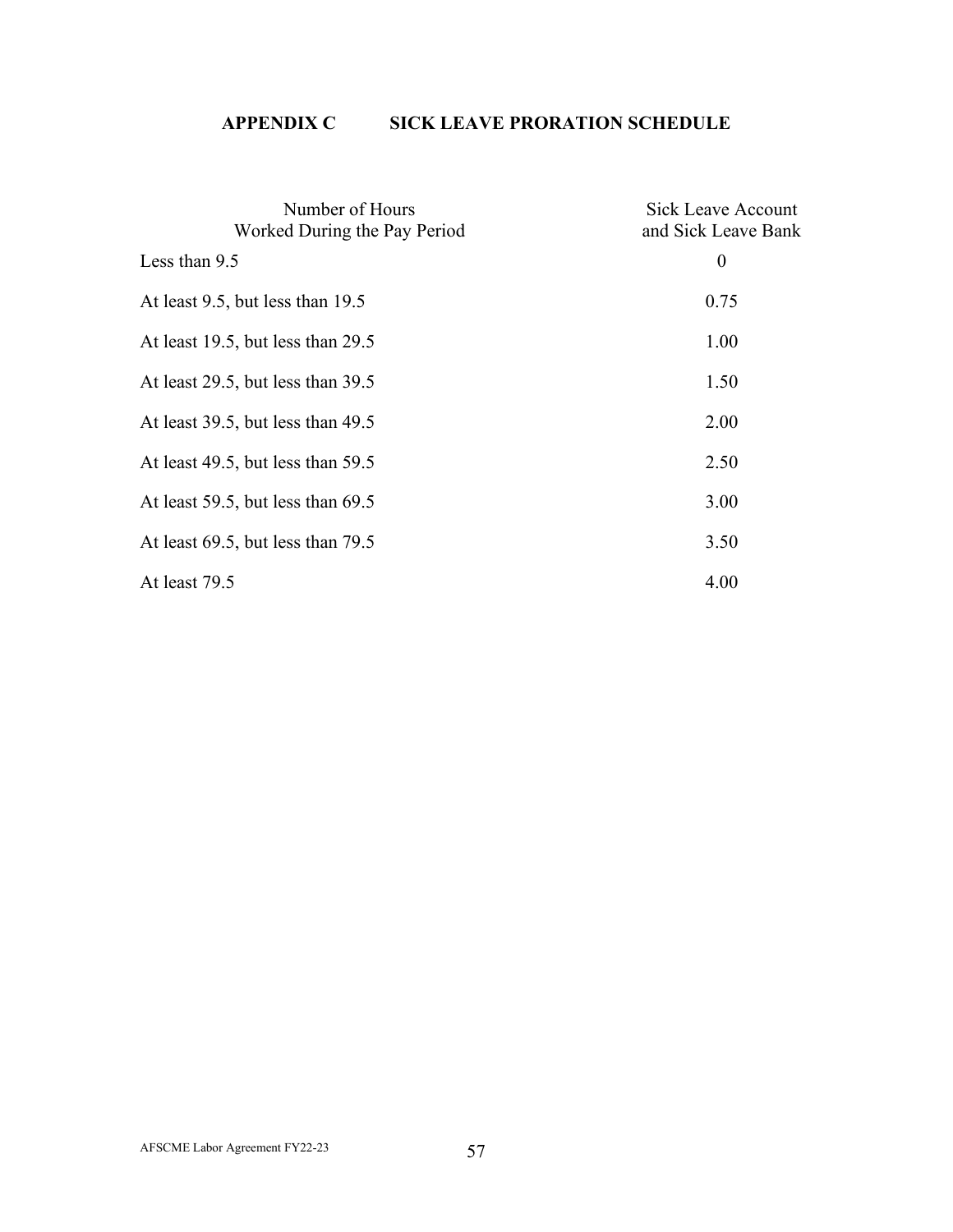## APPENDIX C SICK LEAVE PRORATION SCHEDULE

| Number of Hours Worked During the Pay Period | Sick Leave Account and Sick Leave Bank |
|---|---|
| Less than 9.5 | 0 |
| At least 9.5, but less than 19.5 | 0.75 |
| At least 19.5, but less than 29.5 | 1.00 |
| At least 29.5, but less than 39.5 | 1.50 |
| At least 39.5, but less than 49.5 | 2.00 |
| At least 49.5, but less than 59.5 | 2.50 |
| At least 59.5, but less than 69.5 | 3.00 |
| At least 69.5, but less than 79.5 | 3.50 |
| At least 79.5 | 4.00 |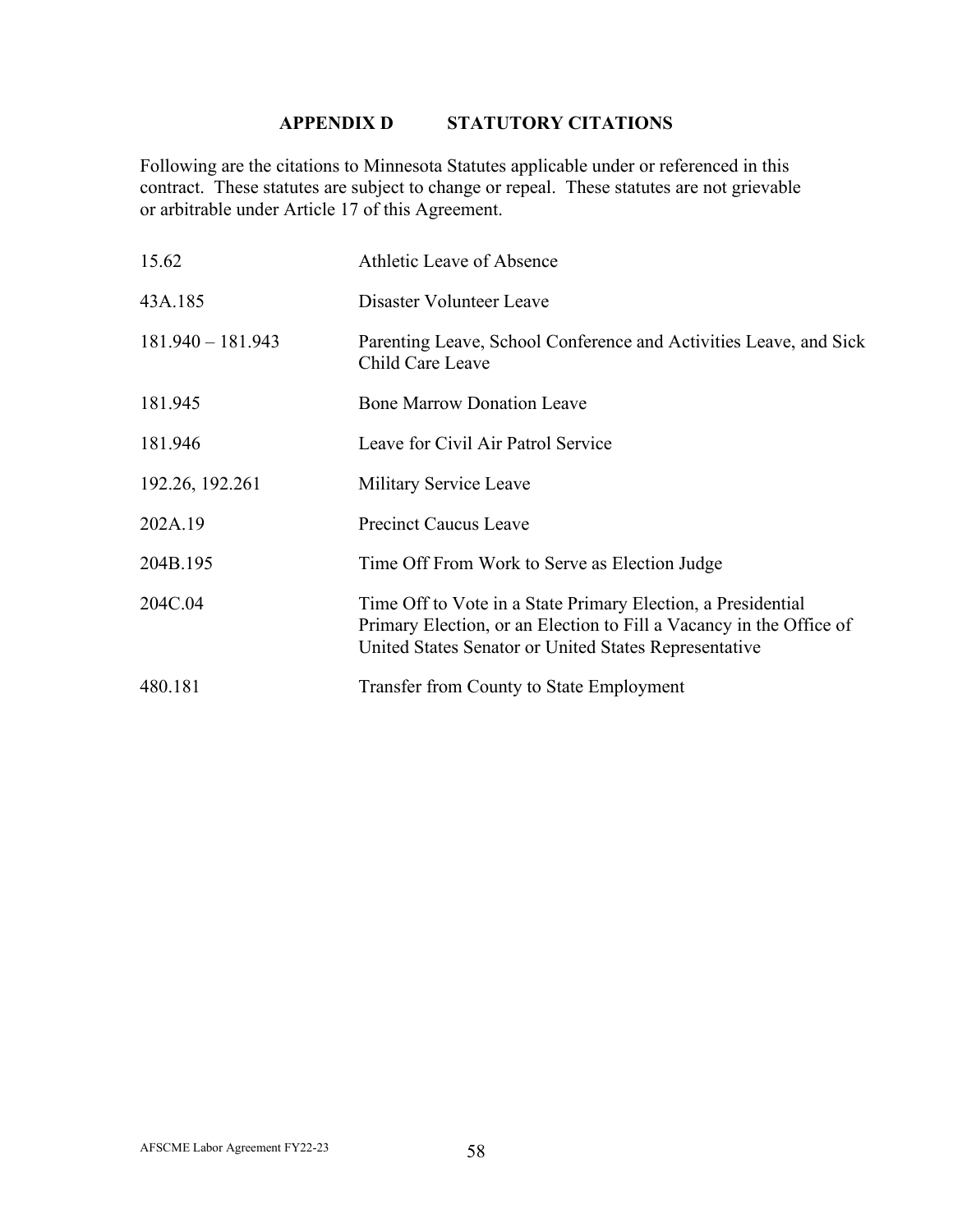## APPENDIX D STATUTORY CITATIONS

Following are the citations to Minnesota Statutes applicable under or referenced in this contract. These statutes are subject to change or repeal. These statutes are not grievable or arbitrable under Article 17 of this Agreement.

| | |
|---|---|
| 15.62 | Athletic Leave of Absence |
| 43A.185 | Disaster Volunteer Leave |
| 181.940 – 181.943 | Parenting Leave, School Conference and Activities Leave, and Sick Child Care Leave |
| 181.945 | Bone Marrow Donation Leave |
| 181.946 | Leave for Civil Air Patrol Service |
| 192.26, 192.261 | Military Service Leave |
| 202A.19 | Precinct Caucus Leave |
| 204B.195 | Time Off From Work to Serve as Election Judge |
| 204C.04 | Time Off to Vote in a State Primary Election, a Presidential Primary Election, or an Election to Fill a Vacancy in the Office of United States Senator or United States Representative |
| 480.181 | Transfer from County to State Employment |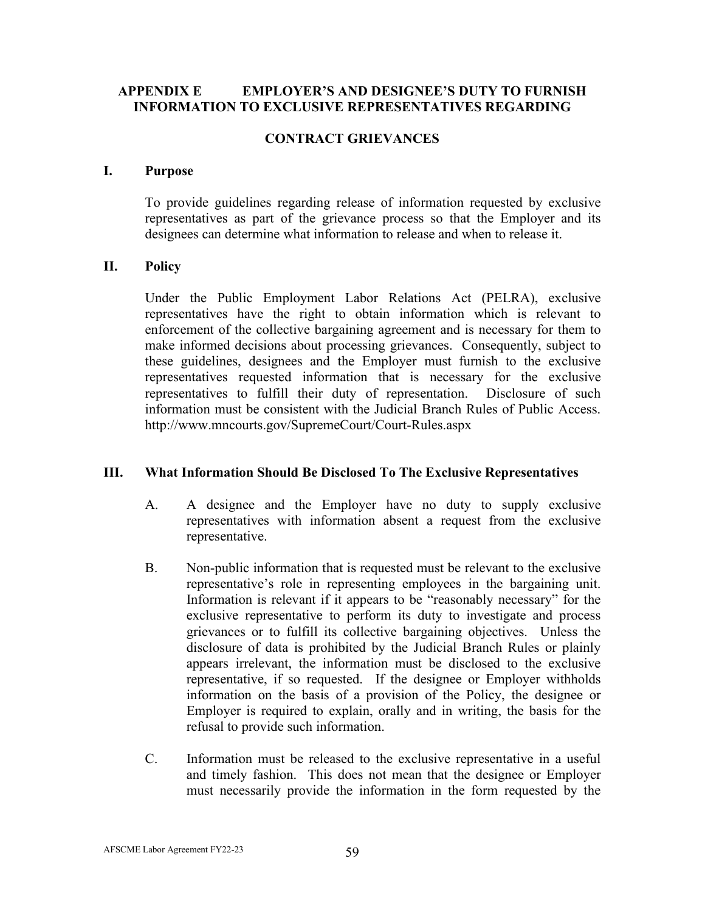## APPENDIX E EMPLOYER'S AND DESIGNEE'S DUTY TO FURNISH INFORMATION TO EXCLUSIVE REPRESENTATIVES REGARDING

## CONTRACT GRIEVANCES

### I. Purpose

To provide guidelines regarding release of information requested by exclusive representatives as part of the grievance process so that the Employer and its designees can determine what information to release and when to release it.

### II. Policy

Under the Public Employment Labor Relations Act (PELRA), exclusive representatives have the right to obtain information which is relevant to enforcement of the collective bargaining agreement and is necessary for them to make informed decisions about processing grievances. Consequently, subject to these guidelines, designees and the Employer must furnish to the exclusive representatives requested information that is necessary for the exclusive representatives to fulfill their duty of representation. Disclosure of such information must be consistent with the Judicial Branch Rules of Public Access. http://www.mncourts.gov/SupremeCourt/Court-Rules.aspx

### III. What Information Should Be Disclosed To The Exclusive Representatives

A. A designee and the Employer have no duty to supply exclusive representatives with information absent a request from the exclusive representative.

B. Non-public information that is requested must be relevant to the exclusive representative's role in representing employees in the bargaining unit. Information is relevant if it appears to be "reasonably necessary" for the exclusive representative to perform its duty to investigate and process grievances or to fulfill its collective bargaining objectives. Unless the disclosure of data is prohibited by the Judicial Branch Rules or plainly appears irrelevant, the information must be disclosed to the exclusive representative, if so requested. If the designee or Employer withholds information on the basis of a provision of the Policy, the designee or Employer is required to explain, orally and in writing, the basis for the refusal to provide such information.

C. Information must be released to the exclusive representative in a useful and timely fashion. This does not mean that the designee or Employer must necessarily provide the information in the form requested by the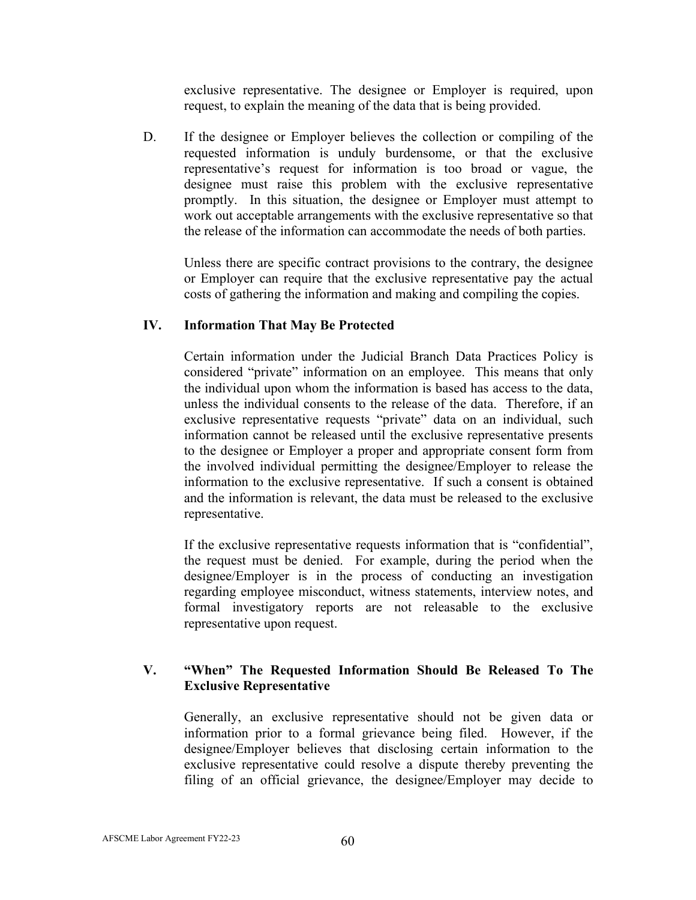exclusive representative. The designee or Employer is required, upon request, to explain the meaning of the data that is being provided.

D. If the designee or Employer believes the collection or compiling of the requested information is unduly burdensome, or that the exclusive representative's request for information is too broad or vague, the designee must raise this problem with the exclusive representative promptly. In this situation, the designee or Employer must attempt to work out acceptable arrangements with the exclusive representative so that the release of the information can accommodate the needs of both parties.

Unless there are specific contract provisions to the contrary, the designee or Employer can require that the exclusive representative pay the actual costs of gathering the information and making and compiling the copies.

## IV. Information That May Be Protected

Certain information under the Judicial Branch Data Practices Policy is considered "private" information on an employee. This means that only the individual upon whom the information is based has access to the data, unless the individual consents to the release of the data. Therefore, if an exclusive representative requests "private" data on an individual, such information cannot be released until the exclusive representative presents to the designee or Employer a proper and appropriate consent form from the involved individual permitting the designee/Employer to release the information to the exclusive representative. If such a consent is obtained and the information is relevant, the data must be released to the exclusive representative.

If the exclusive representative requests information that is "confidential", the request must be denied. For example, during the period when the designee/Employer is in the process of conducting an investigation regarding employee misconduct, witness statements, interview notes, and formal investigatory reports are not releasable to the exclusive representative upon request.

## V. "When" The Requested Information Should Be Released To The Exclusive Representative

Generally, an exclusive representative should not be given data or information prior to a formal grievance being filed. However, if the designee/Employer believes that disclosing certain information to the exclusive representative could resolve a dispute thereby preventing the filing of an official grievance, the designee/Employer may decide to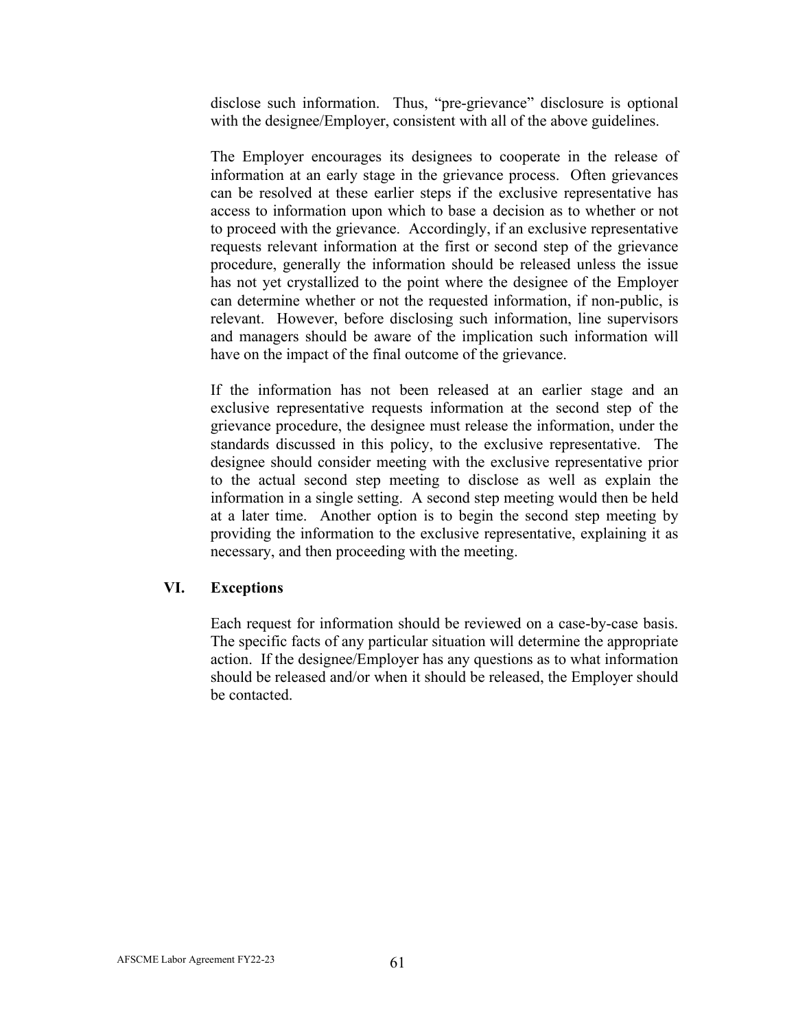disclose such information. Thus, "pre-grievance" disclosure is optional with the designee/Employer, consistent with all of the above guidelines.

The Employer encourages its designees to cooperate in the release of information at an early stage in the grievance process. Often grievances can be resolved at these earlier steps if the exclusive representative has access to information upon which to base a decision as to whether or not to proceed with the grievance. Accordingly, if an exclusive representative requests relevant information at the first or second step of the grievance procedure, generally the information should be released unless the issue has not yet crystallized to the point where the designee of the Employer can determine whether or not the requested information, if non-public, is relevant. However, before disclosing such information, line supervisors and managers should be aware of the implication such information will have on the impact of the final outcome of the grievance.

If the information has not been released at an earlier stage and an exclusive representative requests information at the second step of the grievance procedure, the designee must release the information, under the standards discussed in this policy, to the exclusive representative. The designee should consider meeting with the exclusive representative prior to the actual second step meeting to disclose as well as explain the information in a single setting. A second step meeting would then be held at a later time. Another option is to begin the second step meeting by providing the information to the exclusive representative, explaining it as necessary, and then proceeding with the meeting.

## VI. Exceptions

Each request for information should be reviewed on a case-by-case basis. The specific facts of any particular situation will determine the appropriate action. If the designee/Employer has any questions as to what information should be released and/or when it should be released, the Employer should be contacted.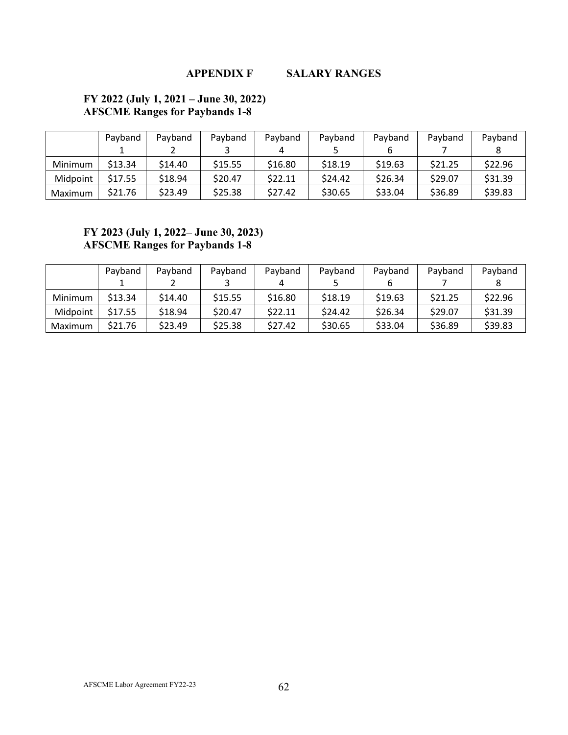# APPENDIX F SALARY RANGES

**FY 2022 (July 1, 2021 – June 30, 2022)**
**AFSCME Ranges for Paybands 1-8**

| | Payband 1 | Payband 2 | Payband 3 | Payband 4 | Payband 5 | Payband 6 | Payband 7 | Payband 8 |
|---|---|---|---|---|---|---|---|---|
| Minimum | $13.34 | $14.40 | $15.55 | $16.80 | $18.19 | $19.63 | $21.25 | $22.96 |
| Midpoint | $17.55 | $18.94 | $20.47 | $22.11 | $24.42 | $26.34 | $29.07 | $31.39 |
| Maximum | $21.76 | $23.49 | $25.38 | $27.42 | $30.65 | $33.04 | $36.89 | $39.83 |

**FY 2023 (July 1, 2022– June 30, 2023)**
**AFSCME Ranges for Paybands 1-8**

| | Payband 1 | Payband 2 | Payband 3 | Payband 4 | Payband 5 | Payband 6 | Payband 7 | Payband 8 |
|---|---|---|---|---|---|---|---|---|
| Minimum | $13.34 | $14.40 | $15.55 | $16.80 | $18.19 | $19.63 | $21.25 | $22.96 |
| Midpoint | $17.55 | $18.94 | $20.47 | $22.11 | $24.42 | $26.34 | $29.07 | $31.39 |
| Maximum | $21.76 | $23.49 | $25.38 | $27.42 | $30.65 | $33.04 | $36.89 | $39.83 |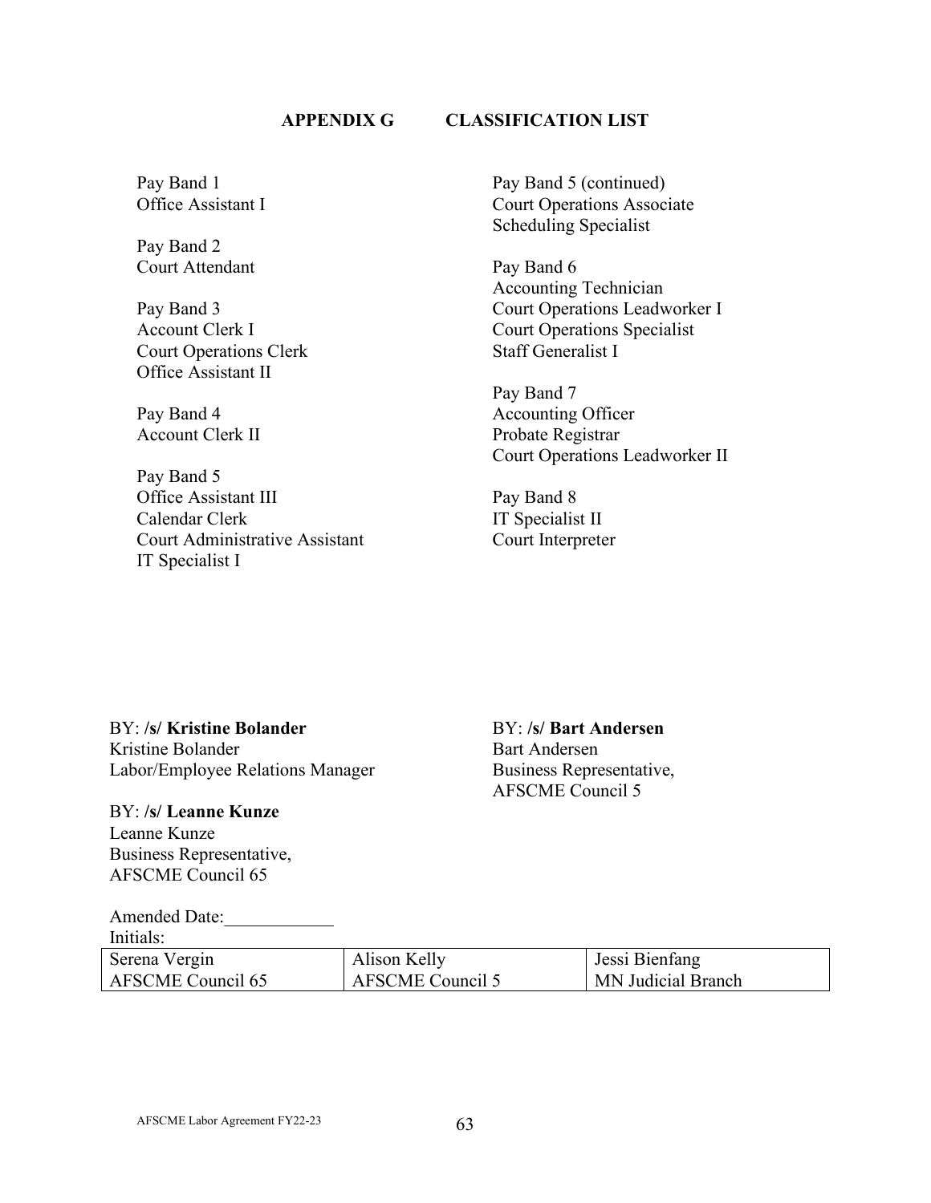## APPENDIX G CLASSIFICATION LIST

Pay Band 1
Office Assistant I

Pay Band 2
Court Attendant

Pay Band 3
Account Clerk I
Court Operations Clerk
Office Assistant II

Pay Band 4
Account Clerk II

Pay Band 5
Office Assistant III
Calendar Clerk
Court Administrative Assistant
IT Specialist I

Pay Band 5 (continued)
Court Operations Associate
Scheduling Specialist

Pay Band 6
Accounting Technician
Court Operations Leadworker I
Court Operations Specialist
Staff Generalist I

Pay Band 7
Accounting Officer
Probate Registrar
Court Operations Leadworker II

Pay Band 8
IT Specialist II
Court Interpreter

BY: **/s/ Kristine Bolander**
Kristine Bolander
Labor/Employee Relations Manager

BY: **/s/ Leanne Kunze**
Leanne Kunze
Business Representative,
AFSCME Council 65

BY: **/s/ Bart Andersen**
Bart Andersen
Business Representative,
AFSCME Council 5

Amended Date:____________
Initials:

| Serena Vergin<br>AFSCME Council 65 | Alison Kelly<br>AFSCME Council 5 | Jessi Bienfang<br>MN Judicial Branch |
|---|---|---|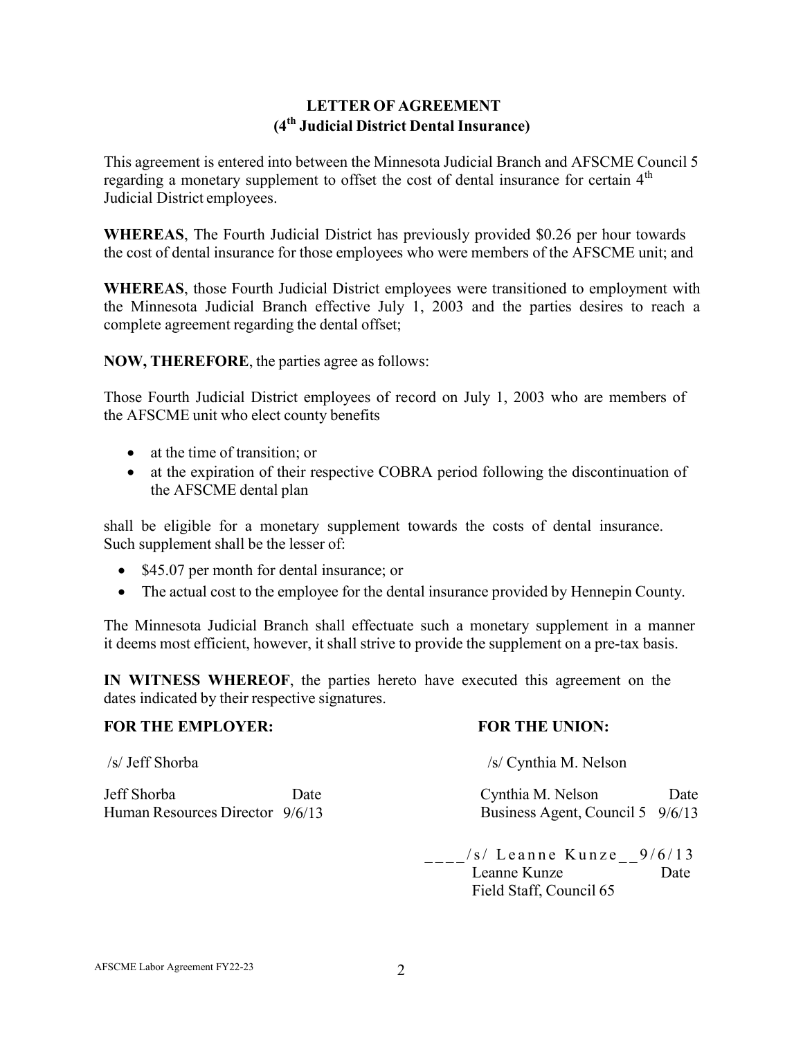# LETTER OF AGREEMENT
## (4th Judicial District Dental Insurance)

This agreement is entered into between the Minnesota Judicial Branch and AFSCME Council 5 regarding a monetary supplement to offset the cost of dental insurance for certain 4th Judicial District employees.

**WHEREAS**, The Fourth Judicial District has previously provided $0.26 per hour towards the cost of dental insurance for those employees who were members of the AFSCME unit; and

**WHEREAS**, those Fourth Judicial District employees were transitioned to employment with the Minnesota Judicial Branch effective July 1, 2003 and the parties desires to reach a complete agreement regarding the dental offset;

**NOW, THEREFORE**, the parties agree as follows:

Those Fourth Judicial District employees of record on July 1, 2003 who are members of the AFSCME unit who elect county benefits

- at the time of transition; or
- at the expiration of their respective COBRA period following the discontinuation of the AFSCME dental plan

shall be eligible for a monetary supplement towards the costs of dental insurance. Such supplement shall be the lesser of:

- $45.07 per month for dental insurance; or
- The actual cost to the employee for the dental insurance provided by Hennepin County.

The Minnesota Judicial Branch shall effectuate such a monetary supplement in a manner it deems most efficient, however, it shall strive to provide the supplement on a pre-tax basis.

**IN WITNESS WHEREOF**, the parties hereto have executed this agreement on the dates indicated by their respective signatures.

**FOR THE EMPLOYER:**

/s/ Jeff Shorba

Jeff Shorba — Date
Human Resources Director 9/6/13

**FOR THE UNION:**

/s/ Cynthia M. Nelson

Cynthia M. Nelson — Date
Business Agent, Council 5 9/6/13

____/s/ Leanne Kunze__9/6/13
Leanne Kunze — Date
Field Staff, Council 65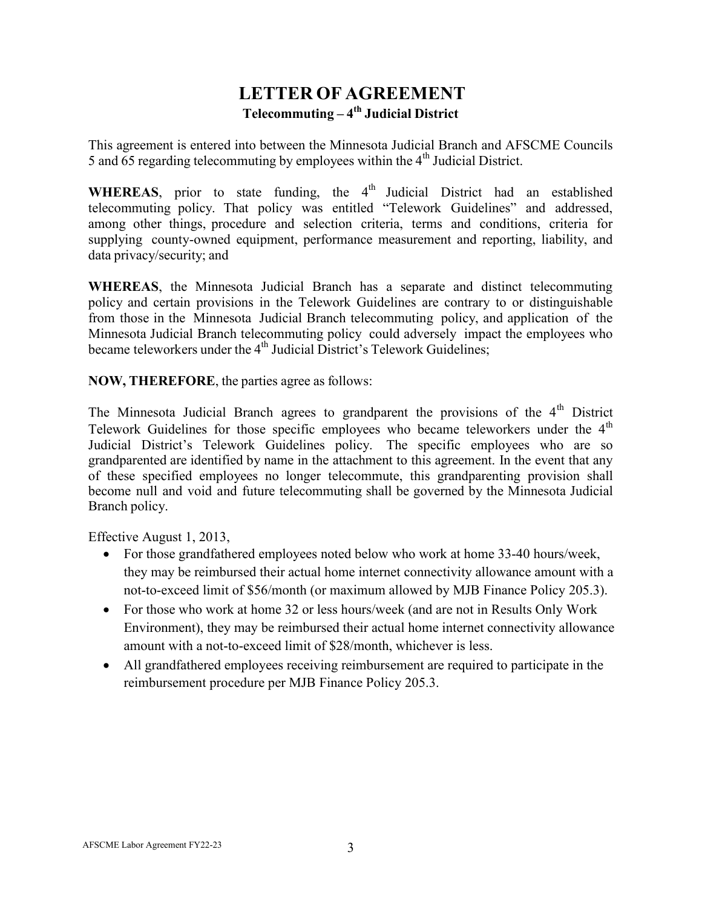# LETTER OF AGREEMENT

## Telecommuting – 4th Judicial District

This agreement is entered into between the Minnesota Judicial Branch and AFSCME Councils 5 and 65 regarding telecommuting by employees within the 4th Judicial District.

**WHEREAS**, prior to state funding, the 4th Judicial District had an established telecommuting policy. That policy was entitled "Telework Guidelines" and addressed, among other things, procedure and selection criteria, terms and conditions, criteria for supplying county-owned equipment, performance measurement and reporting, liability, and data privacy/security; and

**WHEREAS**, the Minnesota Judicial Branch has a separate and distinct telecommuting policy and certain provisions in the Telework Guidelines are contrary to or distinguishable from those in the Minnesota Judicial Branch telecommuting policy, and application of the Minnesota Judicial Branch telecommuting policy could adversely impact the employees who became teleworkers under the 4th Judicial District's Telework Guidelines;

**NOW, THEREFORE**, the parties agree as follows:

The Minnesota Judicial Branch agrees to grandparent the provisions of the 4th District Telework Guidelines for those specific employees who became teleworkers under the 4th Judicial District's Telework Guidelines policy. The specific employees who are so grandparented are identified by name in the attachment to this agreement. In the event that any of these specified employees no longer telecommute, this grandparenting provision shall become null and void and future telecommuting shall be governed by the Minnesota Judicial Branch policy.

Effective August 1, 2013,

- For those grandfathered employees noted below who work at home 33-40 hours/week, they may be reimbursed their actual home internet connectivity allowance amount with a not-to-exceed limit of $56/month (or maximum allowed by MJB Finance Policy 205.3).
- For those who work at home 32 or less hours/week (and are not in Results Only Work Environment), they may be reimbursed their actual home internet connectivity allowance amount with a not-to-exceed limit of $28/month, whichever is less.
- All grandfathered employees receiving reimbursement are required to participate in the reimbursement procedure per MJB Finance Policy 205.3.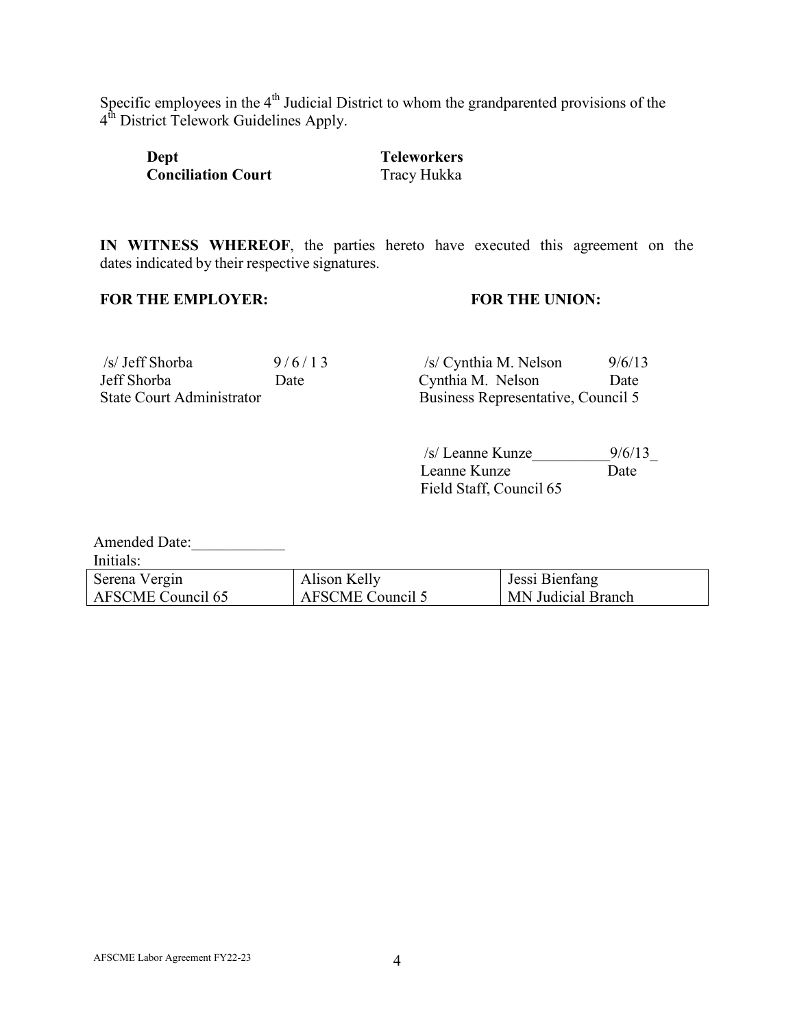Specific employees in the 4th Judicial District to whom the grandparented provisions of the 4th District Telework Guidelines Apply.

| **Dept** | **Teleworkers** |
|---|---|
| **Conciliation Court** | Tracy Hukka |

**IN WITNESS WHEREOF**, the parties hereto have executed this agreement on the dates indicated by their respective signatures.

**FOR THE EMPLOYER:**

/s/ Jeff Shorba 9/6/13
Jeff Shorba Date
State Court Administrator

**FOR THE UNION:**

/s/ Cynthia M. Nelson 9/6/13
Cynthia M. Nelson Date
Business Representative, Council 5

/s/ Leanne Kunze__________9/6/13_
Leanne Kunze Date
Field Staff, Council 65

Amended Date:____________

Initials:

| Serena Vergin<br>AFSCME Council 65 | Alison Kelly<br>AFSCME Council 5 | Jessi Bienfang<br>MN Judicial Branch |
|---|---|---|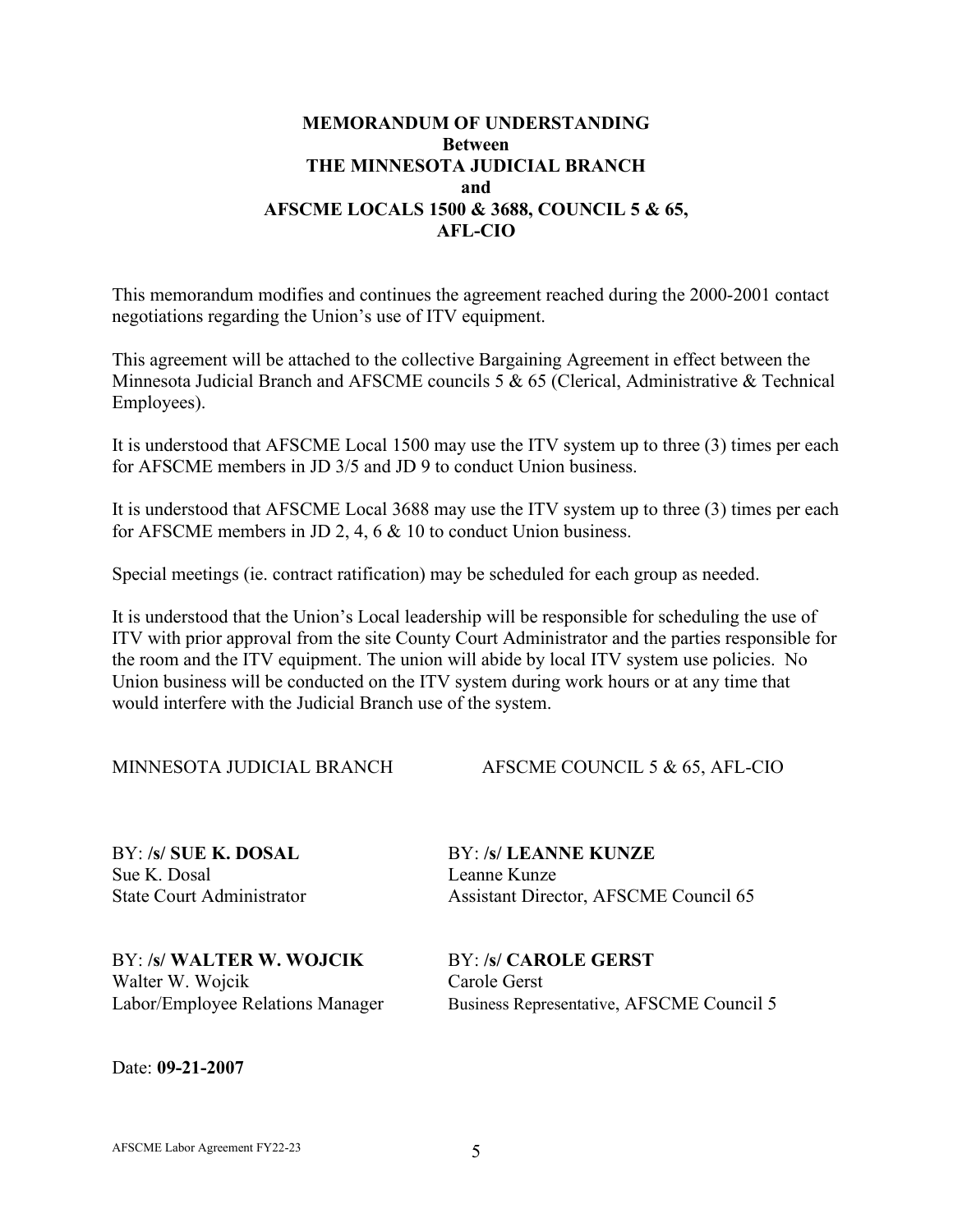**MEMORANDUM OF UNDERSTANDING**
**Between**
**THE MINNESOTA JUDICIAL BRANCH**
**and**
**AFSCME LOCALS 1500 & 3688, COUNCIL 5 & 65,**
**AFL-CIO**

This memorandum modifies and continues the agreement reached during the 2000-2001 contact negotiations regarding the Union's use of ITV equipment.

This agreement will be attached to the collective Bargaining Agreement in effect between the Minnesota Judicial Branch and AFSCME councils 5 & 65 (Clerical, Administrative & Technical Employees).

It is understood that AFSCME Local 1500 may use the ITV system up to three (3) times per each for AFSCME members in JD 3/5 and JD 9 to conduct Union business.

It is understood that AFSCME Local 3688 may use the ITV system up to three (3) times per each for AFSCME members in JD 2, 4, 6 & 10 to conduct Union business.

Special meetings (ie. contract ratification) may be scheduled for each group as needed.

It is understood that the Union's Local leadership will be responsible for scheduling the use of ITV with prior approval from the site County Court Administrator and the parties responsible for the room and the ITV equipment. The union will abide by local ITV system use policies. No Union business will be conducted on the ITV system during work hours or at any time that would interfere with the Judicial Branch use of the system.

| MINNESOTA JUDICIAL BRANCH | AFSCME COUNCIL 5 & 65, AFL-CIO |
|---|---|
| BY: **/s/ SUE K. DOSAL**<br>Sue K. Dosal<br>State Court Administrator | BY: **/s/ LEANNE KUNZE**<br>Leanne Kunze<br>Assistant Director, AFSCME Council 65 |
| BY: **/s/ WALTER W. WOJCIK**<br>Walter W. Wojcik<br>Labor/Employee Relations Manager | BY: **/s/ CAROLE GERST**<br>Carole Gerst<br>Business Representative, AFSCME Council 5 |

Date: **09-21-2007**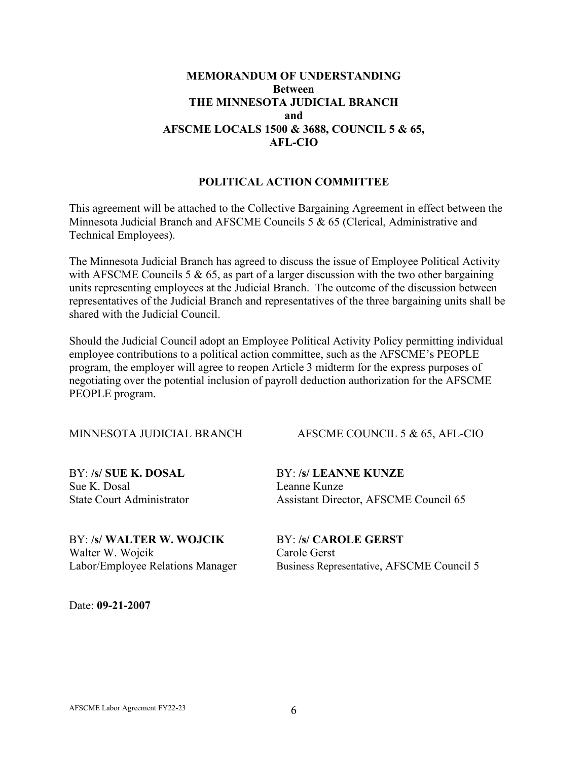**MEMORANDUM OF UNDERSTANDING**
**Between**
**THE MINNESOTA JUDICIAL BRANCH**
**and**
**AFSCME LOCALS 1500 & 3688, COUNCIL 5 & 65,**
**AFL-CIO**

## POLITICAL ACTION COMMITTEE

This agreement will be attached to the Collective Bargaining Agreement in effect between the Minnesota Judicial Branch and AFSCME Councils 5 & 65 (Clerical, Administrative and Technical Employees).

The Minnesota Judicial Branch has agreed to discuss the issue of Employee Political Activity with AFSCME Councils 5 & 65, as part of a larger discussion with the two other bargaining units representing employees at the Judicial Branch. The outcome of the discussion between representatives of the Judicial Branch and representatives of the three bargaining units shall be shared with the Judicial Council.

Should the Judicial Council adopt an Employee Political Activity Policy permitting individual employee contributions to a political action committee, such as the AFSCME's PEOPLE program, the employer will agree to reopen Article 3 midterm for the express purposes of negotiating over the potential inclusion of payroll deduction authorization for the AFSCME PEOPLE program.

MINNESOTA JUDICIAL BRANCH

BY: **/s/ SUE K. DOSAL**
Sue K. Dosal
State Court Administrator

BY: **/s/ WALTER W. WOJCIK**
Walter W. Wojcik
Labor/Employee Relations Manager

AFSCME COUNCIL 5 & 65, AFL-CIO

BY: **/s/ LEANNE KUNZE**
Leanne Kunze
Assistant Director, AFSCME Council 65

BY: **/s/ CAROLE GERST**
Carole Gerst
Business Representative, AFSCME Council 5

Date: **09-21-2007**